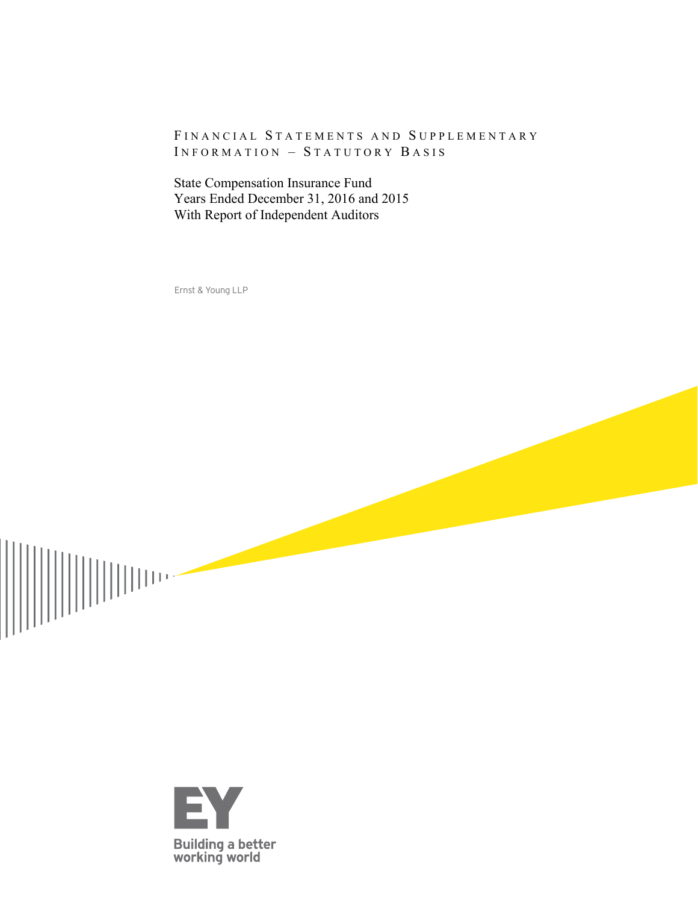# Financial Statements and Supplementary Information – Statutory Basis

State Compensation Insurance Fund
Years Ended December 31, 2016 and 2015
With Report of Independent Auditors

Ernst & Young LLP

EY
Building a better working world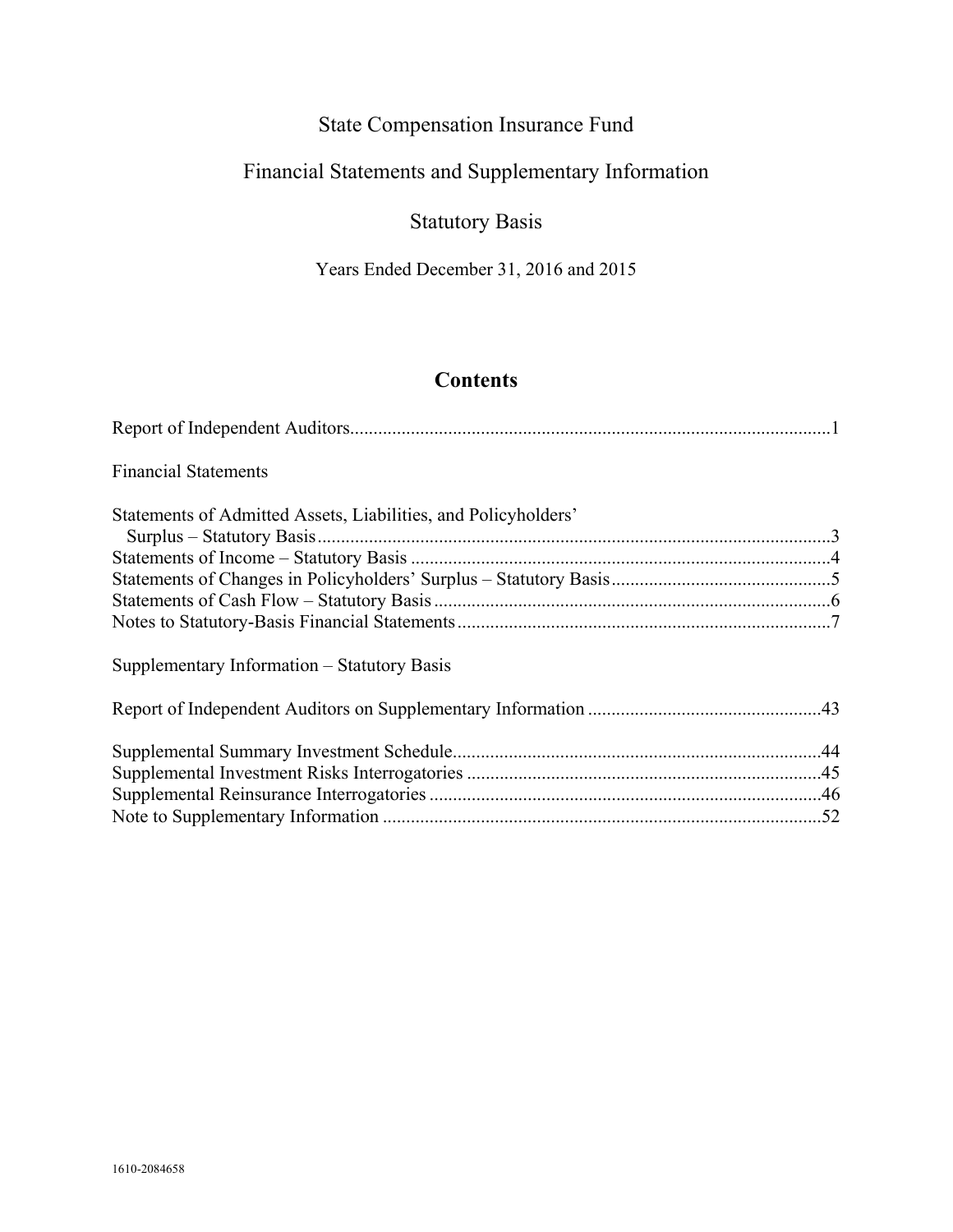# State Compensation Insurance Fund

## Financial Statements and Supplementary Information

## Statutory Basis

Years Ended December 31, 2016 and 2015

## Contents

Report of Independent Auditors....................................................................................................1

Financial Statements

Statements of Admitted Assets, Liabilities, and Policyholders' Surplus – Statutory Basis..............................................................................................................3
Statements of Income – Statutory Basis ..........................................................................................4
Statements of Changes in Policyholders' Surplus – Statutory Basis...............................................5
Statements of Cash Flow – Statutory Basis .....................................................................................6
Notes to Statutory-Basis Financial Statements................................................................................7

Supplementary Information – Statutory Basis

Report of Independent Auditors on Supplementary Information .................................................43

Supplemental Summary Investment Schedule..............................................................................44
Supplemental Investment Risks Interrogatories ...........................................................................45
Supplemental Reinsurance Interrogatories ...................................................................................46
Note to Supplementary Information .............................................................................................52

1610-2084658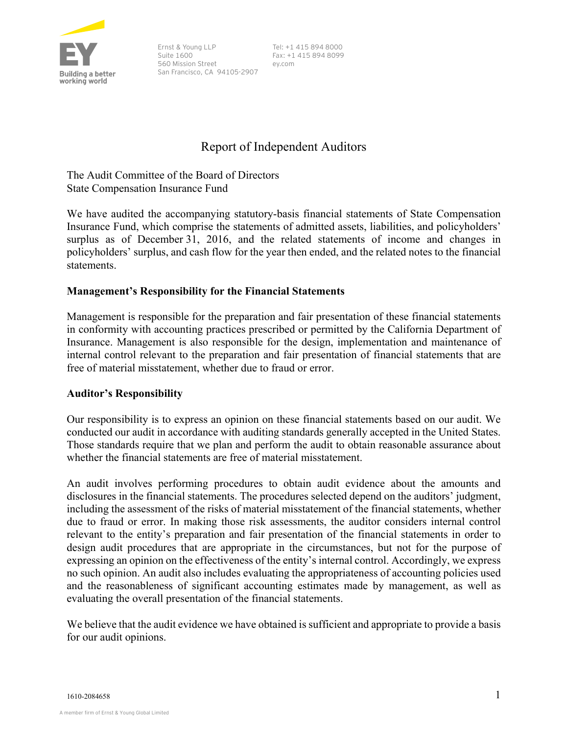Ernst & Young LLP
Suite 1600
560 Mission Street
San Francisco, CA 94105-2907

Tel: +1 415 894 8000
Fax: +1 415 894 8099
ey.com

# Report of Independent Auditors

The Audit Committee of the Board of Directors
State Compensation Insurance Fund

We have audited the accompanying statutory-basis financial statements of State Compensation Insurance Fund, which comprise the statements of admitted assets, liabilities, and policyholders' surplus as of December 31, 2016, and the related statements of income and changes in policyholders' surplus, and cash flow for the year then ended, and the related notes to the financial statements.

### Management's Responsibility for the Financial Statements

Management is responsible for the preparation and fair presentation of these financial statements in conformity with accounting practices prescribed or permitted by the California Department of Insurance. Management is also responsible for the design, implementation and maintenance of internal control relevant to the preparation and fair presentation of financial statements that are free of material misstatement, whether due to fraud or error.

### Auditor's Responsibility

Our responsibility is to express an opinion on these financial statements based on our audit. We conducted our audit in accordance with auditing standards generally accepted in the United States. Those standards require that we plan and perform the audit to obtain reasonable assurance about whether the financial statements are free of material misstatement.

An audit involves performing procedures to obtain audit evidence about the amounts and disclosures in the financial statements. The procedures selected depend on the auditors' judgment, including the assessment of the risks of material misstatement of the financial statements, whether due to fraud or error. In making those risk assessments, the auditor considers internal control relevant to the entity's preparation and fair presentation of the financial statements in order to design audit procedures that are appropriate in the circumstances, but not for the purpose of expressing an opinion on the effectiveness of the entity's internal control. Accordingly, we express no such opinion. An audit also includes evaluating the appropriateness of accounting policies used and the reasonableness of significant accounting estimates made by management, as well as evaluating the overall presentation of the financial statements.

We believe that the audit evidence we have obtained is sufficient and appropriate to provide a basis for our audit opinions.

1610-2084658

A member firm of Ernst & Young Global Limited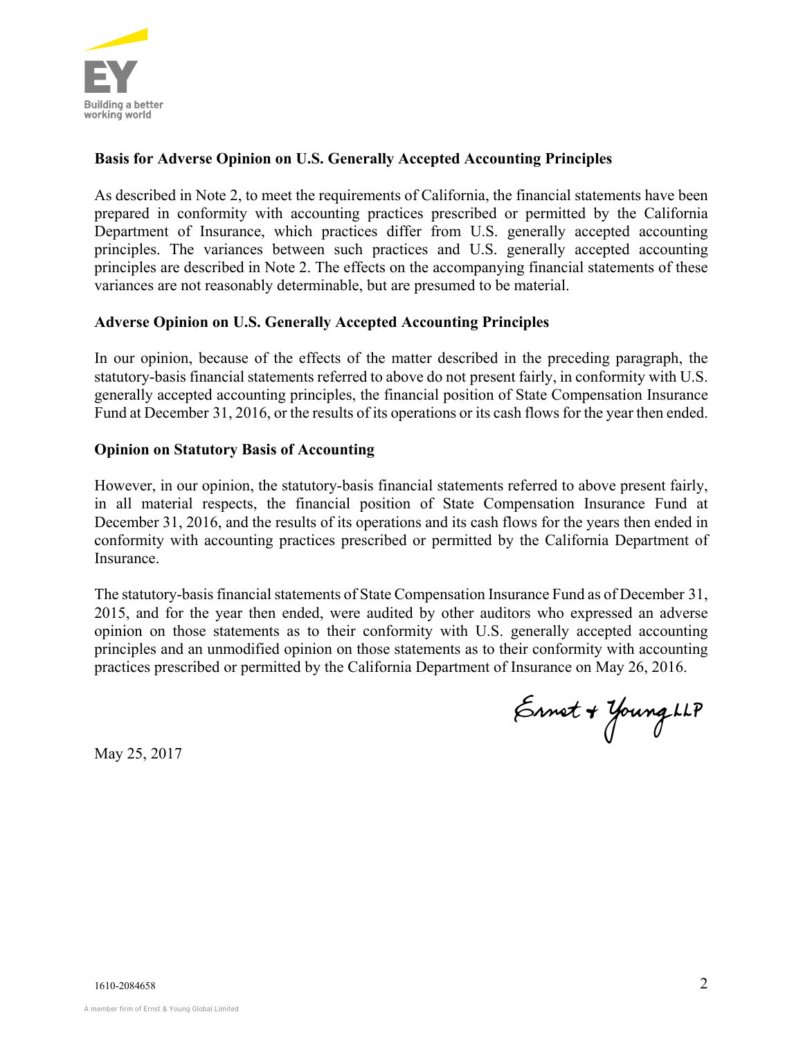### Basis for Adverse Opinion on U.S. Generally Accepted Accounting Principles

As described in Note 2, to meet the requirements of California, the financial statements have been prepared in conformity with accounting practices prescribed or permitted by the California Department of Insurance, which practices differ from U.S. generally accepted accounting principles. The variances between such practices and U.S. generally accepted accounting principles are described in Note 2. The effects on the accompanying financial statements of these variances are not reasonably determinable, but are presumed to be material.

### Adverse Opinion on U.S. Generally Accepted Accounting Principles

In our opinion, because of the effects of the matter described in the preceding paragraph, the statutory-basis financial statements referred to above do not present fairly, in conformity with U.S. generally accepted accounting principles, the financial position of State Compensation Insurance Fund at December 31, 2016, or the results of its operations or its cash flows for the year then ended.

### Opinion on Statutory Basis of Accounting

However, in our opinion, the statutory-basis financial statements referred to above present fairly, in all material respects, the financial position of State Compensation Insurance Fund at December 31, 2016, and the results of its operations and its cash flows for the years then ended in conformity with accounting practices prescribed or permitted by the California Department of Insurance.

The statutory-basis financial statements of State Compensation Insurance Fund as of December 31, 2015, and for the year then ended, were audited by other auditors who expressed an adverse opinion on those statements as to their conformity with U.S. generally accepted accounting principles and an unmodified opinion on those statements as to their conformity with accounting practices prescribed or permitted by the California Department of Insurance on May 26, 2016.

Ernst & Young LLP

May 25, 2017

1610-2084658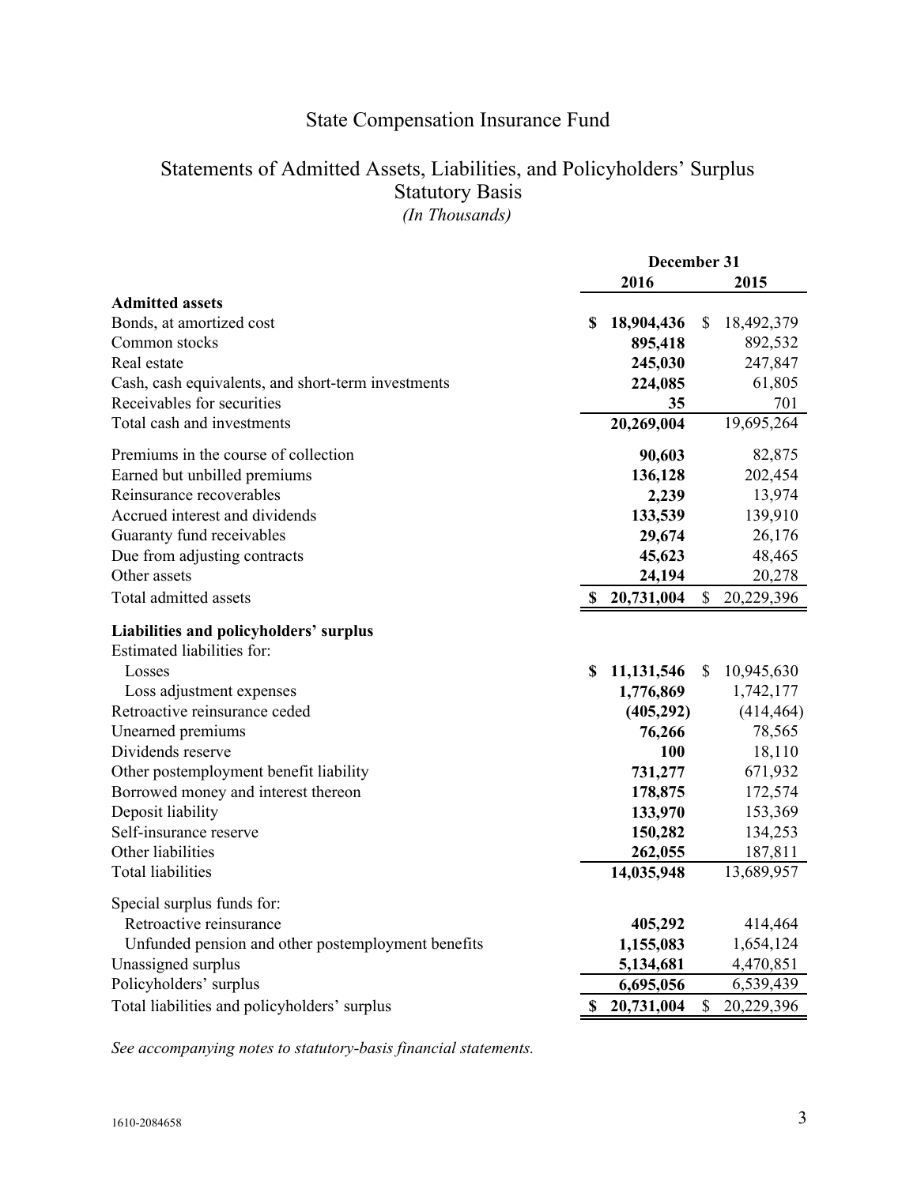# State Compensation Insurance Fund

## Statements of Admitted Assets, Liabilities, and Policyholders' Surplus
## Statutory Basis
*(In Thousands)*

| | December 31 | |
|---|---|---|
| | **2016** | **2015** |
| **Admitted assets** | | |
| Bonds, at amortized cost | **$ 18,904,436** | $ 18,492,379 |
| Common stocks | **895,418** | 892,532 |
| Real estate | **245,030** | 247,847 |
| Cash, cash equivalents, and short-term investments | **224,085** | 61,805 |
| Receivables for securities | **35** | 701 |
| Total cash and investments | **20,269,004** | 19,695,264 |
| Premiums in the course of collection | **90,603** | 82,875 |
| Earned but unbilled premiums | **136,128** | 202,454 |
| Reinsurance recoverables | **2,239** | 13,974 |
| Accrued interest and dividends | **133,539** | 139,910 |
| Guaranty fund receivables | **29,674** | 26,176 |
| Due from adjusting contracts | **45,623** | 48,465 |
| Other assets | **24,194** | 20,278 |
| Total admitted assets | **$ 20,731,004** | $ 20,229,396 |
| **Liabilities and policyholders' surplus** | | |
| Estimated liabilities for: | | |
| Losses | **$ 11,131,546** | $ 10,945,630 |
| Loss adjustment expenses | **1,776,869** | 1,742,177 |
| Retroactive reinsurance ceded | **(405,292)** | (414,464) |
| Unearned premiums | **76,266** | 78,565 |
| Dividends reserve | **100** | 18,110 |
| Other postemployment benefit liability | **731,277** | 671,932 |
| Borrowed money and interest thereon | **178,875** | 172,574 |
| Deposit liability | **133,970** | 153,369 |
| Self-insurance reserve | **150,282** | 134,253 |
| Other liabilities | **262,055** | 187,811 |
| Total liabilities | **14,035,948** | 13,689,957 |
| Special surplus funds for: | | |
| Retroactive reinsurance | **405,292** | 414,464 |
| Unfunded pension and other postemployment benefits | **1,155,083** | 1,654,124 |
| Unassigned surplus | **5,134,681** | 4,470,851 |
| Policyholders' surplus | **6,695,056** | 6,539,439 |
| Total liabilities and policyholders' surplus | **$ 20,731,004** | $ 20,229,396 |

*See accompanying notes to statutory-basis financial statements.*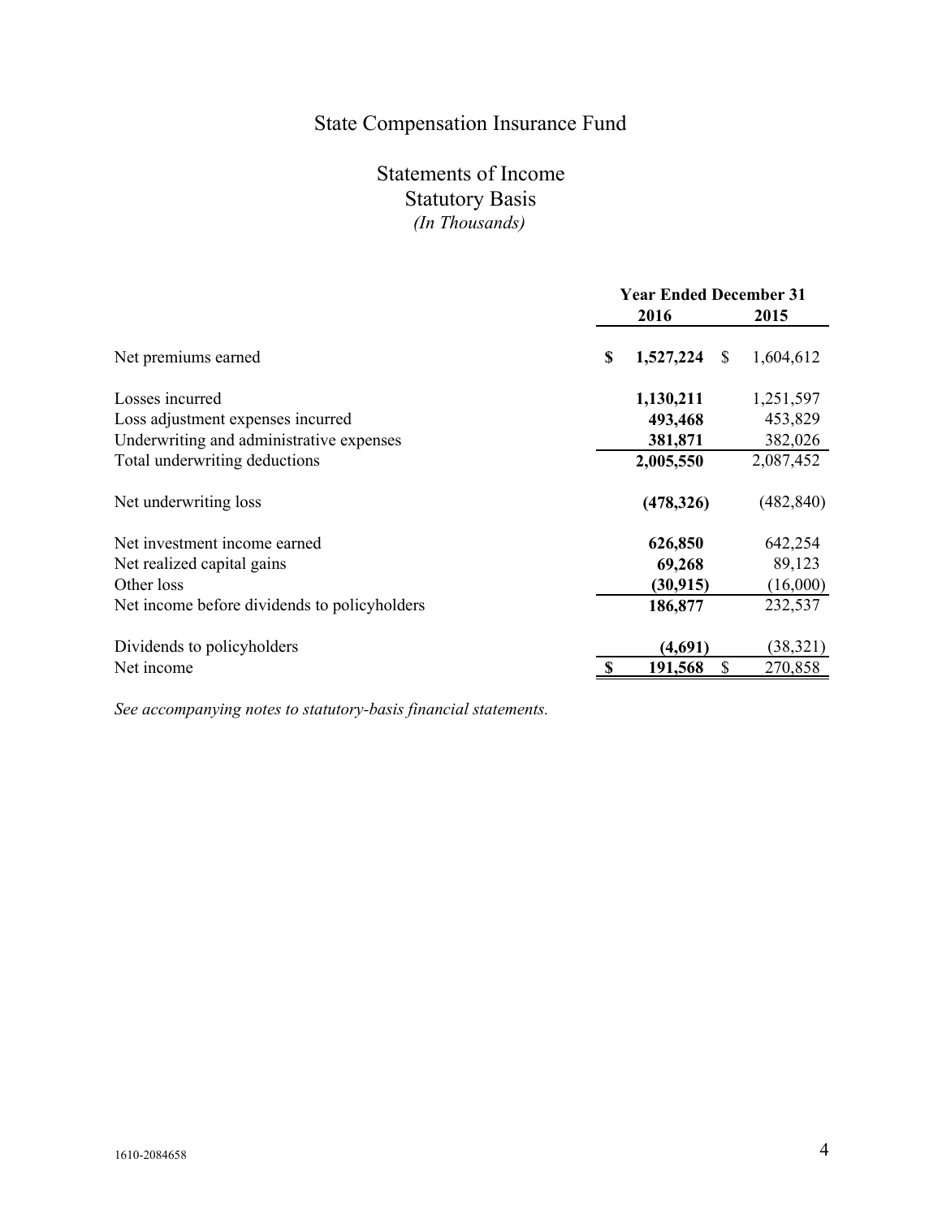# State Compensation Insurance Fund

## Statements of Income
## Statutory Basis
*(In Thousands)*

| | Year Ended December 31 | |
|---|---|---|
| | **2016** | **2015** |
| Net premiums earned | **$ 1,527,224** | $ 1,604,612 |
| Losses incurred | **1,130,211** | 1,251,597 |
| Loss adjustment expenses incurred | **493,468** | 453,829 |
| Underwriting and administrative expenses | **381,871** | 382,026 |
| Total underwriting deductions | **2,005,550** | 2,087,452 |
| Net underwriting loss | **(478,326)** | (482,840) |
| Net investment income earned | **626,850** | 642,254 |
| Net realized capital gains | **69,268** | 89,123 |
| Other loss | **(30,915)** | (16,000) |
| Net income before dividends to policyholders | **186,877** | 232,537 |
| Dividends to policyholders | **(4,691)** | (38,321) |
| Net income | **$ 191,568** | $ 270,858 |

*See accompanying notes to statutory-basis financial statements.*

1610-2084658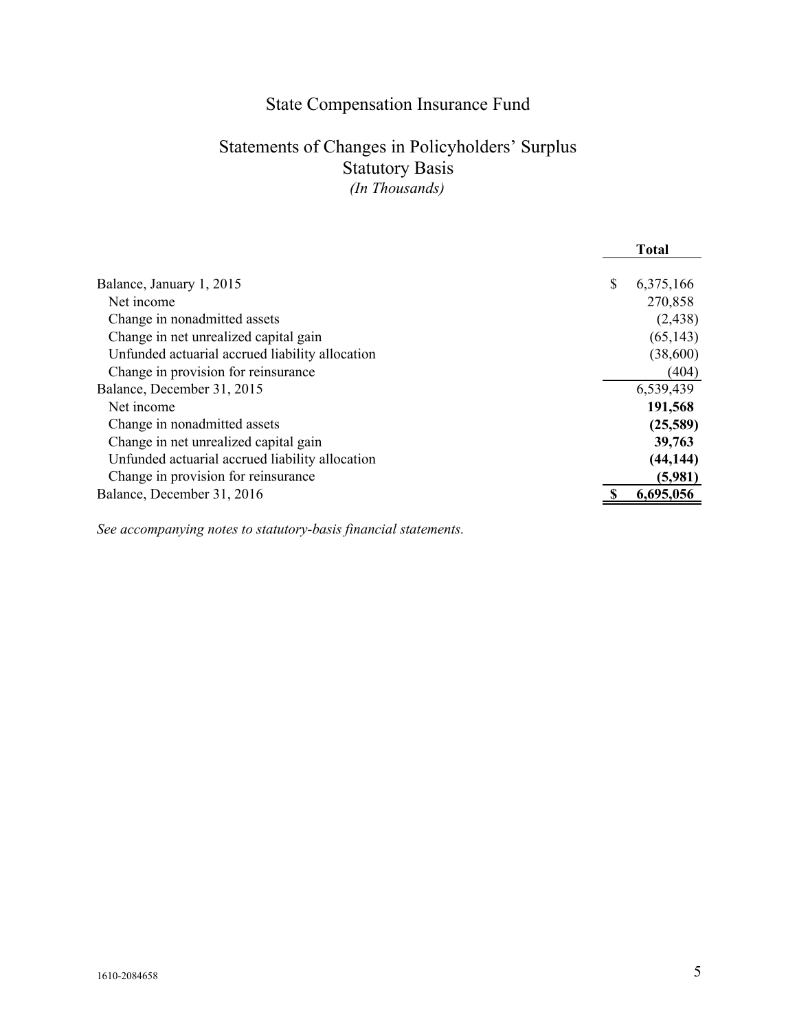# State Compensation Insurance Fund

## Statements of Changes in Policyholders' Surplus
## Statutory Basis
*(In Thousands)*

| | Total |
|---|---|
| Balance, January 1, 2015 | $ 6,375,166 |
| Net income | 270,858 |
| Change in nonadmitted assets | (2,438) |
| Change in net unrealized capital gain | (65,143) |
| Unfunded actuarial accrued liability allocation | (38,600) |
| Change in provision for reinsurance | (404) |
| Balance, December 31, 2015 | 6,539,439 |
| Net income | **191,568** |
| Change in nonadmitted assets | **(25,589)** |
| Change in net unrealized capital gain | **39,763** |
| Unfunded actuarial accrued liability allocation | **(44,144)** |
| Change in provision for reinsurance | **(5,981)** |
| Balance, December 31, 2016 | **$ 6,695,056** |

*See accompanying notes to statutory-basis financial statements.*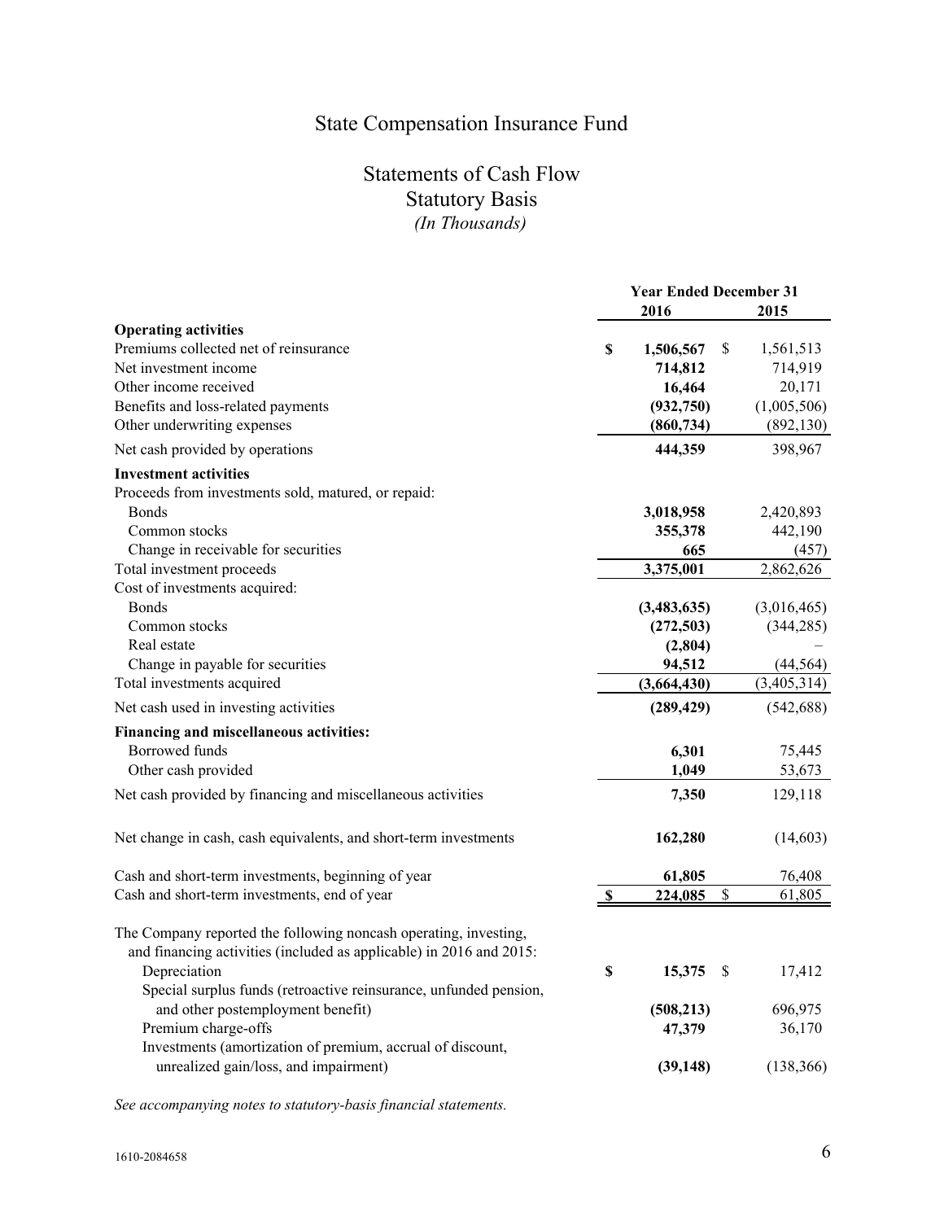# State Compensation Insurance Fund

## Statements of Cash Flow
## Statutory Basis
*(In Thousands)*

| | Year Ended December 31 | |
|---|---|---|
| | **2016** | **2015** |
| **Operating activities** | | |
| Premiums collected net of reinsurance | **$ 1,506,567** | $ 1,561,513 |
| Net investment income | **714,812** | 714,919 |
| Other income received | **16,464** | 20,171 |
| Benefits and loss-related payments | **(932,750)** | (1,005,506) |
| Other underwriting expenses | **(860,734)** | (892,130) |
| Net cash provided by operations | **444,359** | 398,967 |
| **Investment activities** | | |
| Proceeds from investments sold, matured, or repaid: | | |
| Bonds | **3,018,958** | 2,420,893 |
| Common stocks | **355,378** | 442,190 |
| Change in receivable for securities | **665** | (457) |
| Total investment proceeds | **3,375,001** | 2,862,626 |
| Cost of investments acquired: | | |
| Bonds | **(3,483,635)** | (3,016,465) |
| Common stocks | **(272,503)** | (344,285) |
| Real estate | **(2,804)** | – |
| Change in payable for securities | **94,512** | (44,564) |
| Total investments acquired | **(3,664,430)** | (3,405,314) |
| Net cash used in investing activities | **(289,429)** | (542,688) |
| **Financing and miscellaneous activities:** | | |
| Borrowed funds | **6,301** | 75,445 |
| Other cash provided | **1,049** | 53,673 |
| Net cash provided by financing and miscellaneous activities | **7,350** | 129,118 |
| Net change in cash, cash equivalents, and short-term investments | **162,280** | (14,603) |
| Cash and short-term investments, beginning of year | **61,805** | 76,408 |
| Cash and short-term investments, end of year | **$ 224,085** | $ 61,805 |

The Company reported the following noncash operating, investing, and financing activities (included as applicable) in 2016 and 2015:

| | 2016 | 2015 |
|---|---|---|
| Depreciation | **$ 15,375** | $ 17,412 |
| Special surplus funds (retroactive reinsurance, unfunded pension, and other postemployment benefit) | **(508,213)** | 696,975 |
| Premium charge-offs | **47,379** | 36,170 |
| Investments (amortization of premium, accrual of discount, unrealized gain/loss, and impairment) | **(39,148)** | (138,366) |

*See accompanying notes to statutory-basis financial statements.*

1610-2084658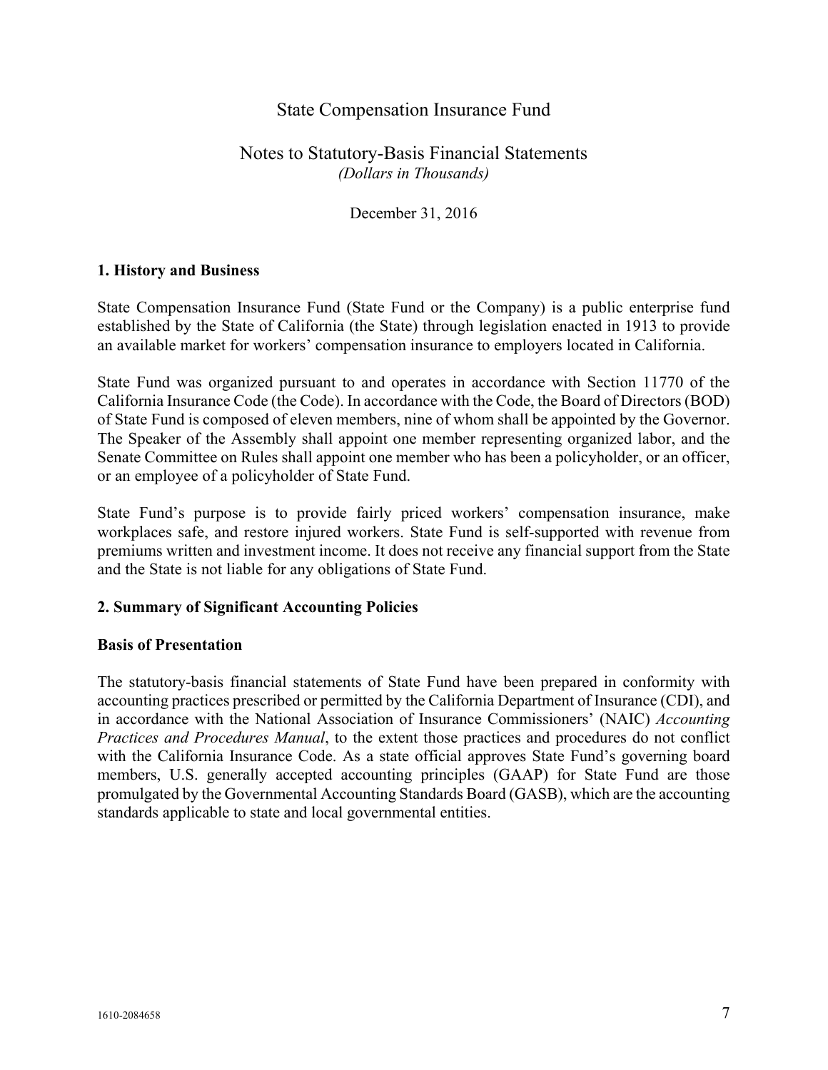# State Compensation Insurance Fund

## Notes to Statutory-Basis Financial Statements
*(Dollars in Thousands)*

December 31, 2016

### 1. History and Business

State Compensation Insurance Fund (State Fund or the Company) is a public enterprise fund established by the State of California (the State) through legislation enacted in 1913 to provide an available market for workers' compensation insurance to employers located in California.

State Fund was organized pursuant to and operates in accordance with Section 11770 of the California Insurance Code (the Code). In accordance with the Code, the Board of Directors (BOD) of State Fund is composed of eleven members, nine of whom shall be appointed by the Governor. The Speaker of the Assembly shall appoint one member representing organized labor, and the Senate Committee on Rules shall appoint one member who has been a policyholder, or an officer, or an employee of a policyholder of State Fund.

State Fund's purpose is to provide fairly priced workers' compensation insurance, make workplaces safe, and restore injured workers. State Fund is self-supported with revenue from premiums written and investment income. It does not receive any financial support from the State and the State is not liable for any obligations of State Fund.

### 2. Summary of Significant Accounting Policies

#### Basis of Presentation

The statutory-basis financial statements of State Fund have been prepared in conformity with accounting practices prescribed or permitted by the California Department of Insurance (CDI), and in accordance with the National Association of Insurance Commissioners' (NAIC) *Accounting Practices and Procedures Manual*, to the extent those practices and procedures do not conflict with the California Insurance Code. As a state official approves State Fund's governing board members, U.S. generally accepted accounting principles (GAAP) for State Fund are those promulgated by the Governmental Accounting Standards Board (GASB), which are the accounting standards applicable to state and local governmental entities.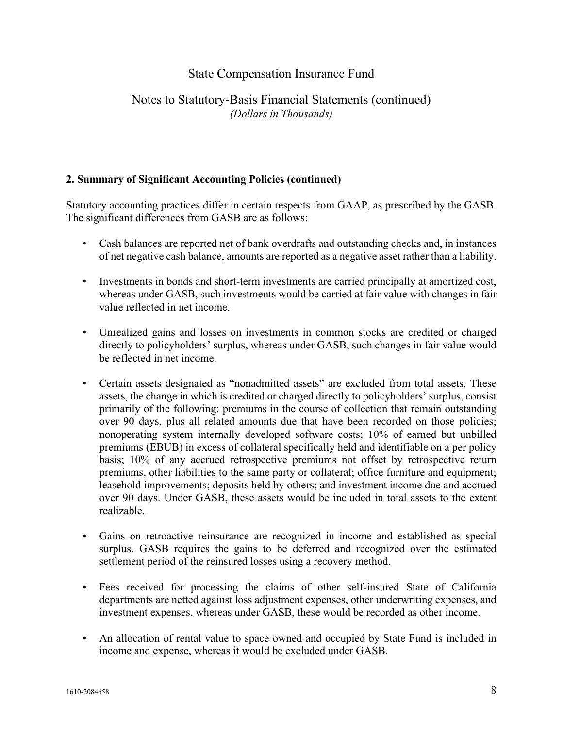## 2. Summary of Significant Accounting Policies (continued)

Statutory accounting practices differ in certain respects from GAAP, as prescribed by the GASB. The significant differences from GASB are as follows:

- Cash balances are reported net of bank overdrafts and outstanding checks and, in instances of net negative cash balance, amounts are reported as a negative asset rather than a liability.
- Investments in bonds and short-term investments are carried principally at amortized cost, whereas under GASB, such investments would be carried at fair value with changes in fair value reflected in net income.
- Unrealized gains and losses on investments in common stocks are credited or charged directly to policyholders' surplus, whereas under GASB, such changes in fair value would be reflected in net income.
- Certain assets designated as "nonadmitted assets" are excluded from total assets. These assets, the change in which is credited or charged directly to policyholders' surplus, consist primarily of the following: premiums in the course of collection that remain outstanding over 90 days, plus all related amounts due that have been recorded on those policies; nonoperating system internally developed software costs; 10% of earned but unbilled premiums (EBUB) in excess of collateral specifically held and identifiable on a per policy basis; 10% of any accrued retrospective premiums not offset by retrospective return premiums, other liabilities to the same party or collateral; office furniture and equipment; leasehold improvements; deposits held by others; and investment income due and accrued over 90 days. Under GASB, these assets would be included in total assets to the extent realizable.
- Gains on retroactive reinsurance are recognized in income and established as special surplus. GASB requires the gains to be deferred and recognized over the estimated settlement period of the reinsured losses using a recovery method.
- Fees received for processing the claims of other self-insured State of California departments are netted against loss adjustment expenses, other underwriting expenses, and investment expenses, whereas under GASB, these would be recorded as other income.
- An allocation of rental value to space owned and occupied by State Fund is included in income and expense, whereas it would be excluded under GASB.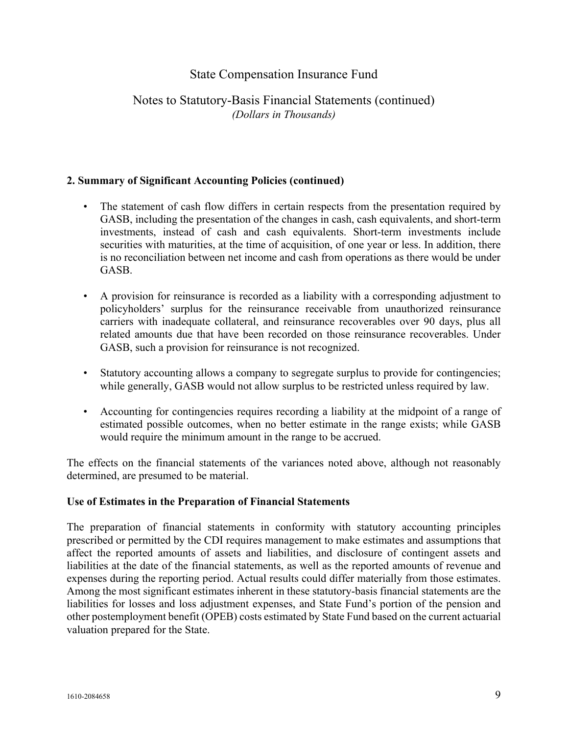## 2. Summary of Significant Accounting Policies (continued)

- The statement of cash flow differs in certain respects from the presentation required by GASB, including the presentation of the changes in cash, cash equivalents, and short-term investments, instead of cash and cash equivalents. Short-term investments include securities with maturities, at the time of acquisition, of one year or less. In addition, there is no reconciliation between net income and cash from operations as there would be under GASB.

- A provision for reinsurance is recorded as a liability with a corresponding adjustment to policyholders' surplus for the reinsurance receivable from unauthorized reinsurance carriers with inadequate collateral, and reinsurance recoverables over 90 days, plus all related amounts due that have been recorded on those reinsurance recoverables. Under GASB, such a provision for reinsurance is not recognized.

- Statutory accounting allows a company to segregate surplus to provide for contingencies; while generally, GASB would not allow surplus to be restricted unless required by law.

- Accounting for contingencies requires recording a liability at the midpoint of a range of estimated possible outcomes, when no better estimate in the range exists; while GASB would require the minimum amount in the range to be accrued.

The effects on the financial statements of the variances noted above, although not reasonably determined, are presumed to be material.

### Use of Estimates in the Preparation of Financial Statements

The preparation of financial statements in conformity with statutory accounting principles prescribed or permitted by the CDI requires management to make estimates and assumptions that affect the reported amounts of assets and liabilities, and disclosure of contingent assets and liabilities at the date of the financial statements, as well as the reported amounts of revenue and expenses during the reporting period. Actual results could differ materially from those estimates. Among the most significant estimates inherent in these statutory-basis financial statements are the liabilities for losses and loss adjustment expenses, and State Fund's portion of the pension and other postemployment benefit (OPEB) costs estimated by State Fund based on the current actuarial valuation prepared for the State.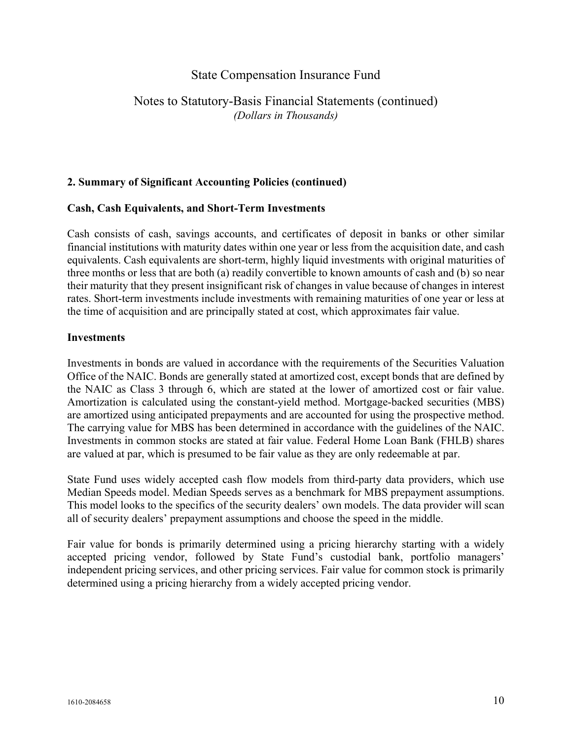## 2. Summary of Significant Accounting Policies (continued)

### Cash, Cash Equivalents, and Short-Term Investments

Cash consists of cash, savings accounts, and certificates of deposit in banks or other similar financial institutions with maturity dates within one year or less from the acquisition date, and cash equivalents. Cash equivalents are short-term, highly liquid investments with original maturities of three months or less that are both (a) readily convertible to known amounts of cash and (b) so near their maturity that they present insignificant risk of changes in value because of changes in interest rates. Short-term investments include investments with remaining maturities of one year or less at the time of acquisition and are principally stated at cost, which approximates fair value.

### Investments

Investments in bonds are valued in accordance with the requirements of the Securities Valuation Office of the NAIC. Bonds are generally stated at amortized cost, except bonds that are defined by the NAIC as Class 3 through 6, which are stated at the lower of amortized cost or fair value. Amortization is calculated using the constant-yield method. Mortgage-backed securities (MBS) are amortized using anticipated prepayments and are accounted for using the prospective method. The carrying value for MBS has been determined in accordance with the guidelines of the NAIC. Investments in common stocks are stated at fair value. Federal Home Loan Bank (FHLB) shares are valued at par, which is presumed to be fair value as they are only redeemable at par.

State Fund uses widely accepted cash flow models from third-party data providers, which use Median Speeds model. Median Speeds serves as a benchmark for MBS prepayment assumptions. This model looks to the specifics of the security dealers' own models. The data provider will scan all of security dealers' prepayment assumptions and choose the speed in the middle.

Fair value for bonds is primarily determined using a pricing hierarchy starting with a widely accepted pricing vendor, followed by State Fund's custodial bank, portfolio managers' independent pricing services, and other pricing services. Fair value for common stock is primarily determined using a pricing hierarchy from a widely accepted pricing vendor.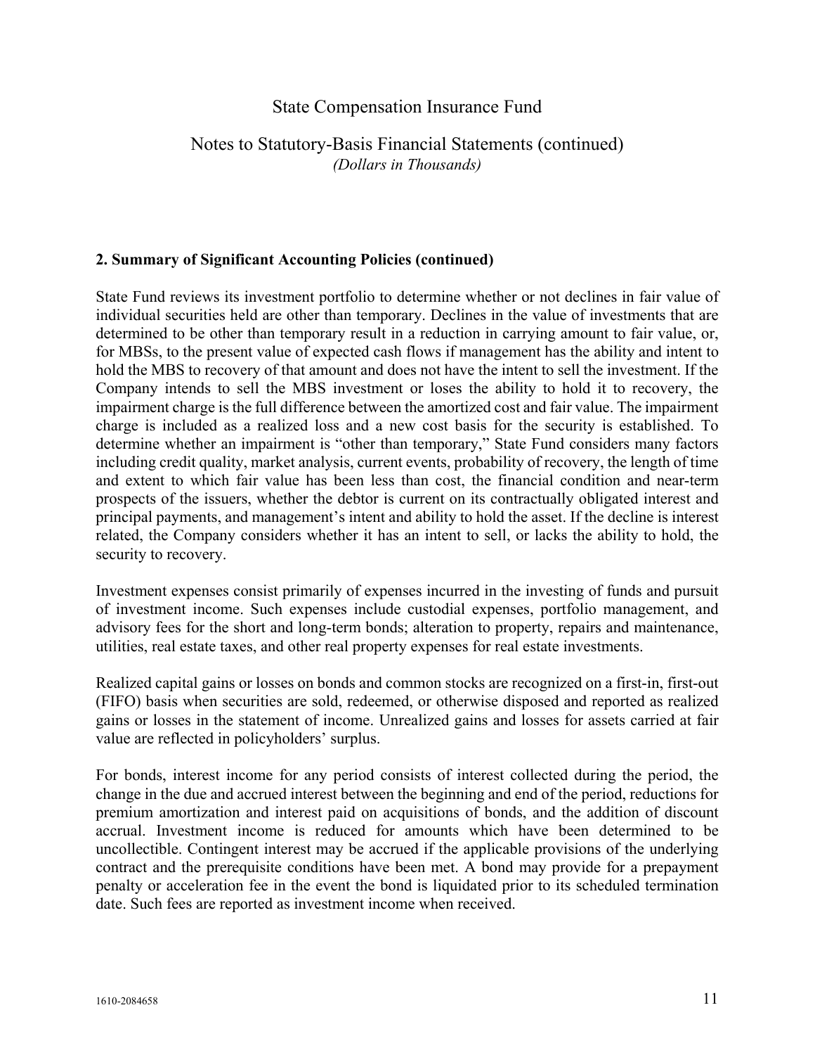## 2. Summary of Significant Accounting Policies (continued)

State Fund reviews its investment portfolio to determine whether or not declines in fair value of individual securities held are other than temporary. Declines in the value of investments that are determined to be other than temporary result in a reduction in carrying amount to fair value, or, for MBSs, to the present value of expected cash flows if management has the ability and intent to hold the MBS to recovery of that amount and does not have the intent to sell the investment. If the Company intends to sell the MBS investment or loses the ability to hold it to recovery, the impairment charge is the full difference between the amortized cost and fair value. The impairment charge is included as a realized loss and a new cost basis for the security is established. To determine whether an impairment is "other than temporary," State Fund considers many factors including credit quality, market analysis, current events, probability of recovery, the length of time and extent to which fair value has been less than cost, the financial condition and near-term prospects of the issuers, whether the debtor is current on its contractually obligated interest and principal payments, and management's intent and ability to hold the asset. If the decline is interest related, the Company considers whether it has an intent to sell, or lacks the ability to hold, the security to recovery.

Investment expenses consist primarily of expenses incurred in the investing of funds and pursuit of investment income. Such expenses include custodial expenses, portfolio management, and advisory fees for the short and long-term bonds; alteration to property, repairs and maintenance, utilities, real estate taxes, and other real property expenses for real estate investments.

Realized capital gains or losses on bonds and common stocks are recognized on a first-in, first-out (FIFO) basis when securities are sold, redeemed, or otherwise disposed and reported as realized gains or losses in the statement of income. Unrealized gains and losses for assets carried at fair value are reflected in policyholders' surplus.

For bonds, interest income for any period consists of interest collected during the period, the change in the due and accrued interest between the beginning and end of the period, reductions for premium amortization and interest paid on acquisitions of bonds, and the addition of discount accrual. Investment income is reduced for amounts which have been determined to be uncollectible. Contingent interest may be accrued if the applicable provisions of the underlying contract and the prerequisite conditions have been met. A bond may provide for a prepayment penalty or acceleration fee in the event the bond is liquidated prior to its scheduled termination date. Such fees are reported as investment income when received.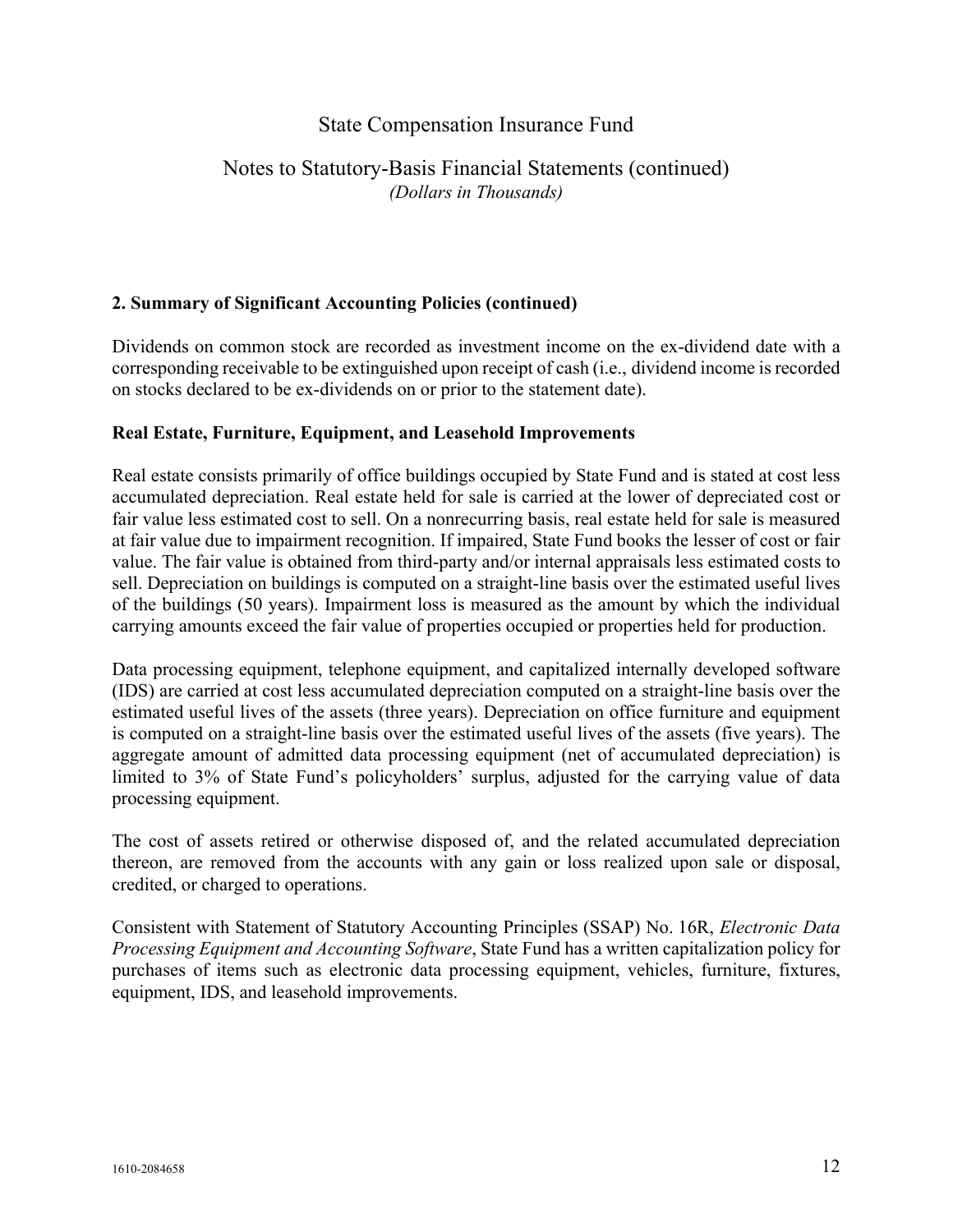## 2. Summary of Significant Accounting Policies (continued)

Dividends on common stock are recorded as investment income on the ex-dividend date with a corresponding receivable to be extinguished upon receipt of cash (i.e., dividend income is recorded on stocks declared to be ex-dividends on or prior to the statement date).

### Real Estate, Furniture, Equipment, and Leasehold Improvements

Real estate consists primarily of office buildings occupied by State Fund and is stated at cost less accumulated depreciation. Real estate held for sale is carried at the lower of depreciated cost or fair value less estimated cost to sell. On a nonrecurring basis, real estate held for sale is measured at fair value due to impairment recognition. If impaired, State Fund books the lesser of cost or fair value. The fair value is obtained from third-party and/or internal appraisals less estimated costs to sell. Depreciation on buildings is computed on a straight-line basis over the estimated useful lives of the buildings (50 years). Impairment loss is measured as the amount by which the individual carrying amounts exceed the fair value of properties occupied or properties held for production.

Data processing equipment, telephone equipment, and capitalized internally developed software (IDS) are carried at cost less accumulated depreciation computed on a straight-line basis over the estimated useful lives of the assets (three years). Depreciation on office furniture and equipment is computed on a straight-line basis over the estimated useful lives of the assets (five years). The aggregate amount of admitted data processing equipment (net of accumulated depreciation) is limited to 3% of State Fund's policyholders' surplus, adjusted for the carrying value of data processing equipment.

The cost of assets retired or otherwise disposed of, and the related accumulated depreciation thereon, are removed from the accounts with any gain or loss realized upon sale or disposal, credited, or charged to operations.

Consistent with Statement of Statutory Accounting Principles (SSAP) No. 16R, *Electronic Data Processing Equipment and Accounting Software*, State Fund has a written capitalization policy for purchases of items such as electronic data processing equipment, vehicles, furniture, fixtures, equipment, IDS, and leasehold improvements.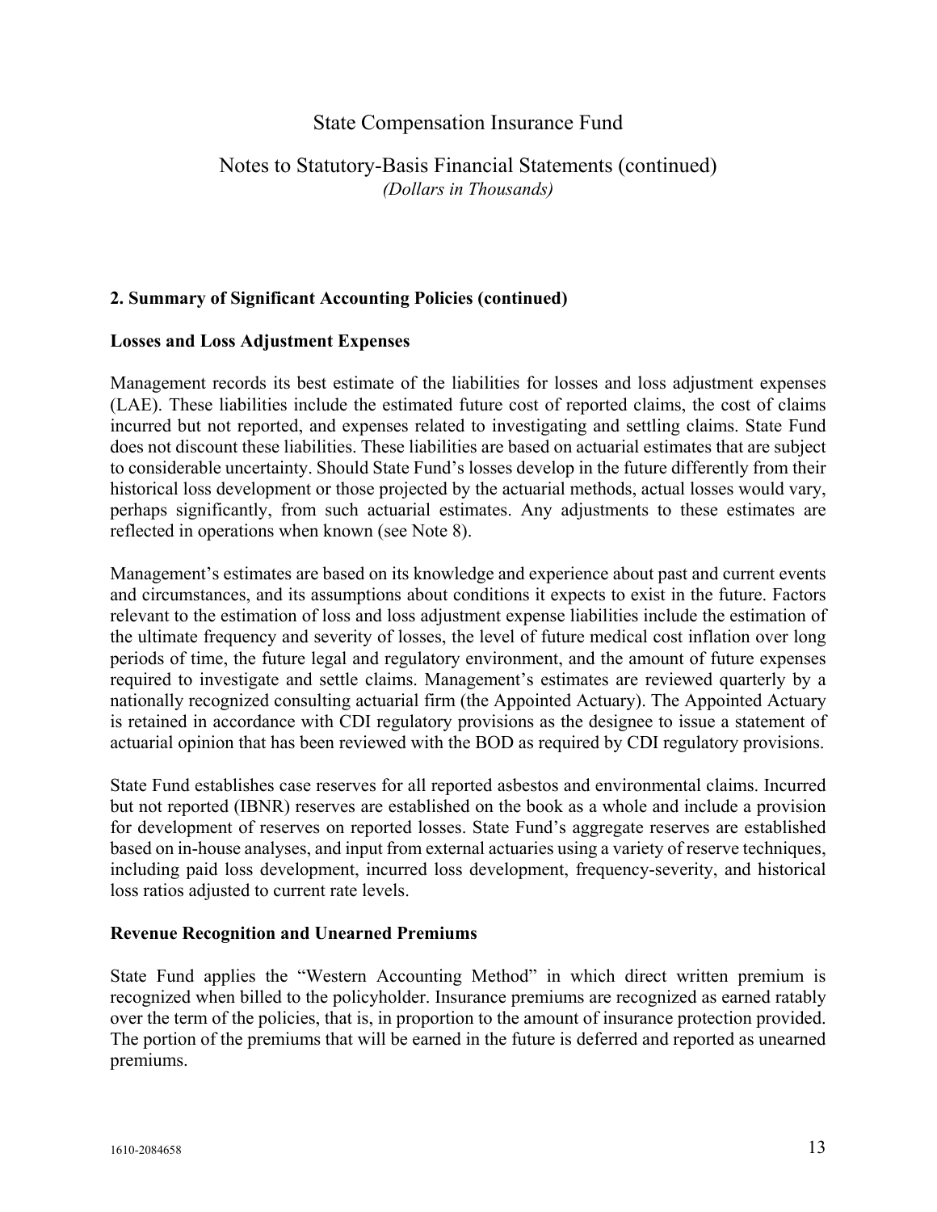# State Compensation Insurance Fund

## Notes to Statutory-Basis Financial Statements (continued)

*(Dollars in Thousands)*

### 2. Summary of Significant Accounting Policies (continued)

#### Losses and Loss Adjustment Expenses

Management records its best estimate of the liabilities for losses and loss adjustment expenses (LAE). These liabilities include the estimated future cost of reported claims, the cost of claims incurred but not reported, and expenses related to investigating and settling claims. State Fund does not discount these liabilities. These liabilities are based on actuarial estimates that are subject to considerable uncertainty. Should State Fund's losses develop in the future differently from their historical loss development or those projected by the actuarial methods, actual losses would vary, perhaps significantly, from such actuarial estimates. Any adjustments to these estimates are reflected in operations when known (see Note 8).

Management's estimates are based on its knowledge and experience about past and current events and circumstances, and its assumptions about conditions it expects to exist in the future. Factors relevant to the estimation of loss and loss adjustment expense liabilities include the estimation of the ultimate frequency and severity of losses, the level of future medical cost inflation over long periods of time, the future legal and regulatory environment, and the amount of future expenses required to investigate and settle claims. Management's estimates are reviewed quarterly by a nationally recognized consulting actuarial firm (the Appointed Actuary). The Appointed Actuary is retained in accordance with CDI regulatory provisions as the designee to issue a statement of actuarial opinion that has been reviewed with the BOD as required by CDI regulatory provisions.

State Fund establishes case reserves for all reported asbestos and environmental claims. Incurred but not reported (IBNR) reserves are established on the book as a whole and include a provision for development of reserves on reported losses. State Fund's aggregate reserves are established based on in-house analyses, and input from external actuaries using a variety of reserve techniques, including paid loss development, incurred loss development, frequency-severity, and historical loss ratios adjusted to current rate levels.

#### Revenue Recognition and Unearned Premiums

State Fund applies the "Western Accounting Method" in which direct written premium is recognized when billed to the policyholder. Insurance premiums are recognized as earned ratably over the term of the policies, that is, in proportion to the amount of insurance protection provided. The portion of the premiums that will be earned in the future is deferred and reported as unearned premiums.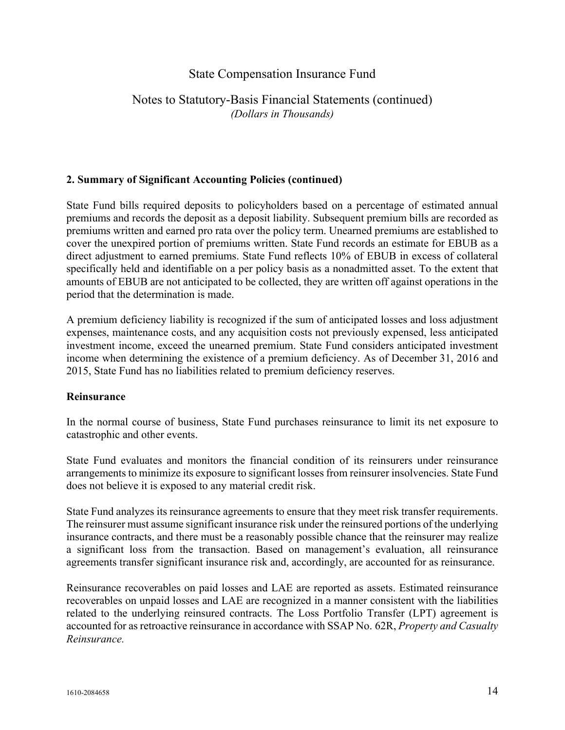## 2. Summary of Significant Accounting Policies (continued)

State Fund bills required deposits to policyholders based on a percentage of estimated annual premiums and records the deposit as a deposit liability. Subsequent premium bills are recorded as premiums written and earned pro rata over the policy term. Unearned premiums are established to cover the unexpired portion of premiums written. State Fund records an estimate for EBUB as a direct adjustment to earned premiums. State Fund reflects 10% of EBUB in excess of collateral specifically held and identifiable on a per policy basis as a nonadmitted asset. To the extent that amounts of EBUB are not anticipated to be collected, they are written off against operations in the period that the determination is made.

A premium deficiency liability is recognized if the sum of anticipated losses and loss adjustment expenses, maintenance costs, and any acquisition costs not previously expensed, less anticipated investment income, exceed the unearned premium. State Fund considers anticipated investment income when determining the existence of a premium deficiency. As of December 31, 2016 and 2015, State Fund has no liabilities related to premium deficiency reserves.

**Reinsurance**

In the normal course of business, State Fund purchases reinsurance to limit its net exposure to catastrophic and other events.

State Fund evaluates and monitors the financial condition of its reinsurers under reinsurance arrangements to minimize its exposure to significant losses from reinsurer insolvencies. State Fund does not believe it is exposed to any material credit risk.

State Fund analyzes its reinsurance agreements to ensure that they meet risk transfer requirements. The reinsurer must assume significant insurance risk under the reinsured portions of the underlying insurance contracts, and there must be a reasonably possible chance that the reinsurer may realize a significant loss from the transaction. Based on management's evaluation, all reinsurance agreements transfer significant insurance risk and, accordingly, are accounted for as reinsurance.

Reinsurance recoverables on paid losses and LAE are reported as assets. Estimated reinsurance recoverables on unpaid losses and LAE are recognized in a manner consistent with the liabilities related to the underlying reinsured contracts. The Loss Portfolio Transfer (LPT) agreement is accounted for as retroactive reinsurance in accordance with SSAP No. 62R, *Property and Casualty Reinsurance.*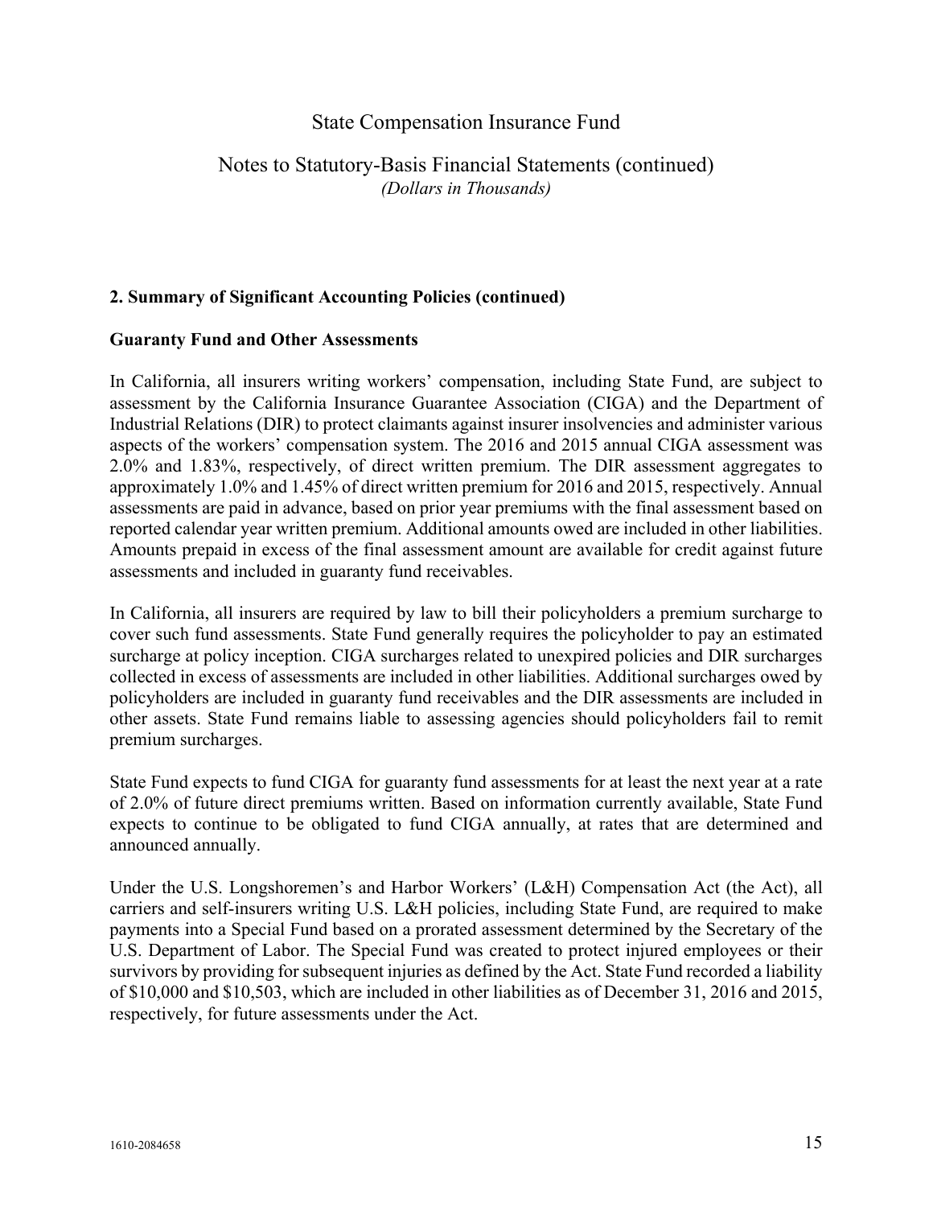## 2. Summary of Significant Accounting Policies (continued)

### Guaranty Fund and Other Assessments

In California, all insurers writing workers' compensation, including State Fund, are subject to assessment by the California Insurance Guarantee Association (CIGA) and the Department of Industrial Relations (DIR) to protect claimants against insurer insolvencies and administer various aspects of the workers' compensation system. The 2016 and 2015 annual CIGA assessment was 2.0% and 1.83%, respectively, of direct written premium. The DIR assessment aggregates to approximately 1.0% and 1.45% of direct written premium for 2016 and 2015, respectively. Annual assessments are paid in advance, based on prior year premiums with the final assessment based on reported calendar year written premium. Additional amounts owed are included in other liabilities. Amounts prepaid in excess of the final assessment amount are available for credit against future assessments and included in guaranty fund receivables.

In California, all insurers are required by law to bill their policyholders a premium surcharge to cover such fund assessments. State Fund generally requires the policyholder to pay an estimated surcharge at policy inception. CIGA surcharges related to unexpired policies and DIR surcharges collected in excess of assessments are included in other liabilities. Additional surcharges owed by policyholders are included in guaranty fund receivables and the DIR assessments are included in other assets. State Fund remains liable to assessing agencies should policyholders fail to remit premium surcharges.

State Fund expects to fund CIGA for guaranty fund assessments for at least the next year at a rate of 2.0% of future direct premiums written. Based on information currently available, State Fund expects to continue to be obligated to fund CIGA annually, at rates that are determined and announced annually.

Under the U.S. Longshoremen's and Harbor Workers' (L&H) Compensation Act (the Act), all carriers and self-insurers writing U.S. L&H policies, including State Fund, are required to make payments into a Special Fund based on a prorated assessment determined by the Secretary of the U.S. Department of Labor. The Special Fund was created to protect injured employees or their survivors by providing for subsequent injuries as defined by the Act. State Fund recorded a liability of $10,000 and $10,503, which are included in other liabilities as of December 31, 2016 and 2015, respectively, for future assessments under the Act.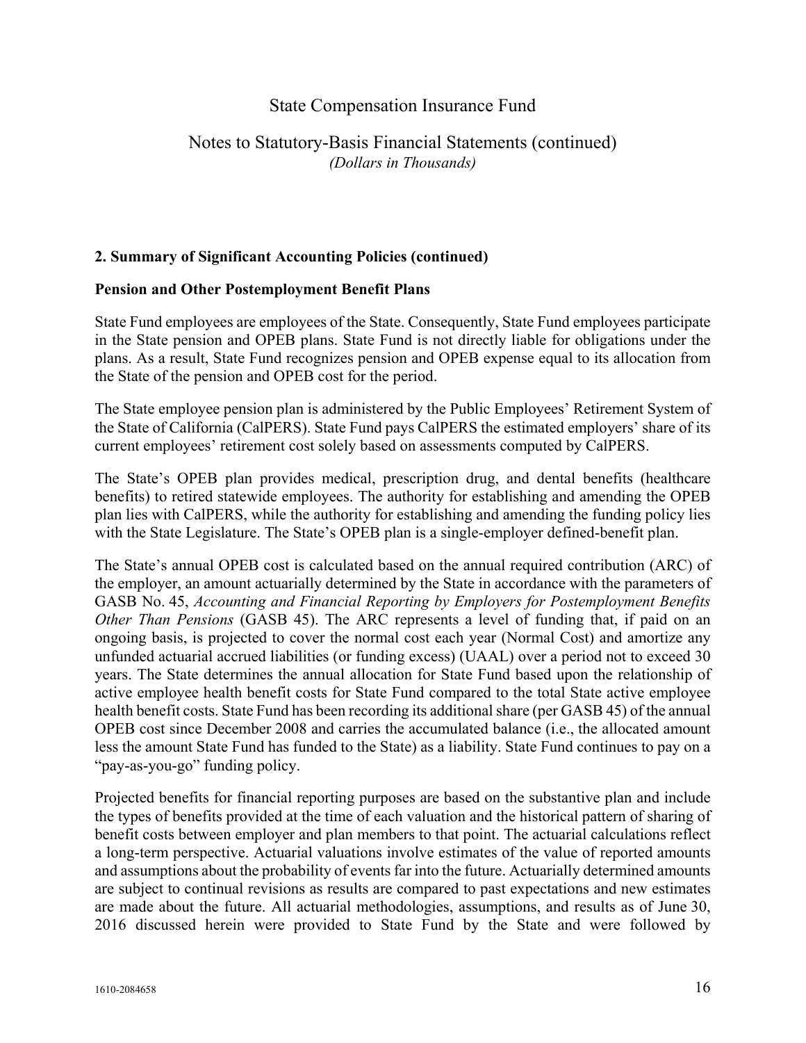# State Compensation Insurance Fund

## Notes to Statutory-Basis Financial Statements (continued)

*(Dollars in Thousands)*

### 2. Summary of Significant Accounting Policies (continued)

**Pension and Other Postemployment Benefit Plans**

State Fund employees are employees of the State. Consequently, State Fund employees participate in the State pension and OPEB plans. State Fund is not directly liable for obligations under the plans. As a result, State Fund recognizes pension and OPEB expense equal to its allocation from the State of the pension and OPEB cost for the period.

The State employee pension plan is administered by the Public Employees' Retirement System of the State of California (CalPERS). State Fund pays CalPERS the estimated employers' share of its current employees' retirement cost solely based on assessments computed by CalPERS.

The State's OPEB plan provides medical, prescription drug, and dental benefits (healthcare benefits) to retired statewide employees. The authority for establishing and amending the OPEB plan lies with CalPERS, while the authority for establishing and amending the funding policy lies with the State Legislature. The State's OPEB plan is a single-employer defined-benefit plan.

The State's annual OPEB cost is calculated based on the annual required contribution (ARC) of the employer, an amount actuarially determined by the State in accordance with the parameters of GASB No. 45, *Accounting and Financial Reporting by Employers for Postemployment Benefits Other Than Pensions* (GASB 45). The ARC represents a level of funding that, if paid on an ongoing basis, is projected to cover the normal cost each year (Normal Cost) and amortize any unfunded actuarial accrued liabilities (or funding excess) (UAAL) over a period not to exceed 30 years. The State determines the annual allocation for State Fund based upon the relationship of active employee health benefit costs for State Fund compared to the total State active employee health benefit costs. State Fund has been recording its additional share (per GASB 45) of the annual OPEB cost since December 2008 and carries the accumulated balance (i.e., the allocated amount less the amount State Fund has funded to the State) as a liability. State Fund continues to pay on a "pay-as-you-go" funding policy.

Projected benefits for financial reporting purposes are based on the substantive plan and include the types of benefits provided at the time of each valuation and the historical pattern of sharing of benefit costs between employer and plan members to that point. The actuarial calculations reflect a long-term perspective. Actuarial valuations involve estimates of the value of reported amounts and assumptions about the probability of events far into the future. Actuarially determined amounts are subject to continual revisions as results are compared to past expectations and new estimates are made about the future. All actuarial methodologies, assumptions, and results as of June 30, 2016 discussed herein were provided to State Fund by the State and were followed by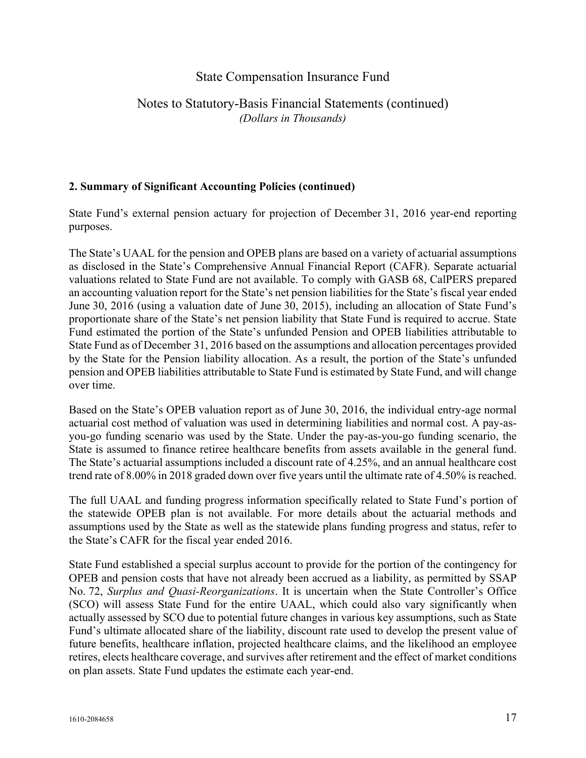**2. Summary of Significant Accounting Policies (continued)**

State Fund's external pension actuary for projection of December 31, 2016 year-end reporting purposes.

The State's UAAL for the pension and OPEB plans are based on a variety of actuarial assumptions as disclosed in the State's Comprehensive Annual Financial Report (CAFR). Separate actuarial valuations related to State Fund are not available. To comply with GASB 68, CalPERS prepared an accounting valuation report for the State's net pension liabilities for the State's fiscal year ended June 30, 2016 (using a valuation date of June 30, 2015), including an allocation of State Fund's proportionate share of the State's net pension liability that State Fund is required to accrue. State Fund estimated the portion of the State's unfunded Pension and OPEB liabilities attributable to State Fund as of December 31, 2016 based on the assumptions and allocation percentages provided by the State for the Pension liability allocation. As a result, the portion of the State's unfunded pension and OPEB liabilities attributable to State Fund is estimated by State Fund, and will change over time.

Based on the State's OPEB valuation report as of June 30, 2016, the individual entry-age normal actuarial cost method of valuation was used in determining liabilities and normal cost. A pay-as-you-go funding scenario was used by the State. Under the pay-as-you-go funding scenario, the State is assumed to finance retiree healthcare benefits from assets available in the general fund. The State's actuarial assumptions included a discount rate of 4.25%, and an annual healthcare cost trend rate of 8.00% in 2018 graded down over five years until the ultimate rate of 4.50% is reached.

The full UAAL and funding progress information specifically related to State Fund's portion of the statewide OPEB plan is not available. For more details about the actuarial methods and assumptions used by the State as well as the statewide plans funding progress and status, refer to the State's CAFR for the fiscal year ended 2016.

State Fund established a special surplus account to provide for the portion of the contingency for OPEB and pension costs that have not already been accrued as a liability, as permitted by SSAP No. 72, *Surplus and Quasi-Reorganizations*. It is uncertain when the State Controller's Office (SCO) will assess State Fund for the entire UAAL, which could also vary significantly when actually assessed by SCO due to potential future changes in various key assumptions, such as State Fund's ultimate allocated share of the liability, discount rate used to develop the present value of future benefits, healthcare inflation, projected healthcare claims, and the likelihood an employee retires, elects healthcare coverage, and survives after retirement and the effect of market conditions on plan assets. State Fund updates the estimate each year-end.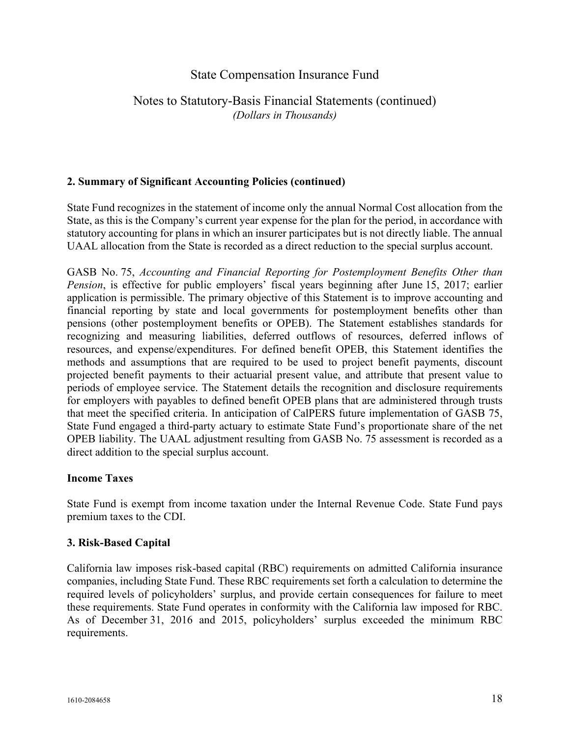## 2. Summary of Significant Accounting Policies (continued)

State Fund recognizes in the statement of income only the annual Normal Cost allocation from the State, as this is the Company's current year expense for the plan for the period, in accordance with statutory accounting for plans in which an insurer participates but is not directly liable. The annual UAAL allocation from the State is recorded as a direct reduction to the special surplus account.

GASB No. 75, *Accounting and Financial Reporting for Postemployment Benefits Other than Pension*, is effective for public employers' fiscal years beginning after June 15, 2017; earlier application is permissible. The primary objective of this Statement is to improve accounting and financial reporting by state and local governments for postemployment benefits other than pensions (other postemployment benefits or OPEB). The Statement establishes standards for recognizing and measuring liabilities, deferred outflows of resources, deferred inflows of resources, and expense/expenditures. For defined benefit OPEB, this Statement identifies the methods and assumptions that are required to be used to project benefit payments, discount projected benefit payments to their actuarial present value, and attribute that present value to periods of employee service. The Statement details the recognition and disclosure requirements for employers with payables to defined benefit OPEB plans that are administered through trusts that meet the specified criteria. In anticipation of CalPERS future implementation of GASB 75, State Fund engaged a third-party actuary to estimate State Fund's proportionate share of the net OPEB liability. The UAAL adjustment resulting from GASB No. 75 assessment is recorded as a direct addition to the special surplus account.

### Income Taxes

State Fund is exempt from income taxation under the Internal Revenue Code. State Fund pays premium taxes to the CDI.

## 3. Risk-Based Capital

California law imposes risk-based capital (RBC) requirements on admitted California insurance companies, including State Fund. These RBC requirements set forth a calculation to determine the required levels of policyholders' surplus, and provide certain consequences for failure to meet these requirements. State Fund operates in conformity with the California law imposed for RBC. As of December 31, 2016 and 2015, policyholders' surplus exceeded the minimum RBC requirements.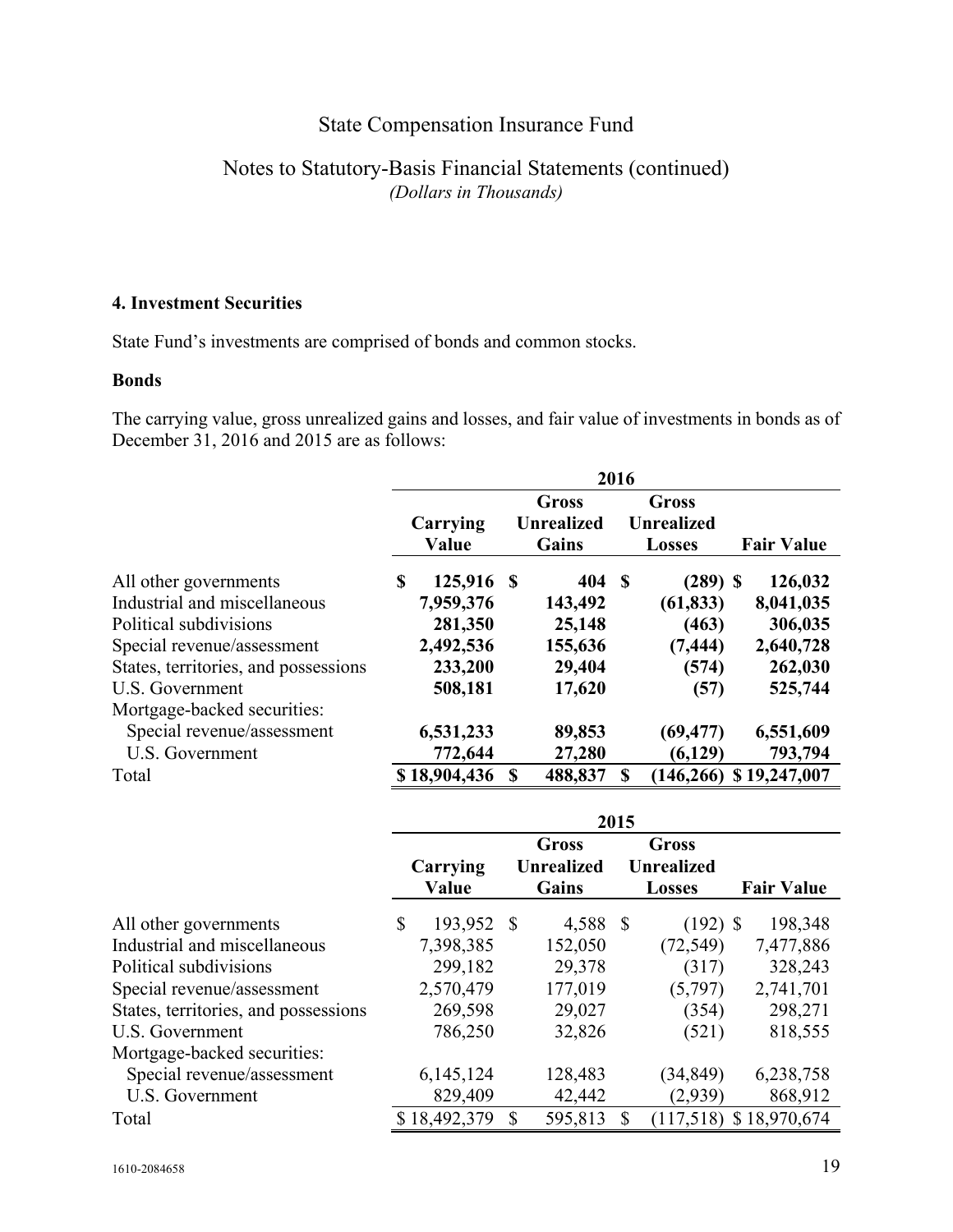State Compensation Insurance Fund

Notes to Statutory-Basis Financial Statements (continued)
*(Dollars in Thousands)*

### 4. Investment Securities

State Fund's investments are comprised of bonds and common stocks.

**Bonds**

The carrying value, gross unrealized gains and losses, and fair value of investments in bonds as of December 31, 2016 and 2015 are as follows:

| | 2016 | | | |
|---|---|---|---|---|
| | Carrying Value | Gross Unrealized Gains | Gross Unrealized Losses | Fair Value |
| All other governments | **$ 125,916** | **$ 404** | **$ (289)** | **$ 126,032** |
| Industrial and miscellaneous | **7,959,376** | **143,492** | **(61,833)** | **8,041,035** |
| Political subdivisions | **281,350** | **25,148** | **(463)** | **306,035** |
| Special revenue/assessment | **2,492,536** | **155,636** | **(7,444)** | **2,640,728** |
| States, territories, and possessions | **233,200** | **29,404** | **(574)** | **262,030** |
| U.S. Government | **508,181** | **17,620** | **(57)** | **525,744** |
| Mortgage-backed securities: | | | | |
| Special revenue/assessment | **6,531,233** | **89,853** | **(69,477)** | **6,551,609** |
| U.S. Government | **772,644** | **27,280** | **(6,129)** | **793,794** |
| Total | **$ 18,904,436** | **$ 488,837** | **$ (146,266)** | **$ 19,247,007** |

| | 2015 | | | |
|---|---|---|---|---|
| | Carrying Value | Gross Unrealized Gains | Gross Unrealized Losses | Fair Value |
| All other governments | $ 193,952 | $ 4,588 | $ (192) | $ 198,348 |
| Industrial and miscellaneous | 7,398,385 | 152,050 | (72,549) | 7,477,886 |
| Political subdivisions | 299,182 | 29,378 | (317) | 328,243 |
| Special revenue/assessment | 2,570,479 | 177,019 | (5,797) | 2,741,701 |
| States, territories, and possessions | 269,598 | 29,027 | (354) | 298,271 |
| U.S. Government | 786,250 | 32,826 | (521) | 818,555 |
| Mortgage-backed securities: | | | | |
| Special revenue/assessment | 6,145,124 | 128,483 | (34,849) | 6,238,758 |
| U.S. Government | 829,409 | 42,442 | (2,939) | 868,912 |
| Total | $ 18,492,379 | $ 595,813 | $ (117,518) | $ 18,970,674 |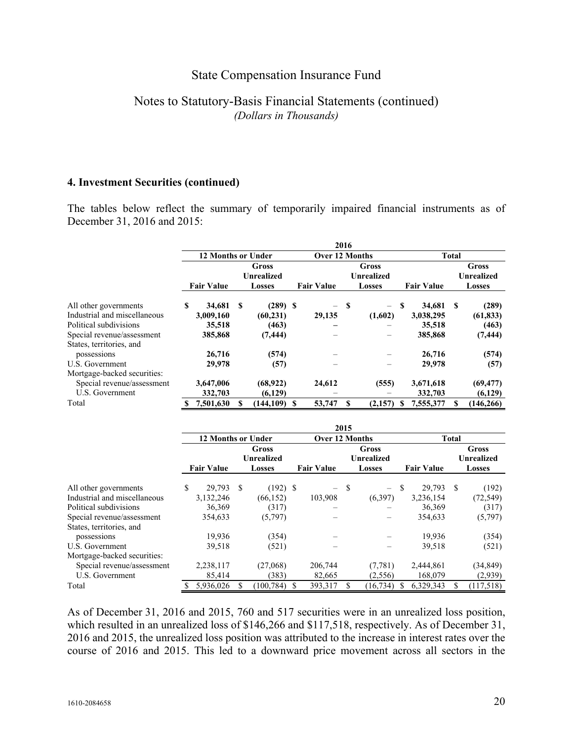State Compensation Insurance Fund

Notes to Statutory-Basis Financial Statements (continued)
*(Dollars in Thousands)*

## 4. Investment Securities (continued)

The tables below reflect the summary of temporarily impaired financial instruments as of December 31, 2016 and 2015:

| | 2016 | | | | | |
|---|---|---|---|---|---|---|
| | 12 Months or Under | | Over 12 Months | | Total | |
| | Fair Value | Gross Unrealized Losses | Fair Value | Gross Unrealized Losses | Fair Value | Gross Unrealized Losses |
| All other governments | $ 34,681 | $ (289) | $ – | $ – | $ 34,681 | $ (289) |
| Industrial and miscellaneous | 3,009,160 | (60,231) | 29,135 | (1,602) | 3,038,295 | (61,833) |
| Political subdivisions | 35,518 | (463) | – | – | 35,518 | (463) |
| Special revenue/assessment | 385,868 | (7,444) | – | – | 385,868 | (7,444) |
| States, territories, and possessions | 26,716 | (574) | – | – | 26,716 | (574) |
| U.S. Government | 29,978 | (57) | – | – | 29,978 | (57) |
| Mortgage-backed securities: | | | | | | |
| Special revenue/assessment | 3,647,006 | (68,922) | 24,612 | (555) | 3,671,618 | (69,477) |
| U.S. Government | 332,703 | (6,129) | – | – | 332,703 | (6,129) |
| Total | $ 7,501,630 | $ (144,109) | $ 53,747 | $ (2,157) | $ 7,555,377 | $ (146,266) |

| | 2015 | | | | | |
|---|---|---|---|---|---|---|
| | 12 Months or Under | | Over 12 Months | | Total | |
| | Fair Value | Gross Unrealized Losses | Fair Value | Gross Unrealized Losses | Fair Value | Gross Unrealized Losses |
| All other governments | $ 29,793 | $ (192) | $ – | $ – | $ 29,793 | $ (192) |
| Industrial and miscellaneous | 3,132,246 | (66,152) | 103,908 | (6,397) | 3,236,154 | (72,549) |
| Political subdivisions | 36,369 | (317) | – | – | 36,369 | (317) |
| Special revenue/assessment | 354,633 | (5,797) | – | – | 354,633 | (5,797) |
| States, territories, and possessions | 19,936 | (354) | – | – | 19,936 | (354) |
| U.S. Government | 39,518 | (521) | – | – | 39,518 | (521) |
| Mortgage-backed securities: | | | | | | |
| Special revenue/assessment | 2,238,117 | (27,068) | 206,744 | (7,781) | 2,444,861 | (34,849) |
| U.S. Government | 85,414 | (383) | 82,665 | (2,556) | 168,079 | (2,939) |
| Total | $ 5,936,026 | $ (100,784) | $ 393,317 | $ (16,734) | $ 6,329,343 | $ (117,518) |

As of December 31, 2016 and 2015, 760 and 517 securities were in an unrealized loss position, which resulted in an unrealized loss of $146,266 and $117,518, respectively. As of December 31, 2016 and 2015, the unrealized loss position was attributed to the increase in interest rates over the course of 2016 and 2015. This led to a downward price movement across all sectors in the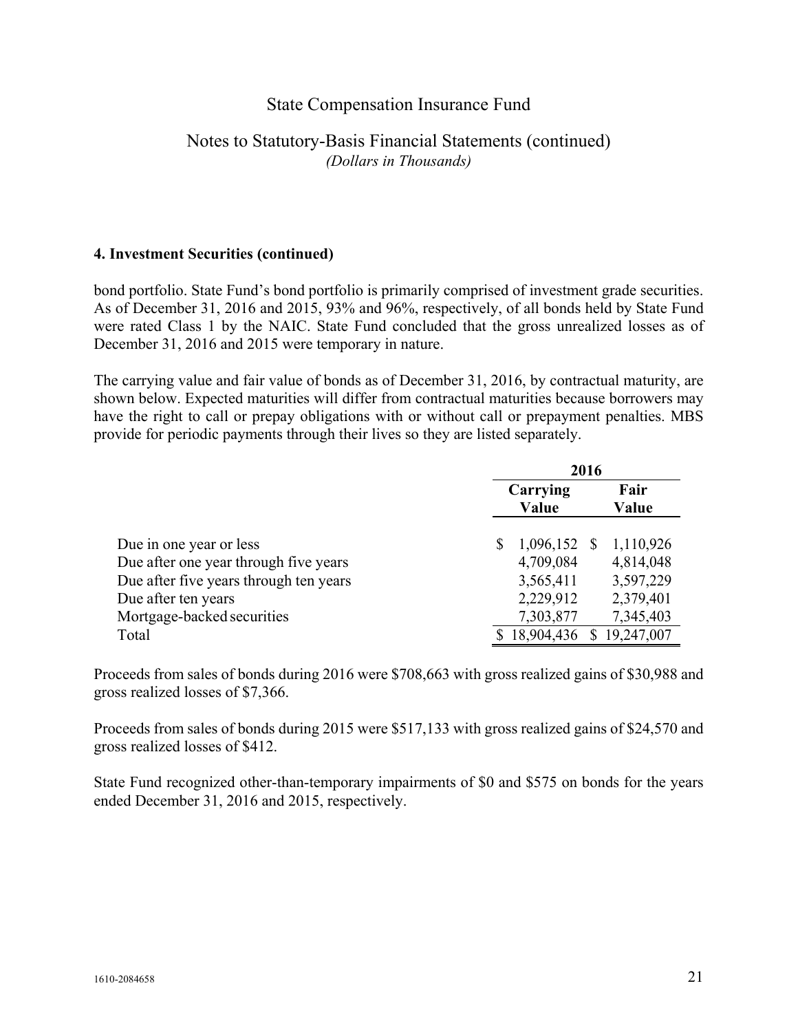#### 4. Investment Securities (continued)

bond portfolio. State Fund's bond portfolio is primarily comprised of investment grade securities. As of December 31, 2016 and 2015, 93% and 96%, respectively, of all bonds held by State Fund were rated Class 1 by the NAIC. State Fund concluded that the gross unrealized losses as of December 31, 2016 and 2015 were temporary in nature.

The carrying value and fair value of bonds as of December 31, 2016, by contractual maturity, are shown below. Expected maturities will differ from contractual maturities because borrowers may have the right to call or prepay obligations with or without call or prepayment penalties. MBS provide for periodic payments through their lives so they are listed separately.

| | 2016 | |
|---|---|---|
| | **Carrying Value** | **Fair Value** |
| Due in one year or less | $ 1,096,152 | $ 1,110,926 |
| Due after one year through five years | 4,709,084 | 4,814,048 |
| Due after five years through ten years | 3,565,411 | 3,597,229 |
| Due after ten years | 2,229,912 | 2,379,401 |
| Mortgage-backed securities | 7,303,877 | 7,345,403 |
| Total | $ 18,904,436 | $ 19,247,007 |

Proceeds from sales of bonds during 2016 were $708,663 with gross realized gains of $30,988 and gross realized losses of $7,366.

Proceeds from sales of bonds during 2015 were $517,133 with gross realized gains of $24,570 and gross realized losses of $412.

State Fund recognized other-than-temporary impairments of $0 and $575 on bonds for the years ended December 31, 2016 and 2015, respectively.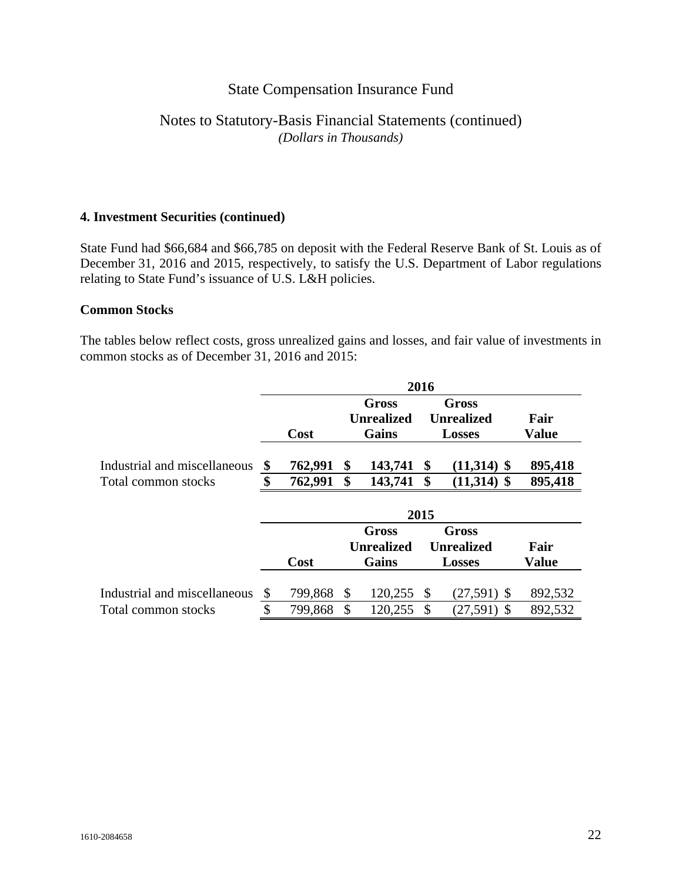## 4. Investment Securities (continued)

State Fund had $66,684 and $66,785 on deposit with the Federal Reserve Bank of St. Louis as of December 31, 2016 and 2015, respectively, to satisfy the U.S. Department of Labor regulations relating to State Fund's issuance of U.S. L&H policies.

### Common Stocks

The tables below reflect costs, gross unrealized gains and losses, and fair value of investments in common stocks as of December 31, 2016 and 2015:

| | 2016 | | | |
|---|---|---|---|---|
| | **Cost** | **Gross Unrealized Gains** | **Gross Unrealized Losses** | **Fair Value** |
| Industrial and miscellaneous | **$ 762,991** | **$ 143,741** | **$ (11,314)** | **$ 895,418** |
| Total common stocks | **$ 762,991** | **$ 143,741** | **$ (11,314)** | **$ 895,418** |

| | 2015 | | | |
|---|---|---|---|---|
| | **Cost** | **Gross Unrealized Gains** | **Gross Unrealized Losses** | **Fair Value** |
| Industrial and miscellaneous | $ 799,868 | $ 120,255 | $ (27,591) | $ 892,532 |
| Total common stocks | $ 799,868 | $ 120,255 | $ (27,591) | $ 892,532 |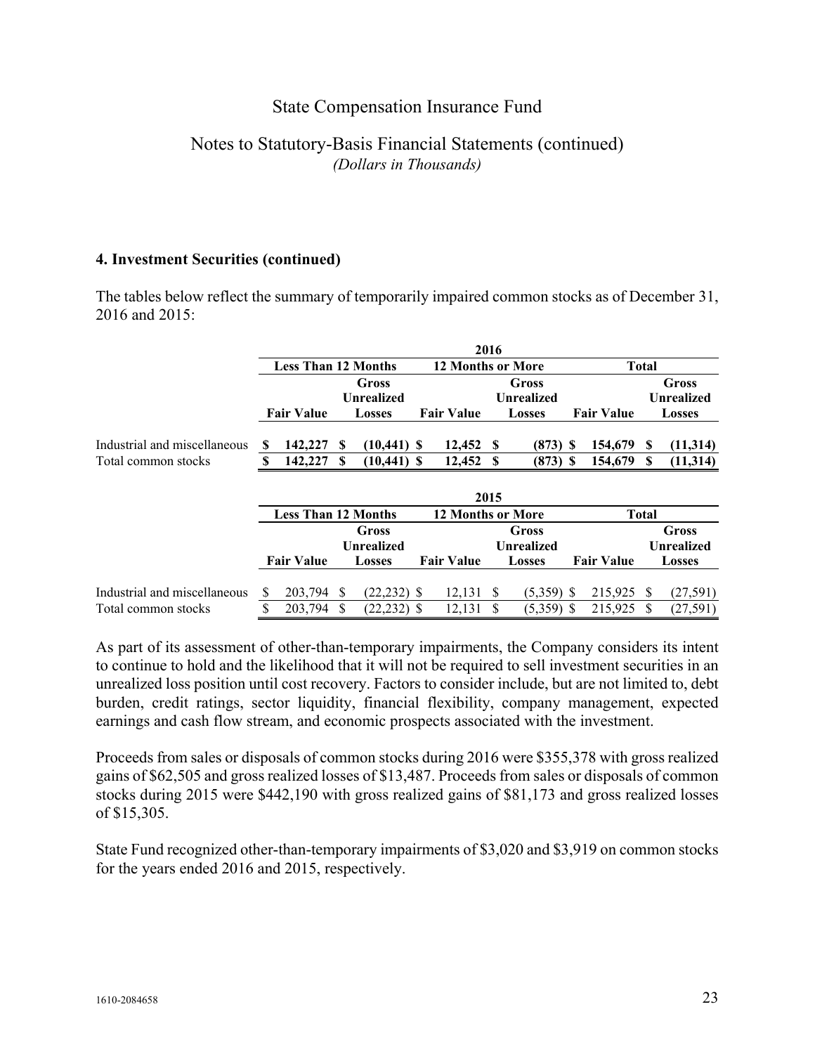State Compensation Insurance Fund

Notes to Statutory-Basis Financial Statements (continued)
*(Dollars in Thousands)*

### 4. Investment Securities (continued)

The tables below reflect the summary of temporarily impaired common stocks as of December 31, 2016 and 2015:

| | 2016 | | | | | |
|---|---|---|---|---|---|---|
| | Less Than 12 Months | | 12 Months or More | | Total | |
| | Fair Value | Gross Unrealized Losses | Fair Value | Gross Unrealized Losses | Fair Value | Gross Unrealized Losses |
| Industrial and miscellaneous | **$ 142,227** | **$ (10,441)** | **$ 12,452** | **$ (873)** | **$ 154,679** | **$ (11,314)** |
| Total common stocks | **$ 142,227** | **$ (10,441)** | **$ 12,452** | **$ (873)** | **$ 154,679** | **$ (11,314)** |

| | 2015 | | | | | |
|---|---|---|---|---|---|---|
| | Less Than 12 Months | | 12 Months or More | | Total | |
| | Fair Value | Gross Unrealized Losses | Fair Value | Gross Unrealized Losses | Fair Value | Gross Unrealized Losses |
| Industrial and miscellaneous | $ 203,794 | $ (22,232) | $ 12,131 | $ (5,359) | $ 215,925 | $ (27,591) |
| Total common stocks | $ 203,794 | $ (22,232) | $ 12,131 | $ (5,359) | $ 215,925 | $ (27,591) |

As part of its assessment of other-than-temporary impairments, the Company considers its intent to continue to hold and the likelihood that it will not be required to sell investment securities in an unrealized loss position until cost recovery. Factors to consider include, but are not limited to, debt burden, credit ratings, sector liquidity, financial flexibility, company management, expected earnings and cash flow stream, and economic prospects associated with the investment.

Proceeds from sales or disposals of common stocks during 2016 were $355,378 with gross realized gains of $62,505 and gross realized losses of $13,487. Proceeds from sales or disposals of common stocks during 2015 were $442,190 with gross realized gains of $81,173 and gross realized losses of $15,305.

State Fund recognized other-than-temporary impairments of $3,020 and $3,919 on common stocks for the years ended 2016 and 2015, respectively.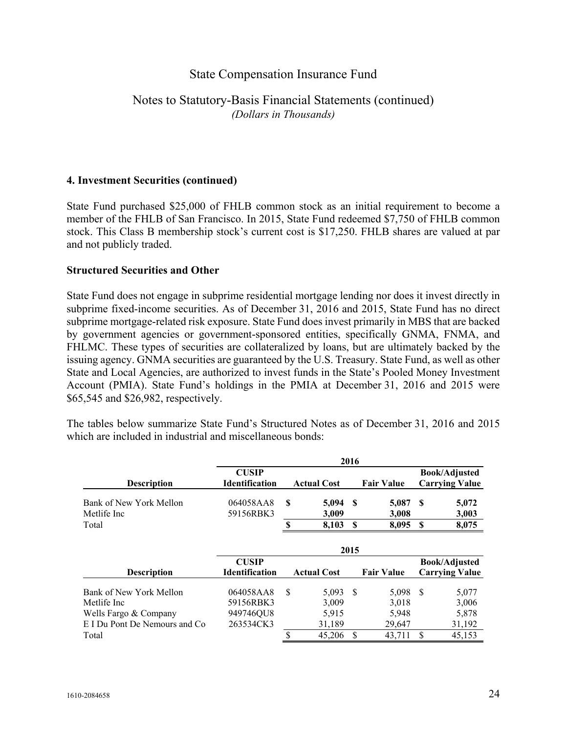# State Compensation Insurance Fund

## Notes to Statutory-Basis Financial Statements (continued)

*(Dollars in Thousands)*

### 4. Investment Securities (continued)

State Fund purchased $25,000 of FHLB common stock as an initial requirement to become a member of the FHLB of San Francisco. In 2015, State Fund redeemed $7,750 of FHLB common stock. This Class B membership stock's current cost is $17,250. FHLB shares are valued at par and not publicly traded.

### Structured Securities and Other

State Fund does not engage in subprime residential mortgage lending nor does it invest directly in subprime fixed-income securities. As of December 31, 2016 and 2015, State Fund has no direct subprime mortgage-related risk exposure. State Fund does invest primarily in MBS that are backed by government agencies or government-sponsored entities, specifically GNMA, FNMA, and FHLMC. These types of securities are collateralized by loans, but are ultimately backed by the issuing agency. GNMA securities are guaranteed by the U.S. Treasury. State Fund, as well as other State and Local Agencies, are authorized to invest funds in the State's Pooled Money Investment Account (PMIA). State Fund's holdings in the PMIA at December 31, 2016 and 2015 were $65,545 and $26,982, respectively.

The tables below summarize State Fund's Structured Notes as of December 31, 2016 and 2015 which are included in industrial and miscellaneous bonds:

| | 2016 | | | |
|---|---|---|---|---|
| **Description** | **CUSIP Identification** | **Actual Cost** | **Fair Value** | **Book/Adjusted Carrying Value** |
| Bank of New York Mellon | 064058AA8 | **$ 5,094** | **$ 5,087** | **$ 5,072** |
| Metlife Inc | 59156RBK3 | **3,009** | **3,008** | **3,003** |
| Total | | **$ 8,103** | **$ 8,095** | **$ 8,075** |

| | 2015 | | | |
|---|---|---|---|---|
| **Description** | **CUSIP Identification** | **Actual Cost** | **Fair Value** | **Book/Adjusted Carrying Value** |
| Bank of New York Mellon | 064058AA8 | $ 5,093 | $ 5,098 | $ 5,077 |
| Metlife Inc | 59156RBK3 | 3,009 | 3,018 | 3,006 |
| Wells Fargo & Company | 949746QU8 | 5,915 | 5,948 | 5,878 |
| E I Du Pont De Nemours and Co | 263534CK3 | 31,189 | 29,647 | 31,192 |
| Total | | $ 45,206 | $ 43,711 | $ 45,153 |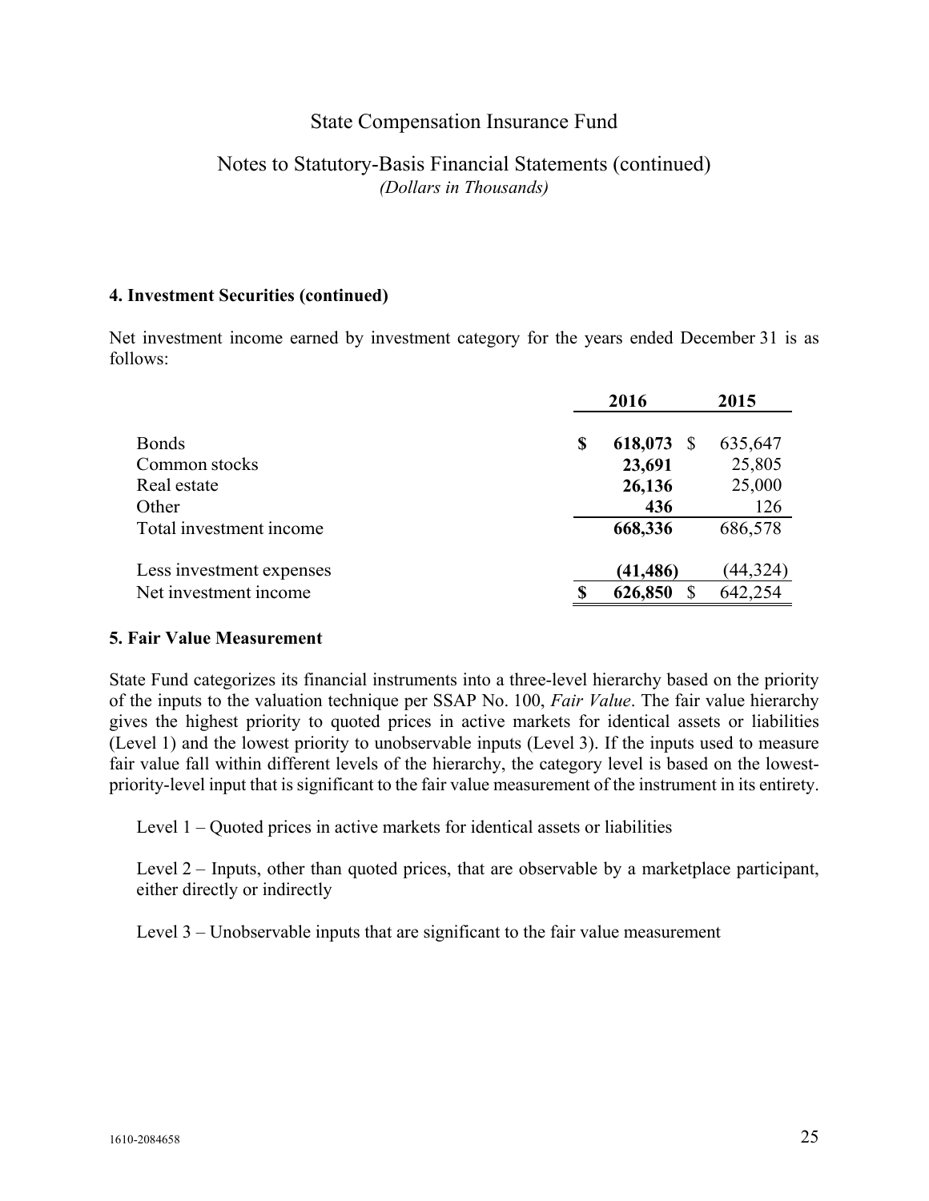# State Compensation Insurance Fund

## Notes to Statutory-Basis Financial Statements (continued)

*(Dollars in Thousands)*

### 4. Investment Securities (continued)

Net investment income earned by investment category for the years ended December 31 is as follows:

| | 2016 | 2015 |
|---|---|---|
| Bonds | **$ 618,073** | $ 635,647 |
| Common stocks | **23,691** | 25,805 |
| Real estate | **26,136** | 25,000 |
| Other | **436** | 126 |
| Total investment income | **668,336** | 686,578 |
| | | |
| Less investment expenses | **(41,486)** | (44,324) |
| Net investment income | **$ 626,850** | $ 642,254 |

### 5. Fair Value Measurement

State Fund categorizes its financial instruments into a three-level hierarchy based on the priority of the inputs to the valuation technique per SSAP No. 100, *Fair Value*. The fair value hierarchy gives the highest priority to quoted prices in active markets for identical assets or liabilities (Level 1) and the lowest priority to unobservable inputs (Level 3). If the inputs used to measure fair value fall within different levels of the hierarchy, the category level is based on the lowest-priority-level input that is significant to the fair value measurement of the instrument in its entirety.

Level 1 – Quoted prices in active markets for identical assets or liabilities

Level 2 – Inputs, other than quoted prices, that are observable by a marketplace participant, either directly or indirectly

Level 3 – Unobservable inputs that are significant to the fair value measurement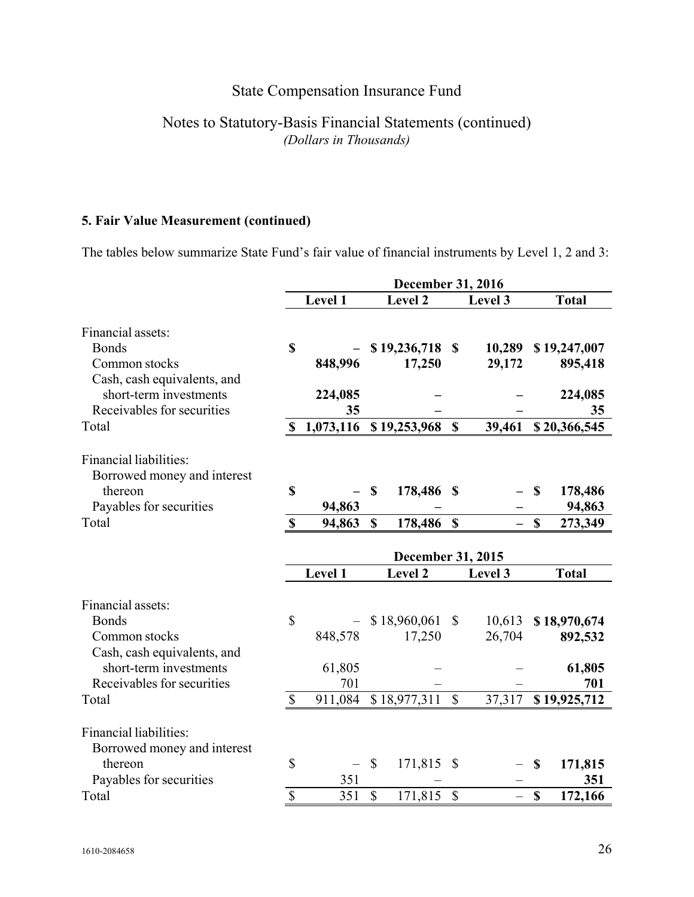# State Compensation Insurance Fund

## Notes to Statutory-Basis Financial Statements (continued)

*(Dollars in Thousands)*

### 5. Fair Value Measurement (continued)

The tables below summarize State Fund's fair value of financial instruments by Level 1, 2 and 3:

| | December 31, 2016 | | | |
|---|---|---|---|---|
| | **Level 1** | **Level 2** | **Level 3** | **Total** |
| Financial assets: | | | | |
| Bonds | **$ –** | **$ 19,236,718** | **$ 10,289** | **$ 19,247,007** |
| Common stocks | **848,996** | **17,250** | **29,172** | **895,418** |
| Cash, cash equivalents, and short-term investments | **224,085** | **–** | **–** | **224,085** |
| Receivables for securities | **35** | **–** | **–** | **35** |
| Total | **$ 1,073,116** | **$ 19,253,968** | **$ 39,461** | **$ 20,366,545** |
| Financial liabilities: | | | | |
| Borrowed money and interest thereon | **$ –** | **$ 178,486** | **$ –** | **$ 178,486** |
| Payables for securities | **94,863** | **–** | **–** | **94,863** |
| Total | **$ 94,863** | **$ 178,486** | **$ –** | **$ 273,349** |

| | December 31, 2015 | | | |
|---|---|---|---|---|
| | **Level 1** | **Level 2** | **Level 3** | **Total** |
| Financial assets: | | | | |
| Bonds | $ – | $ 18,960,061 | $ 10,613 | **$ 18,970,674** |
| Common stocks | 848,578 | 17,250 | 26,704 | **892,532** |
| Cash, cash equivalents, and short-term investments | 61,805 | – | – | **61,805** |
| Receivables for securities | 701 | – | – | **701** |
| Total | $ 911,084 | $ 18,977,311 | $ 37,317 | **$ 19,925,712** |
| Financial liabilities: | | | | |
| Borrowed money and interest thereon | $ – | $ 171,815 | $ – | **$ 171,815** |
| Payables for securities | 351 | – | – | **351** |
| Total | $ 351 | $ 171,815 | $ – | **$ 172,166** |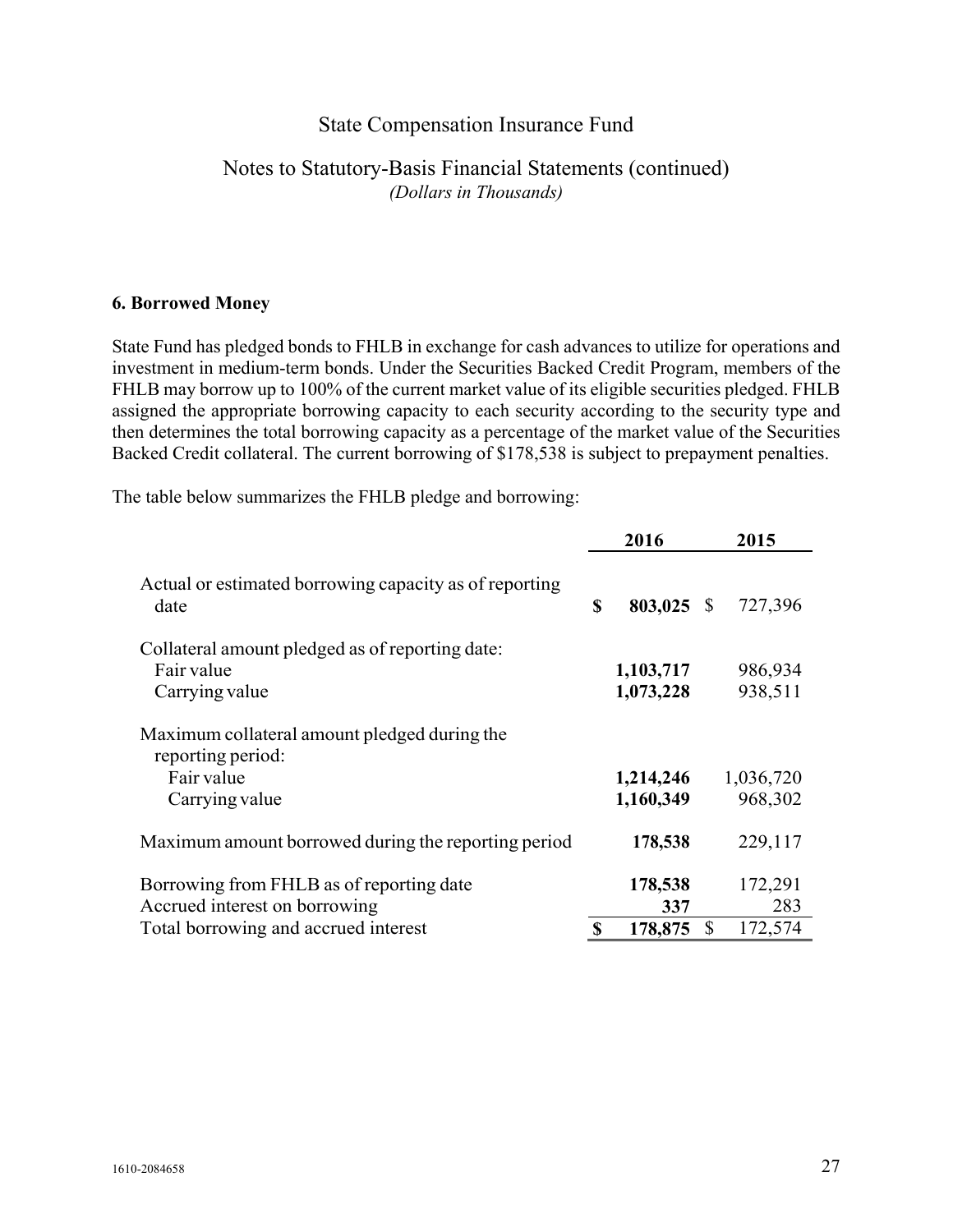State Compensation Insurance Fund

Notes to Statutory-Basis Financial Statements (continued)
*(Dollars in Thousands)*

### 6. Borrowed Money

State Fund has pledged bonds to FHLB in exchange for cash advances to utilize for operations and investment in medium-term bonds. Under the Securities Backed Credit Program, members of the FHLB may borrow up to 100% of the current market value of its eligible securities pledged. FHLB assigned the appropriate borrowing capacity to each security according to the security type and then determines the total borrowing capacity as a percentage of the market value of the Securities Backed Credit collateral. The current borrowing of $178,538 is subject to prepayment penalties.

The table below summarizes the FHLB pledge and borrowing:

| | 2016 | 2015 |
|---|---|---|
| Actual or estimated borrowing capacity as of reporting date | **$ 803,025** | $ 727,396 |
| Collateral amount pledged as of reporting date: | | |
| Fair value | **1,103,717** | 986,934 |
| Carrying value | **1,073,228** | 938,511 |
| Maximum collateral amount pledged during the reporting period: | | |
| Fair value | **1,214,246** | 1,036,720 |
| Carrying value | **1,160,349** | 968,302 |
| Maximum amount borrowed during the reporting period | **178,538** | 229,117 |
| Borrowing from FHLB as of reporting date | **178,538** | 172,291 |
| Accrued interest on borrowing | **337** | 283 |
| Total borrowing and accrued interest | **$ 178,875** | $ 172,574 |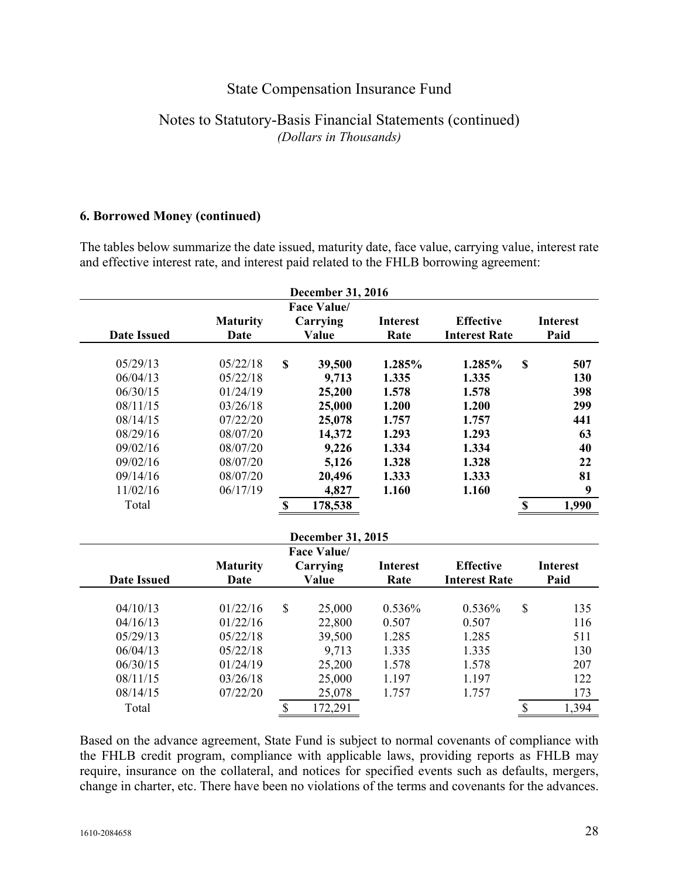State Compensation Insurance Fund

Notes to Statutory-Basis Financial Statements (continued)
*(Dollars in Thousands)*

**6. Borrowed Money (continued)**

The tables below summarize the date issued, maturity date, face value, carrying value, interest rate and effective interest rate, and interest paid related to the FHLB borrowing agreement:

**December 31, 2016**

| **Date Issued** | **Maturity Date** | **Face Value/ Carrying Value** | **Interest Rate** | **Effective Interest Rate** | **Interest Paid** |
|---|---|---|---|---|---|
| 05/29/13 | 05/22/18 | **$ 39,500** | **1.285%** | **1.285%** | **$ 507** |
| 06/04/13 | 05/22/18 | **9,713** | **1.335** | **1.335** | **130** |
| 06/30/15 | 01/24/19 | **25,200** | **1.578** | **1.578** | **398** |
| 08/11/15 | 03/26/18 | **25,000** | **1.200** | **1.200** | **299** |
| 08/14/15 | 07/22/20 | **25,078** | **1.757** | **1.757** | **441** |
| 08/29/16 | 08/07/20 | **14,372** | **1.293** | **1.293** | **63** |
| 09/02/16 | 08/07/20 | **9,226** | **1.334** | **1.334** | **40** |
| 09/02/16 | 08/07/20 | **5,126** | **1.328** | **1.328** | **22** |
| 09/14/16 | 08/07/20 | **20,496** | **1.333** | **1.333** | **81** |
| 11/02/16 | 06/17/19 | **4,827** | **1.160** | **1.160** | **9** |
| Total | | **$ 178,538** | | | **$ 1,990** |

**December 31, 2015**

| **Date Issued** | **Maturity Date** | **Face Value/ Carrying Value** | **Interest Rate** | **Effective Interest Rate** | **Interest Paid** |
|---|---|---|---|---|---|
| 04/10/13 | 01/22/16 | $ 25,000 | 0.536% | 0.536% | $ 135 |
| 04/16/13 | 01/22/16 | 22,800 | 0.507 | 0.507 | 116 |
| 05/29/13 | 05/22/18 | 39,500 | 1.285 | 1.285 | 511 |
| 06/04/13 | 05/22/18 | 9,713 | 1.335 | 1.335 | 130 |
| 06/30/15 | 01/24/19 | 25,200 | 1.578 | 1.578 | 207 |
| 08/11/15 | 03/26/18 | 25,000 | 1.197 | 1.197 | 122 |
| 08/14/15 | 07/22/20 | 25,078 | 1.757 | 1.757 | 173 |
| Total | | $ 172,291 | | | $ 1,394 |

Based on the advance agreement, State Fund is subject to normal covenants of compliance with the FHLB credit program, compliance with applicable laws, providing reports as FHLB may require, insurance on the collateral, and notices for specified events such as defaults, mergers, change in charter, etc. There have been no violations of the terms and covenants for the advances.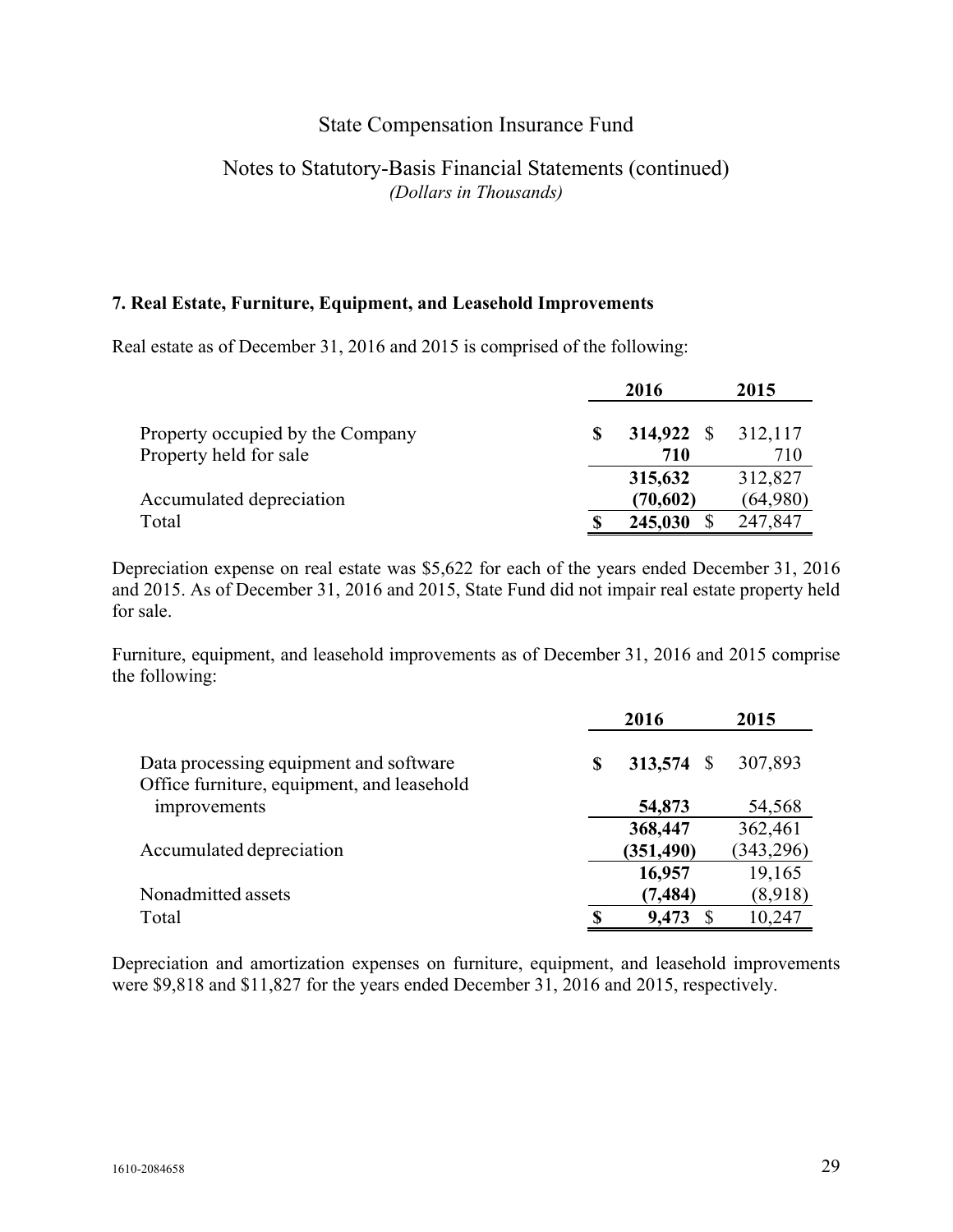# State Compensation Insurance Fund

## Notes to Statutory-Basis Financial Statements (continued)

*(Dollars in Thousands)*

### 7. Real Estate, Furniture, Equipment, and Leasehold Improvements

Real estate as of December 31, 2016 and 2015 is comprised of the following:

| | 2016 | 2015 |
|---|---|---|
| Property occupied by the Company | **$ 314,922** | $ 312,117 |
| Property held for sale | **710** | 710 |
| | **315,632** | 312,827 |
| Accumulated depreciation | **(70,602)** | (64,980) |
| Total | **$ 245,030** | $ 247,847 |

Depreciation expense on real estate was $5,622 for each of the years ended December 31, 2016 and 2015. As of December 31, 2016 and 2015, State Fund did not impair real estate property held for sale.

Furniture, equipment, and leasehold improvements as of December 31, 2016 and 2015 comprise the following:

| | 2016 | 2015 |
|---|---|---|
| Data processing equipment and software | **$ 313,574** | $ 307,893 |
| Office furniture, equipment, and leasehold improvements | **54,873** | 54,568 |
| | **368,447** | 362,461 |
| Accumulated depreciation | **(351,490)** | (343,296) |
| | **16,957** | 19,165 |
| Nonadmitted assets | **(7,484)** | (8,918) |
| Total | **$ 9,473** | $ 10,247 |

Depreciation and amortization expenses on furniture, equipment, and leasehold improvements were $9,818 and $11,827 for the years ended December 31, 2016 and 2015, respectively.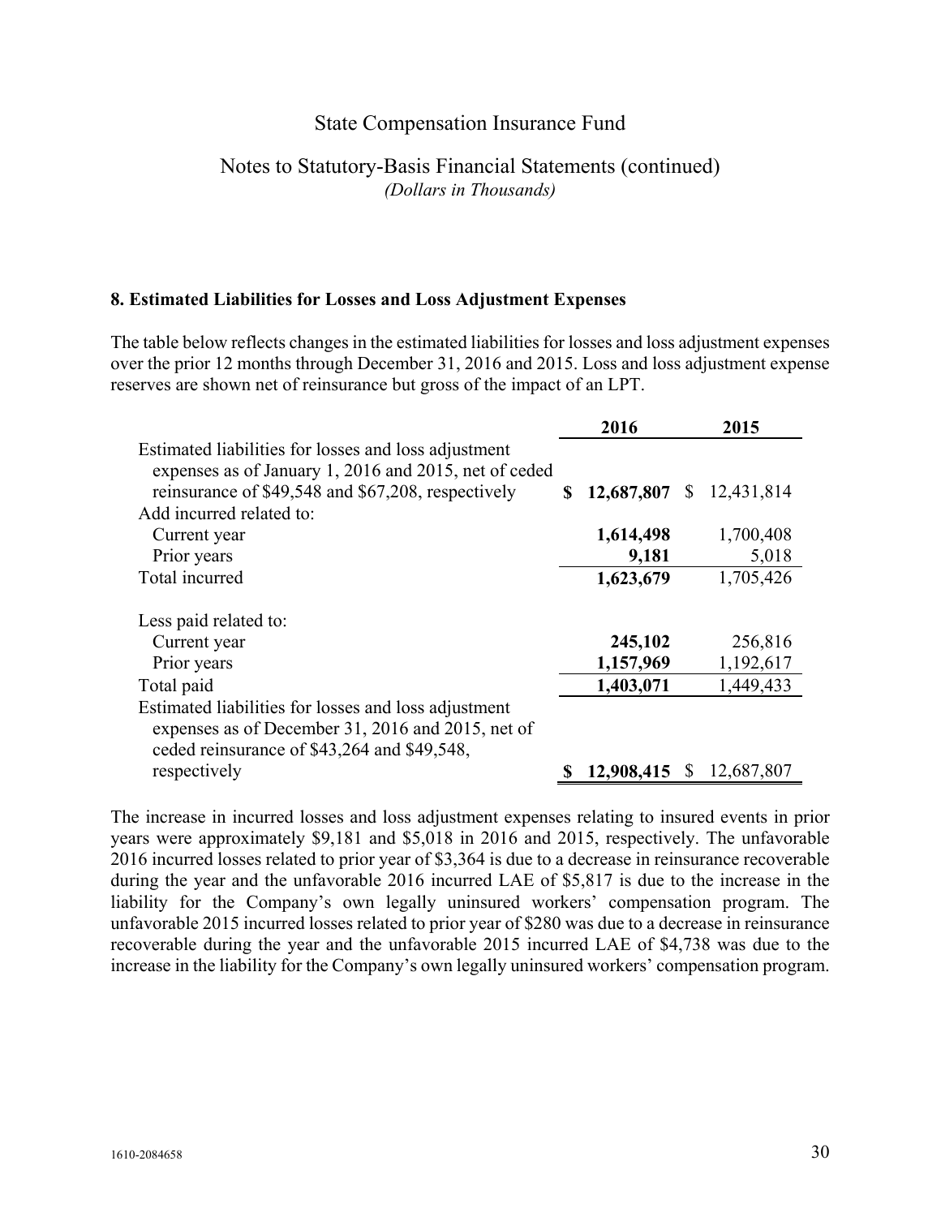# State Compensation Insurance Fund

## Notes to Statutory-Basis Financial Statements (continued)

*(Dollars in Thousands)*

### 8. Estimated Liabilities for Losses and Loss Adjustment Expenses

The table below reflects changes in the estimated liabilities for losses and loss adjustment expenses over the prior 12 months through December 31, 2016 and 2015. Loss and loss adjustment expense reserves are shown net of reinsurance but gross of the impact of an LPT.

| | 2016 | 2015 |
|---|---|---|
| Estimated liabilities for losses and loss adjustment expenses as of January 1, 2016 and 2015, net of ceded reinsurance of $49,548 and $67,208, respectively | **$ 12,687,807** | $ 12,431,814 |
| Add incurred related to: | | |
| Current year | **1,614,498** | 1,700,408 |
| Prior years | **9,181** | 5,018 |
| Total incurred | **1,623,679** | 1,705,426 |
| | | |
| Less paid related to: | | |
| Current year | **245,102** | 256,816 |
| Prior years | **1,157,969** | 1,192,617 |
| Total paid | **1,403,071** | 1,449,433 |
| Estimated liabilities for losses and loss adjustment expenses as of December 31, 2016 and 2015, net of ceded reinsurance of $43,264 and $49,548, respectively | **$ 12,908,415** | $ 12,687,807 |

The increase in incurred losses and loss adjustment expenses relating to insured events in prior years were approximately $9,181 and $5,018 in 2016 and 2015, respectively. The unfavorable 2016 incurred losses related to prior year of $3,364 is due to a decrease in reinsurance recoverable during the year and the unfavorable 2016 incurred LAE of $5,817 is due to the increase in the liability for the Company's own legally uninsured workers' compensation program. The unfavorable 2015 incurred losses related to prior year of $280 was due to a decrease in reinsurance recoverable during the year and the unfavorable 2015 incurred LAE of $4,738 was due to the increase in the liability for the Company's own legally uninsured workers' compensation program.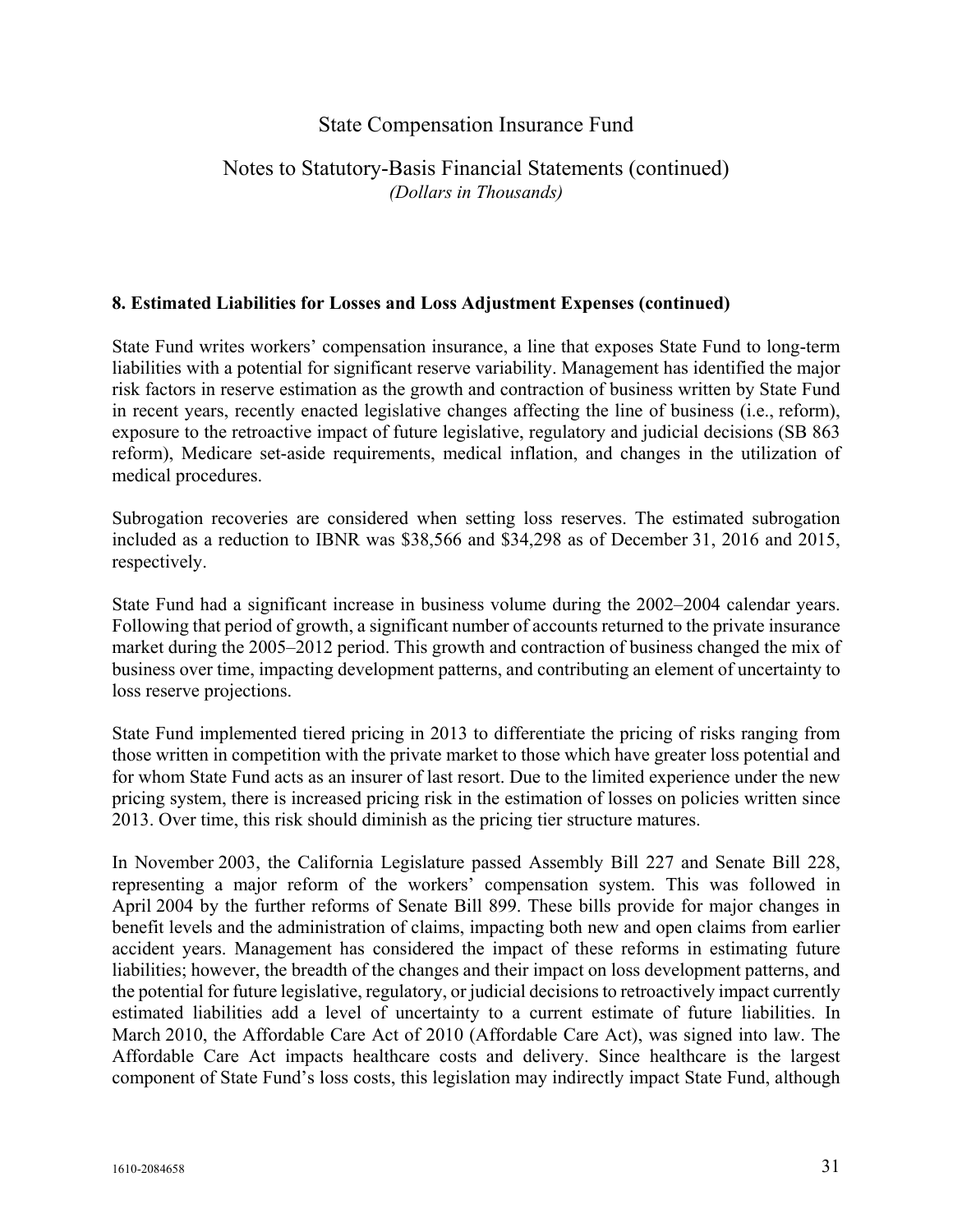## 8. Estimated Liabilities for Losses and Loss Adjustment Expenses (continued)

State Fund writes workers' compensation insurance, a line that exposes State Fund to long-term liabilities with a potential for significant reserve variability. Management has identified the major risk factors in reserve estimation as the growth and contraction of business written by State Fund in recent years, recently enacted legislative changes affecting the line of business (i.e., reform), exposure to the retroactive impact of future legislative, regulatory and judicial decisions (SB 863 reform), Medicare set-aside requirements, medical inflation, and changes in the utilization of medical procedures.

Subrogation recoveries are considered when setting loss reserves. The estimated subrogation included as a reduction to IBNR was $38,566 and $34,298 as of December 31, 2016 and 2015, respectively.

State Fund had a significant increase in business volume during the 2002–2004 calendar years. Following that period of growth, a significant number of accounts returned to the private insurance market during the 2005–2012 period. This growth and contraction of business changed the mix of business over time, impacting development patterns, and contributing an element of uncertainty to loss reserve projections.

State Fund implemented tiered pricing in 2013 to differentiate the pricing of risks ranging from those written in competition with the private market to those which have greater loss potential and for whom State Fund acts as an insurer of last resort. Due to the limited experience under the new pricing system, there is increased pricing risk in the estimation of losses on policies written since 2013. Over time, this risk should diminish as the pricing tier structure matures.

In November 2003, the California Legislature passed Assembly Bill 227 and Senate Bill 228, representing a major reform of the workers' compensation system. This was followed in April 2004 by the further reforms of Senate Bill 899. These bills provide for major changes in benefit levels and the administration of claims, impacting both new and open claims from earlier accident years. Management has considered the impact of these reforms in estimating future liabilities; however, the breadth of the changes and their impact on loss development patterns, and the potential for future legislative, regulatory, or judicial decisions to retroactively impact currently estimated liabilities add a level of uncertainty to a current estimate of future liabilities. In March 2010, the Affordable Care Act of 2010 (Affordable Care Act), was signed into law. The Affordable Care Act impacts healthcare costs and delivery. Since healthcare is the largest component of State Fund's loss costs, this legislation may indirectly impact State Fund, although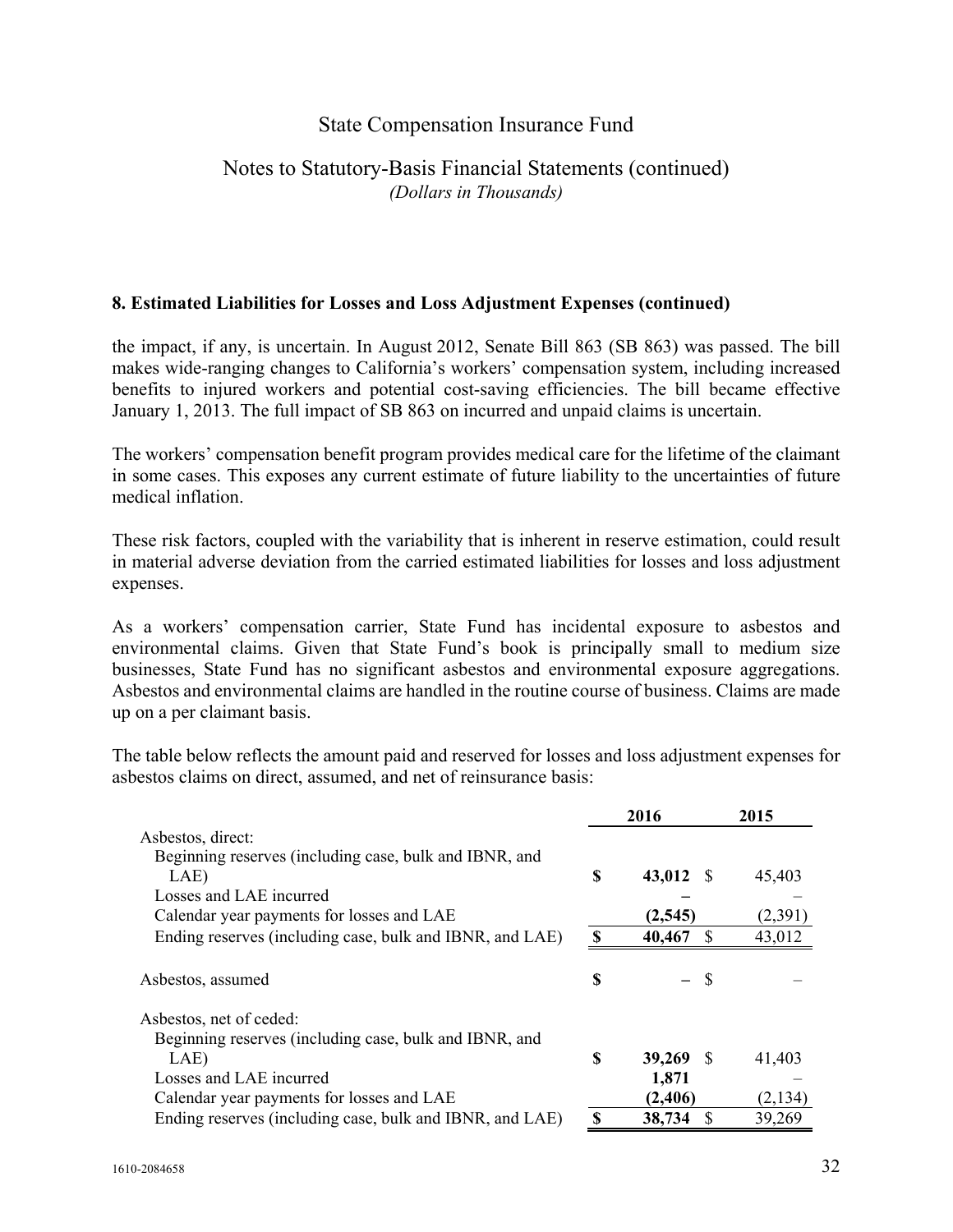## 8. Estimated Liabilities for Losses and Loss Adjustment Expenses (continued)

the impact, if any, is uncertain. In August 2012, Senate Bill 863 (SB 863) was passed. The bill makes wide-ranging changes to California's workers' compensation system, including increased benefits to injured workers and potential cost-saving efficiencies. The bill became effective January 1, 2013. The full impact of SB 863 on incurred and unpaid claims is uncertain.

The workers' compensation benefit program provides medical care for the lifetime of the claimant in some cases. This exposes any current estimate of future liability to the uncertainties of future medical inflation.

These risk factors, coupled with the variability that is inherent in reserve estimation, could result in material adverse deviation from the carried estimated liabilities for losses and loss adjustment expenses.

As a workers' compensation carrier, State Fund has incidental exposure to asbestos and environmental claims. Given that State Fund's book is principally small to medium size businesses, State Fund has no significant asbestos and environmental exposure aggregations. Asbestos and environmental claims are handled in the routine course of business. Claims are made up on a per claimant basis.

The table below reflects the amount paid and reserved for losses and loss adjustment expenses for asbestos claims on direct, assumed, and net of reinsurance basis:

| | 2016 | 2015 |
|---|---|---|
| Asbestos, direct: | | |
| Beginning reserves (including case, bulk and IBNR, and LAE) | **$ 43,012** | $ 45,403 |
| Losses and LAE incurred | **–** | – |
| Calendar year payments for losses and LAE | **(2,545)** | (2,391) |
| Ending reserves (including case, bulk and IBNR, and LAE) | **$ 40,467** | $ 43,012 |
| | | |
| Asbestos, assumed | **$ –** | $ – |
| | | |
| Asbestos, net of ceded: | | |
| Beginning reserves (including case, bulk and IBNR, and LAE) | **$ 39,269** | $ 41,403 |
| Losses and LAE incurred | **1,871** | – |
| Calendar year payments for losses and LAE | **(2,406)** | (2,134) |
| Ending reserves (including case, bulk and IBNR, and LAE) | **$ 38,734** | $ 39,269 |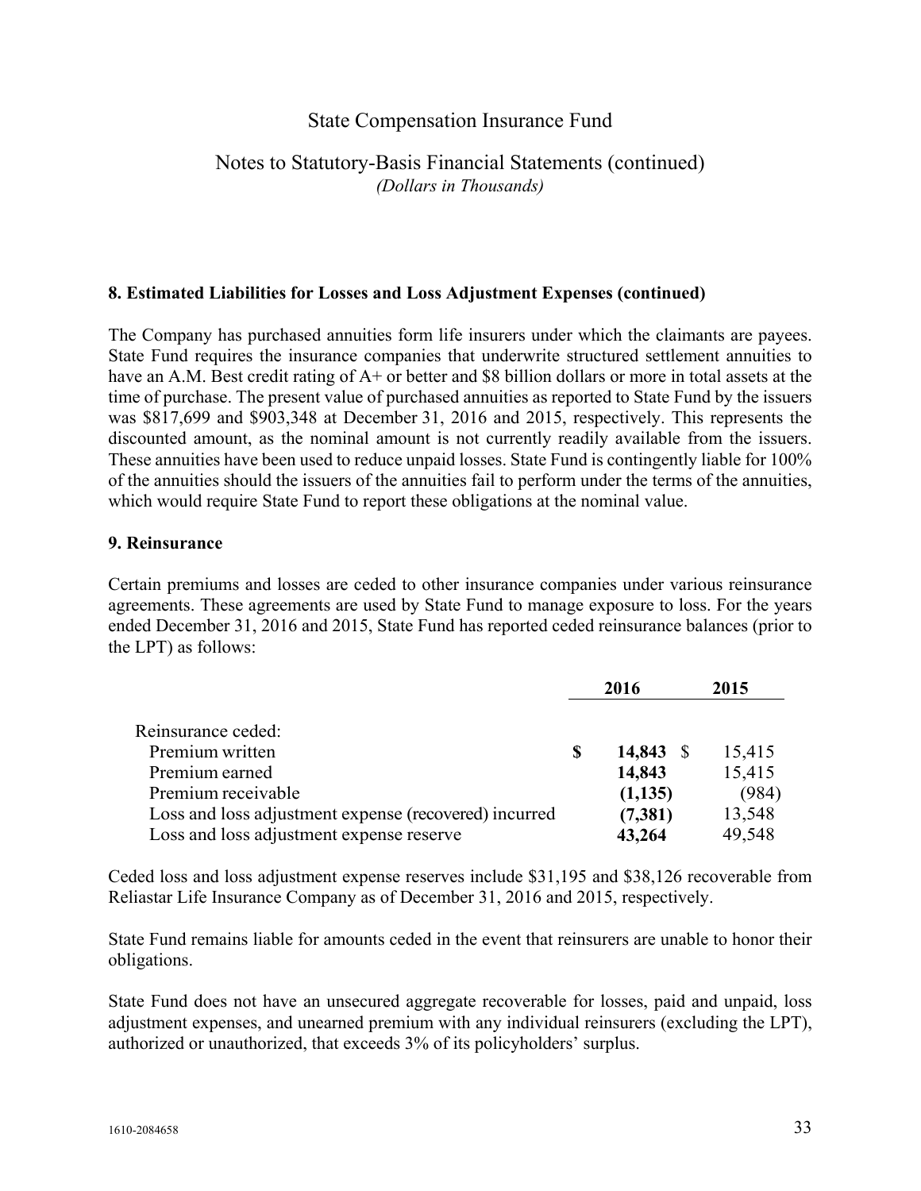# State Compensation Insurance Fund

## Notes to Statutory-Basis Financial Statements (continued)

*(Dollars in Thousands)*

### 8. Estimated Liabilities for Losses and Loss Adjustment Expenses (continued)

The Company has purchased annuities form life insurers under which the claimants are payees. State Fund requires the insurance companies that underwrite structured settlement annuities to have an A.M. Best credit rating of A+ or better and $8 billion dollars or more in total assets at the time of purchase. The present value of purchased annuities as reported to State Fund by the issuers was $817,699 and $903,348 at December 31, 2016 and 2015, respectively. This represents the discounted amount, as the nominal amount is not currently readily available from the issuers. These annuities have been used to reduce unpaid losses. State Fund is contingently liable for 100% of the annuities should the issuers of the annuities fail to perform under the terms of the annuities, which would require State Fund to report these obligations at the nominal value.

### 9. Reinsurance

Certain premiums and losses are ceded to other insurance companies under various reinsurance agreements. These agreements are used by State Fund to manage exposure to loss. For the years ended December 31, 2016 and 2015, State Fund has reported ceded reinsurance balances (prior to the LPT) as follows:

| | 2016 | 2015 |
|---|---|---|
| Reinsurance ceded: | | |
| Premium written | **$ 14,843** | $ 15,415 |
| Premium earned | **14,843** | 15,415 |
| Premium receivable | **(1,135)** | (984) |
| Loss and loss adjustment expense (recovered) incurred | **(7,381)** | 13,548 |
| Loss and loss adjustment expense reserve | **43,264** | 49,548 |

Ceded loss and loss adjustment expense reserves include $31,195 and $38,126 recoverable from Reliastar Life Insurance Company as of December 31, 2016 and 2015, respectively.

State Fund remains liable for amounts ceded in the event that reinsurers are unable to honor their obligations.

State Fund does not have an unsecured aggregate recoverable for losses, paid and unpaid, loss adjustment expenses, and unearned premium with any individual reinsurers (excluding the LPT), authorized or unauthorized, that exceeds 3% of its policyholders' surplus.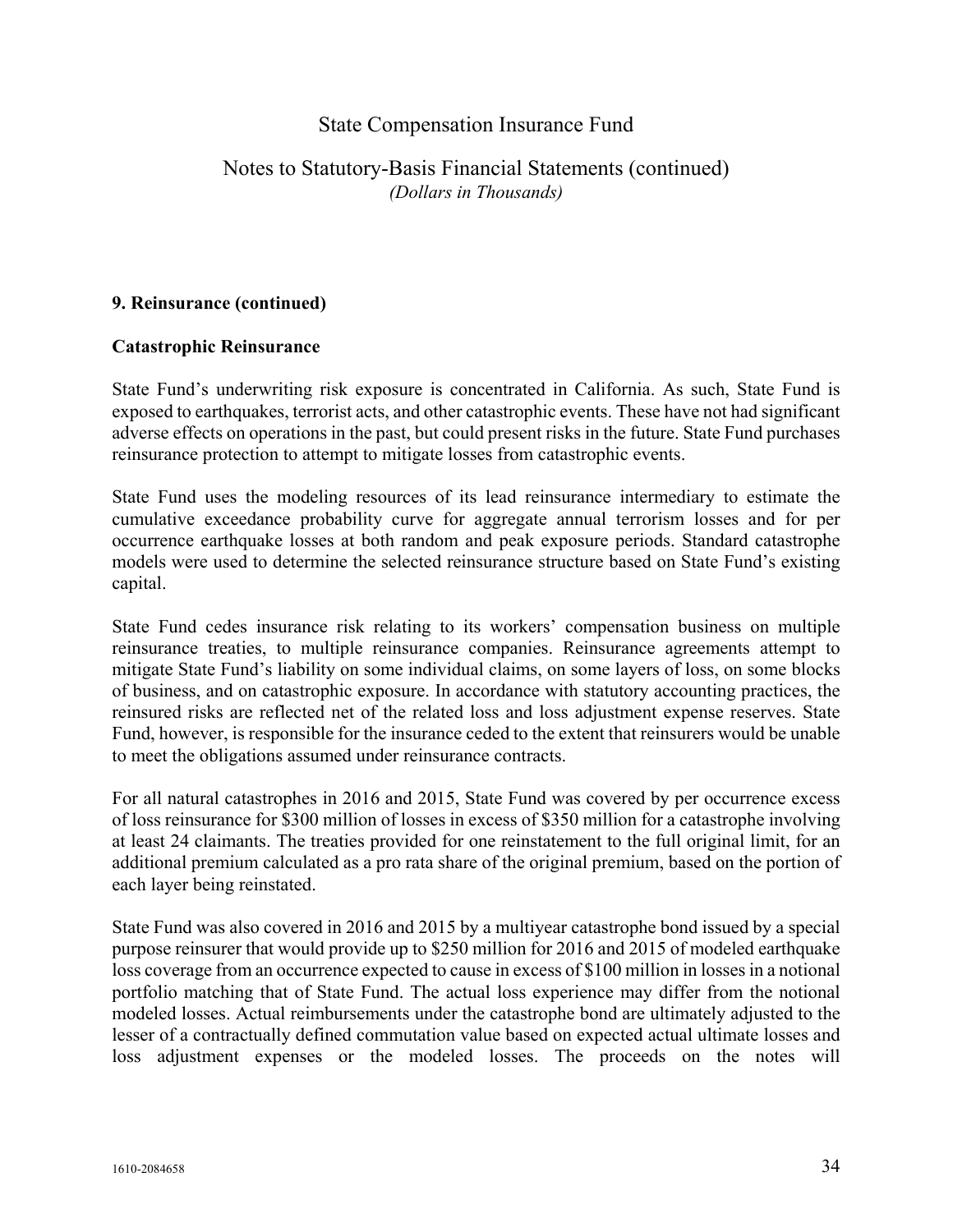**9. Reinsurance (continued)**

**Catastrophic Reinsurance**

State Fund's underwriting risk exposure is concentrated in California. As such, State Fund is exposed to earthquakes, terrorist acts, and other catastrophic events. These have not had significant adverse effects on operations in the past, but could present risks in the future. State Fund purchases reinsurance protection to attempt to mitigate losses from catastrophic events.

State Fund uses the modeling resources of its lead reinsurance intermediary to estimate the cumulative exceedance probability curve for aggregate annual terrorism losses and for per occurrence earthquake losses at both random and peak exposure periods. Standard catastrophe models were used to determine the selected reinsurance structure based on State Fund's existing capital.

State Fund cedes insurance risk relating to its workers' compensation business on multiple reinsurance treaties, to multiple reinsurance companies. Reinsurance agreements attempt to mitigate State Fund's liability on some individual claims, on some layers of loss, on some blocks of business, and on catastrophic exposure. In accordance with statutory accounting practices, the reinsured risks are reflected net of the related loss and loss adjustment expense reserves. State Fund, however, is responsible for the insurance ceded to the extent that reinsurers would be unable to meet the obligations assumed under reinsurance contracts.

For all natural catastrophes in 2016 and 2015, State Fund was covered by per occurrence excess of loss reinsurance for $300 million of losses in excess of $350 million for a catastrophe involving at least 24 claimants. The treaties provided for one reinstatement to the full original limit, for an additional premium calculated as a pro rata share of the original premium, based on the portion of each layer being reinstated.

State Fund was also covered in 2016 and 2015 by a multiyear catastrophe bond issued by a special purpose reinsurer that would provide up to $250 million for 2016 and 2015 of modeled earthquake loss coverage from an occurrence expected to cause in excess of $100 million in losses in a notional portfolio matching that of State Fund. The actual loss experience may differ from the notional modeled losses. Actual reimbursements under the catastrophe bond are ultimately adjusted to the lesser of a contractually defined commutation value based on expected actual ultimate losses and loss adjustment expenses or the modeled losses. The proceeds on the notes will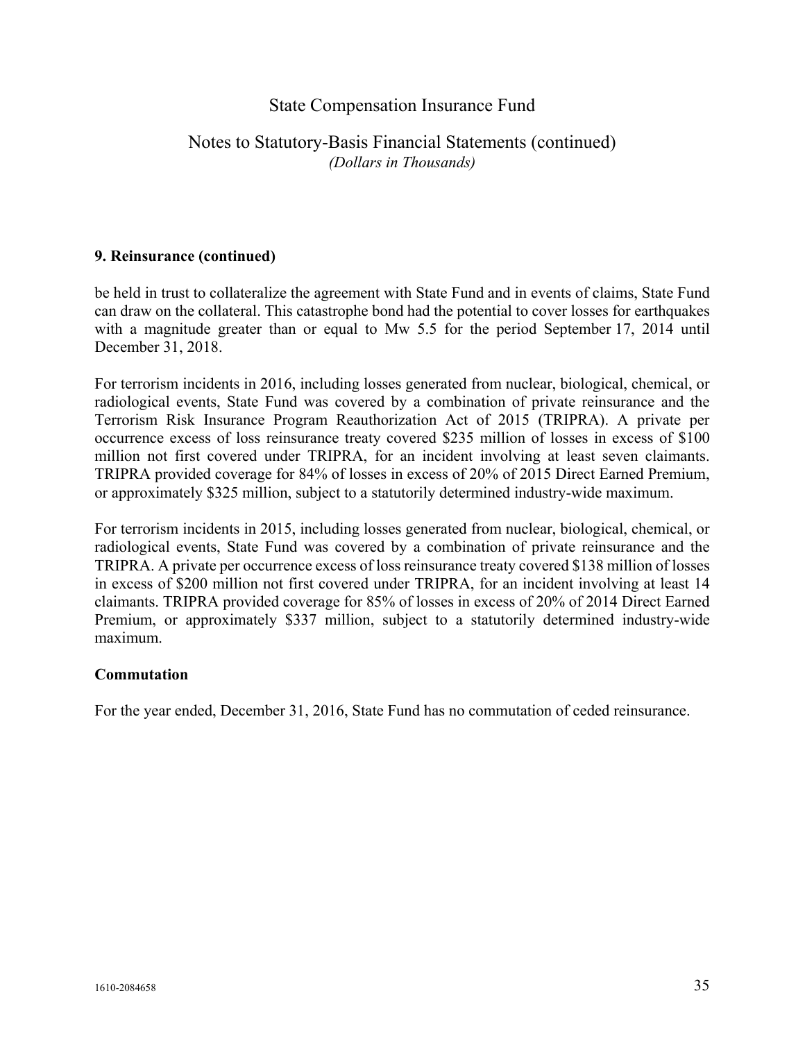## 9. Reinsurance (continued)

be held in trust to collateralize the agreement with State Fund and in events of claims, State Fund can draw on the collateral. This catastrophe bond had the potential to cover losses for earthquakes with a magnitude greater than or equal to Mw 5.5 for the period September 17, 2014 until December 31, 2018.

For terrorism incidents in 2016, including losses generated from nuclear, biological, chemical, or radiological events, State Fund was covered by a combination of private reinsurance and the Terrorism Risk Insurance Program Reauthorization Act of 2015 (TRIPRA). A private per occurrence excess of loss reinsurance treaty covered $235 million of losses in excess of $100 million not first covered under TRIPRA, for an incident involving at least seven claimants. TRIPRA provided coverage for 84% of losses in excess of 20% of 2015 Direct Earned Premium, or approximately $325 million, subject to a statutorily determined industry-wide maximum.

For terrorism incidents in 2015, including losses generated from nuclear, biological, chemical, or radiological events, State Fund was covered by a combination of private reinsurance and the TRIPRA. A private per occurrence excess of loss reinsurance treaty covered $138 million of losses in excess of $200 million not first covered under TRIPRA, for an incident involving at least 14 claimants. TRIPRA provided coverage for 85% of losses in excess of 20% of 2014 Direct Earned Premium, or approximately $337 million, subject to a statutorily determined industry-wide maximum.

### Commutation

For the year ended, December 31, 2016, State Fund has no commutation of ceded reinsurance.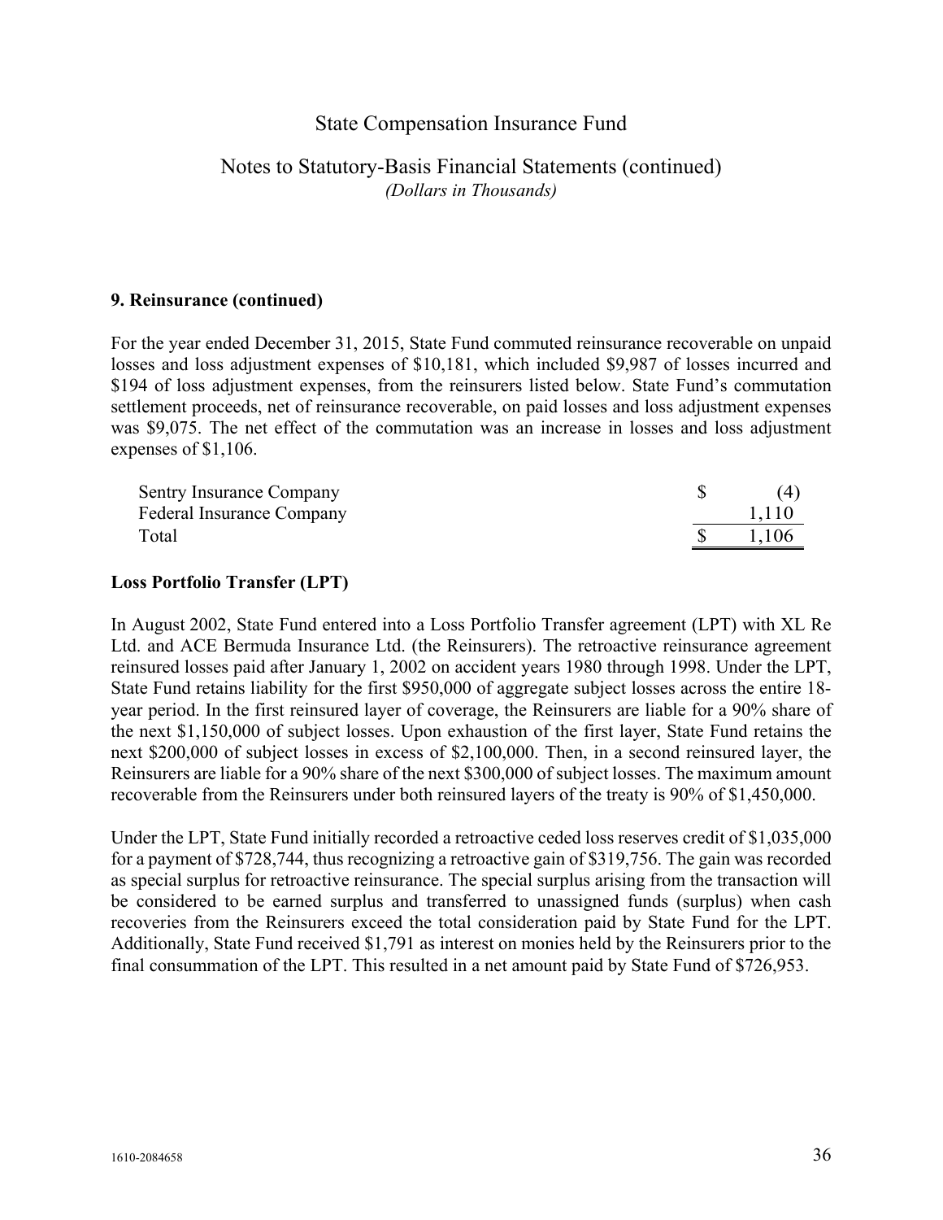### 9. Reinsurance (continued)

For the year ended December 31, 2015, State Fund commuted reinsurance recoverable on unpaid losses and loss adjustment expenses of $10,181, which included $9,987 of losses incurred and $194 of loss adjustment expenses, from the reinsurers listed below. State Fund's commutation settlement proceeds, net of reinsurance recoverable, on paid losses and loss adjustment expenses was $9,075. The net effect of the commutation was an increase in losses and loss adjustment expenses of $1,106.

| | |
|---|---|
| Sentry Insurance Company | $ (4) |
| Federal Insurance Company | 1,110 |
| Total | $ 1,106 |

### Loss Portfolio Transfer (LPT)

In August 2002, State Fund entered into a Loss Portfolio Transfer agreement (LPT) with XL Re Ltd. and ACE Bermuda Insurance Ltd. (the Reinsurers). The retroactive reinsurance agreement reinsured losses paid after January 1, 2002 on accident years 1980 through 1998. Under the LPT, State Fund retains liability for the first $950,000 of aggregate subject losses across the entire 18-year period. In the first reinsured layer of coverage, the Reinsurers are liable for a 90% share of the next $1,150,000 of subject losses. Upon exhaustion of the first layer, State Fund retains the next $200,000 of subject losses in excess of $2,100,000. Then, in a second reinsured layer, the Reinsurers are liable for a 90% share of the next $300,000 of subject losses. The maximum amount recoverable from the Reinsurers under both reinsured layers of the treaty is 90% of $1,450,000.

Under the LPT, State Fund initially recorded a retroactive ceded loss reserves credit of $1,035,000 for a payment of $728,744, thus recognizing a retroactive gain of $319,756. The gain was recorded as special surplus for retroactive reinsurance. The special surplus arising from the transaction will be considered to be earned surplus and transferred to unassigned funds (surplus) when cash recoveries from the Reinsurers exceed the total consideration paid by State Fund for the LPT. Additionally, State Fund received $1,791 as interest on monies held by the Reinsurers prior to the final consummation of the LPT. This resulted in a net amount paid by State Fund of $726,953.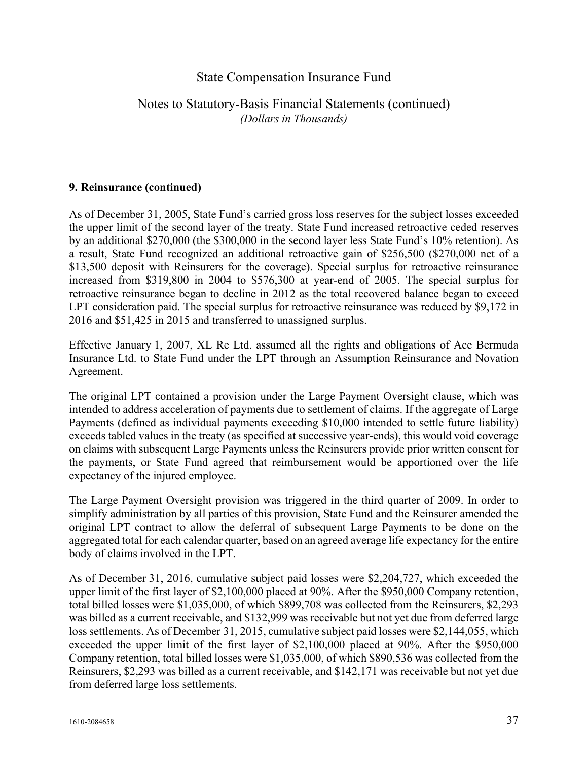### 9. Reinsurance (continued)

As of December 31, 2005, State Fund's carried gross loss reserves for the subject losses exceeded the upper limit of the second layer of the treaty. State Fund increased retroactive ceded reserves by an additional $270,000 (the $300,000 in the second layer less State Fund's 10% retention). As a result, State Fund recognized an additional retroactive gain of $256,500 ($270,000 net of a $13,500 deposit with Reinsurers for the coverage). Special surplus for retroactive reinsurance increased from $319,800 in 2004 to $576,300 at year-end of 2005. The special surplus for retroactive reinsurance began to decline in 2012 as the total recovered balance began to exceed LPT consideration paid. The special surplus for retroactive reinsurance was reduced by $9,172 in 2016 and $51,425 in 2015 and transferred to unassigned surplus.

Effective January 1, 2007, XL Re Ltd. assumed all the rights and obligations of Ace Bermuda Insurance Ltd. to State Fund under the LPT through an Assumption Reinsurance and Novation Agreement.

The original LPT contained a provision under the Large Payment Oversight clause, which was intended to address acceleration of payments due to settlement of claims. If the aggregate of Large Payments (defined as individual payments exceeding $10,000 intended to settle future liability) exceeds tabled values in the treaty (as specified at successive year-ends), this would void coverage on claims with subsequent Large Payments unless the Reinsurers provide prior written consent for the payments, or State Fund agreed that reimbursement would be apportioned over the life expectancy of the injured employee.

The Large Payment Oversight provision was triggered in the third quarter of 2009. In order to simplify administration by all parties of this provision, State Fund and the Reinsurer amended the original LPT contract to allow the deferral of subsequent Large Payments to be done on the aggregated total for each calendar quarter, based on an agreed average life expectancy for the entire body of claims involved in the LPT.

As of December 31, 2016, cumulative subject paid losses were $2,204,727, which exceeded the upper limit of the first layer of $2,100,000 placed at 90%. After the $950,000 Company retention, total billed losses were $1,035,000, of which $899,708 was collected from the Reinsurers, $2,293 was billed as a current receivable, and $132,999 was receivable but not yet due from deferred large loss settlements. As of December 31, 2015, cumulative subject paid losses were $2,144,055, which exceeded the upper limit of the first layer of $2,100,000 placed at 90%. After the $950,000 Company retention, total billed losses were $1,035,000, of which $890,536 was collected from the Reinsurers, $2,293 was billed as a current receivable, and $142,171 was receivable but not yet due from deferred large loss settlements.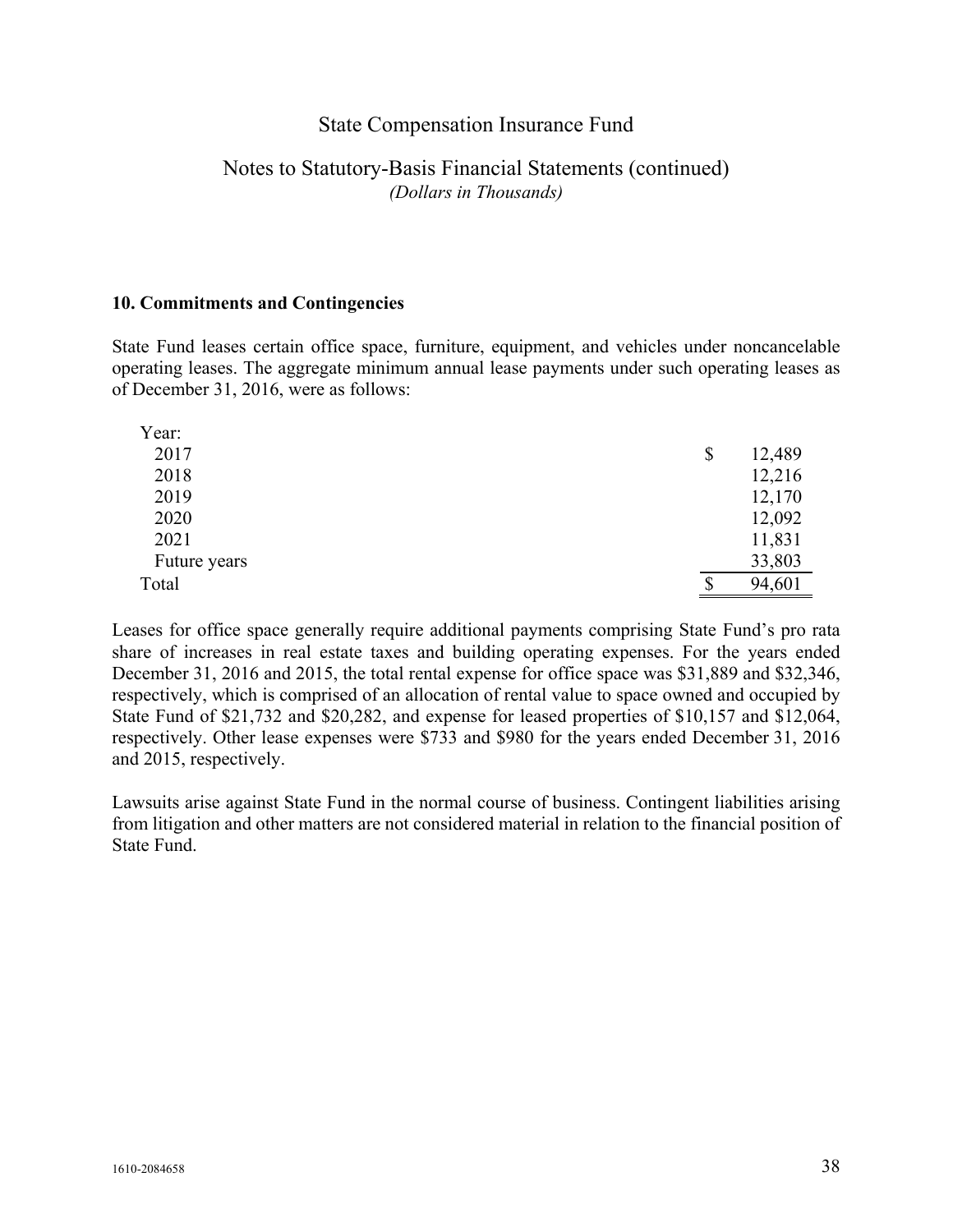## 10. Commitments and Contingencies

State Fund leases certain office space, furniture, equipment, and vehicles under noncancelable operating leases. The aggregate minimum annual lease payments under such operating leases as of December 31, 2016, were as follows:

| Year: | |
|---|---|
| 2017 | $ 12,489 |
| 2018 | 12,216 |
| 2019 | 12,170 |
| 2020 | 12,092 |
| 2021 | 11,831 |
| Future years | 33,803 |
| Total | $ 94,601 |

Leases for office space generally require additional payments comprising State Fund's pro rata share of increases in real estate taxes and building operating expenses. For the years ended December 31, 2016 and 2015, the total rental expense for office space was $31,889 and $32,346, respectively, which is comprised of an allocation of rental value to space owned and occupied by State Fund of $21,732 and $20,282, and expense for leased properties of $10,157 and $12,064, respectively. Other lease expenses were $733 and $980 for the years ended December 31, 2016 and 2015, respectively.

Lawsuits arise against State Fund in the normal course of business. Contingent liabilities arising from litigation and other matters are not considered material in relation to the financial position of State Fund.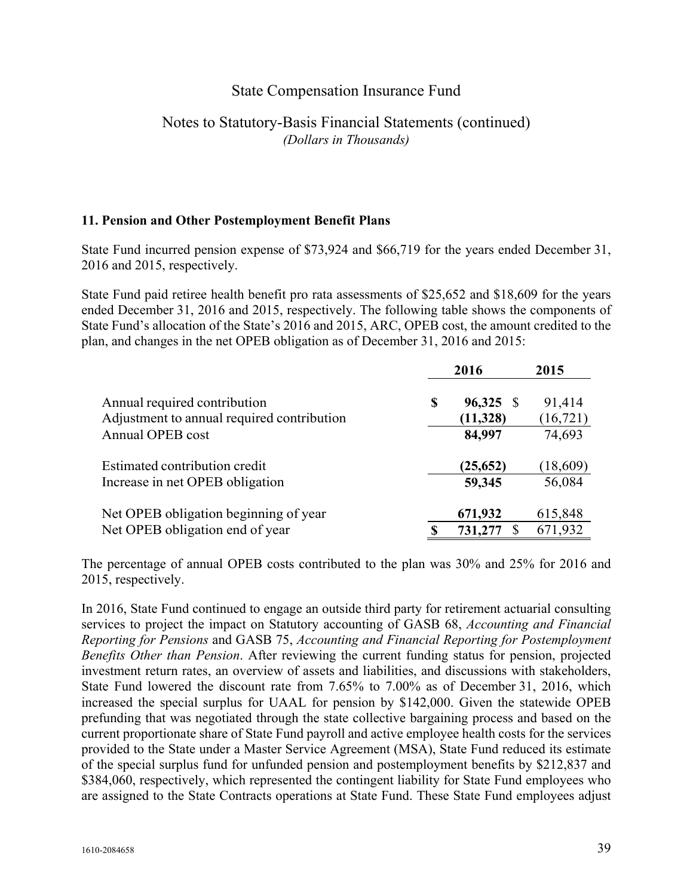State Compensation Insurance Fund

Notes to Statutory-Basis Financial Statements (continued)
*(Dollars in Thousands)*

**11. Pension and Other Postemployment Benefit Plans**

State Fund incurred pension expense of $73,924 and $66,719 for the years ended December 31, 2016 and 2015, respectively.

State Fund paid retiree health benefit pro rata assessments of $25,652 and $18,609 for the years ended December 31, 2016 and 2015, respectively. The following table shows the components of State Fund's allocation of the State's 2016 and 2015, ARC, OPEB cost, the amount credited to the plan, and changes in the net OPEB obligation as of December 31, 2016 and 2015:

| | 2016 | 2015 |
|---|---|---|
| Annual required contribution | **$ 96,325** | $ 91,414 |
| Adjustment to annual required contribution | **(11,328)** | (16,721) |
| Annual OPEB cost | **84,997** | 74,693 |
| | | |
| Estimated contribution credit | **(25,652)** | (18,609) |
| Increase in net OPEB obligation | **59,345** | 56,084 |
| | | |
| Net OPEB obligation beginning of year | **671,932** | 615,848 |
| Net OPEB obligation end of year | **$ 731,277** | $ 671,932 |

The percentage of annual OPEB costs contributed to the plan was 30% and 25% for 2016 and 2015, respectively.

In 2016, State Fund continued to engage an outside third party for retirement actuarial consulting services to project the impact on Statutory accounting of GASB 68, *Accounting and Financial Reporting for Pensions* and GASB 75, *Accounting and Financial Reporting for Postemployment Benefits Other than Pension*. After reviewing the current funding status for pension, projected investment return rates, an overview of assets and liabilities, and discussions with stakeholders, State Fund lowered the discount rate from 7.65% to 7.00% as of December 31, 2016, which increased the special surplus for UAAL for pension by $142,000. Given the statewide OPEB prefunding that was negotiated through the state collective bargaining process and based on the current proportionate share of State Fund payroll and active employee health costs for the services provided to the State under a Master Service Agreement (MSA), State Fund reduced its estimate of the special surplus fund for unfunded pension and postemployment benefits by $212,837 and $384,060, respectively, which represented the contingent liability for State Fund employees who are assigned to the State Contracts operations at State Fund. These State Fund employees adjust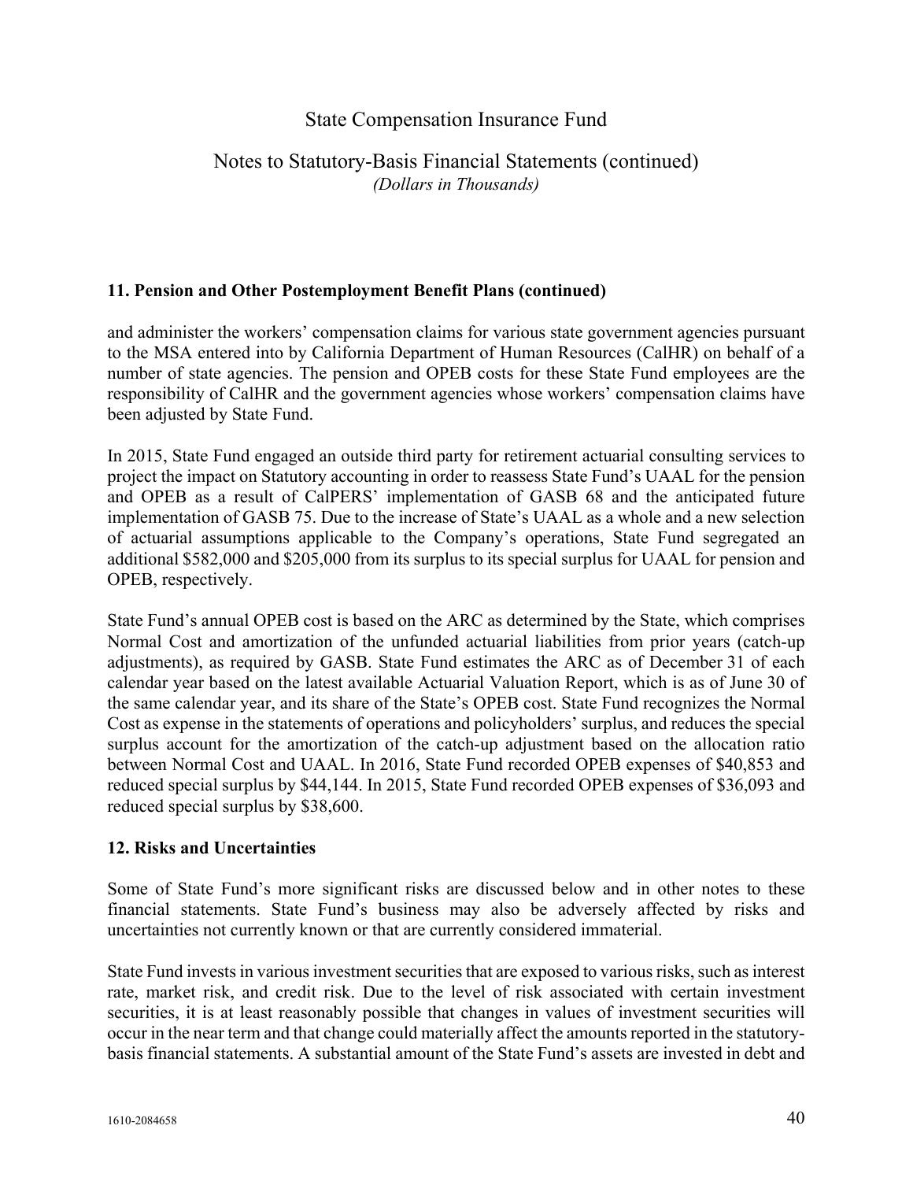## 11. Pension and Other Postemployment Benefit Plans (continued)

and administer the workers' compensation claims for various state government agencies pursuant to the MSA entered into by California Department of Human Resources (CalHR) on behalf of a number of state agencies. The pension and OPEB costs for these State Fund employees are the responsibility of CalHR and the government agencies whose workers' compensation claims have been adjusted by State Fund.

In 2015, State Fund engaged an outside third party for retirement actuarial consulting services to project the impact on Statutory accounting in order to reassess State Fund's UAAL for the pension and OPEB as a result of CalPERS' implementation of GASB 68 and the anticipated future implementation of GASB 75. Due to the increase of State's UAAL as a whole and a new selection of actuarial assumptions applicable to the Company's operations, State Fund segregated an additional $582,000 and $205,000 from its surplus to its special surplus for UAAL for pension and OPEB, respectively.

State Fund's annual OPEB cost is based on the ARC as determined by the State, which comprises Normal Cost and amortization of the unfunded actuarial liabilities from prior years (catch-up adjustments), as required by GASB. State Fund estimates the ARC as of December 31 of each calendar year based on the latest available Actuarial Valuation Report, which is as of June 30 of the same calendar year, and its share of the State's OPEB cost. State Fund recognizes the Normal Cost as expense in the statements of operations and policyholders' surplus, and reduces the special surplus account for the amortization of the catch-up adjustment based on the allocation ratio between Normal Cost and UAAL. In 2016, State Fund recorded OPEB expenses of $40,853 and reduced special surplus by $44,144. In 2015, State Fund recorded OPEB expenses of $36,093 and reduced special surplus by $38,600.

## 12. Risks and Uncertainties

Some of State Fund's more significant risks are discussed below and in other notes to these financial statements. State Fund's business may also be adversely affected by risks and uncertainties not currently known or that are currently considered immaterial.

State Fund invests in various investment securities that are exposed to various risks, such as interest rate, market risk, and credit risk. Due to the level of risk associated with certain investment securities, it is at least reasonably possible that changes in values of investment securities will occur in the near term and that change could materially affect the amounts reported in the statutory-basis financial statements. A substantial amount of the State Fund's assets are invested in debt and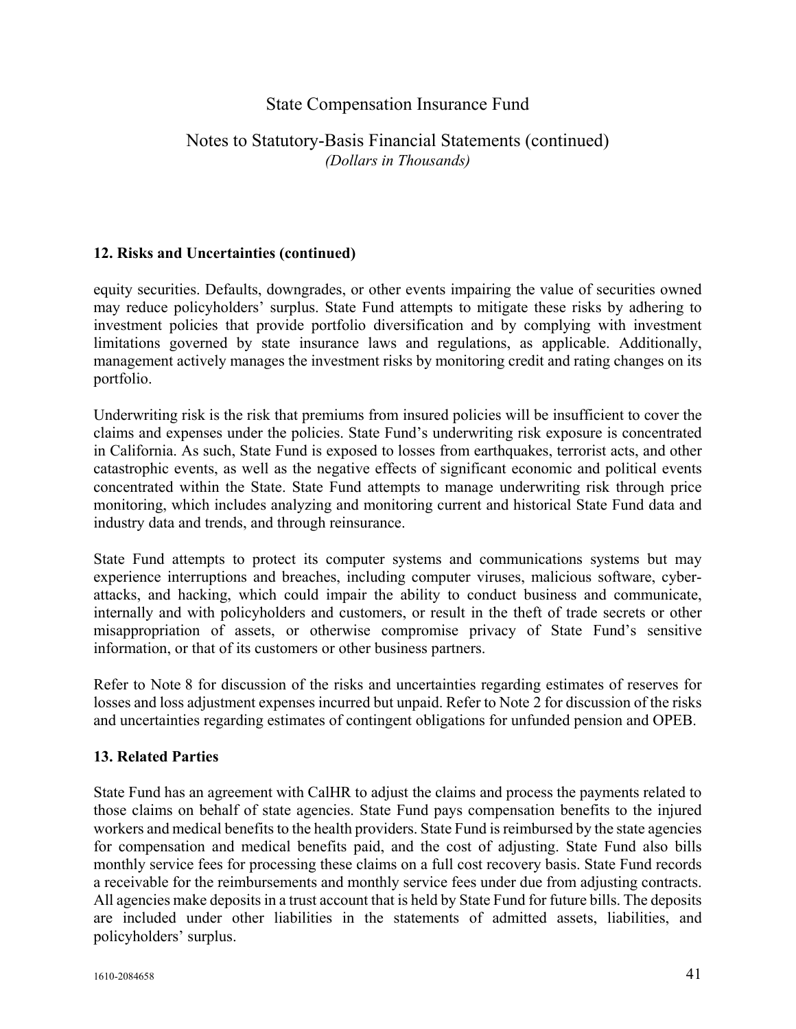## 12. Risks and Uncertainties (continued)

equity securities. Defaults, downgrades, or other events impairing the value of securities owned may reduce policyholders' surplus. State Fund attempts to mitigate these risks by adhering to investment policies that provide portfolio diversification and by complying with investment limitations governed by state insurance laws and regulations, as applicable. Additionally, management actively manages the investment risks by monitoring credit and rating changes on its portfolio.

Underwriting risk is the risk that premiums from insured policies will be insufficient to cover the claims and expenses under the policies. State Fund's underwriting risk exposure is concentrated in California. As such, State Fund is exposed to losses from earthquakes, terrorist acts, and other catastrophic events, as well as the negative effects of significant economic and political events concentrated within the State. State Fund attempts to manage underwriting risk through price monitoring, which includes analyzing and monitoring current and historical State Fund data and industry data and trends, and through reinsurance.

State Fund attempts to protect its computer systems and communications systems but may experience interruptions and breaches, including computer viruses, malicious software, cyber-attacks, and hacking, which could impair the ability to conduct business and communicate, internally and with policyholders and customers, or result in the theft of trade secrets or other misappropriation of assets, or otherwise compromise privacy of State Fund's sensitive information, or that of its customers or other business partners.

Refer to Note 8 for discussion of the risks and uncertainties regarding estimates of reserves for losses and loss adjustment expenses incurred but unpaid. Refer to Note 2 for discussion of the risks and uncertainties regarding estimates of contingent obligations for unfunded pension and OPEB.

## 13. Related Parties

State Fund has an agreement with CalHR to adjust the claims and process the payments related to those claims on behalf of state agencies. State Fund pays compensation benefits to the injured workers and medical benefits to the health providers. State Fund is reimbursed by the state agencies for compensation and medical benefits paid, and the cost of adjusting. State Fund also bills monthly service fees for processing these claims on a full cost recovery basis. State Fund records a receivable for the reimbursements and monthly service fees under due from adjusting contracts. All agencies make deposits in a trust account that is held by State Fund for future bills. The deposits are included under other liabilities in the statements of admitted assets, liabilities, and policyholders' surplus.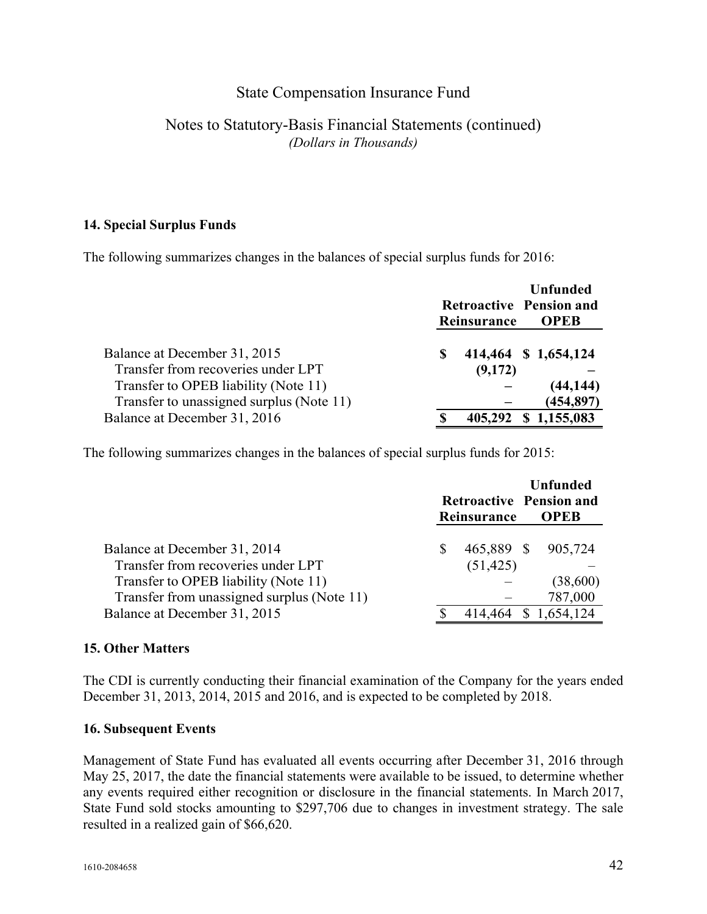State Compensation Insurance Fund

Notes to Statutory-Basis Financial Statements (continued)
*(Dollars in Thousands)*

### 14. Special Surplus Funds

The following summarizes changes in the balances of special surplus funds for 2016:

| | Retroactive Reinsurance | Unfunded Pension and OPEB |
|---|---|---|
| Balance at December 31, 2015 | **$ 414,464** | **$ 1,654,124** |
| Transfer from recoveries under LPT | **(9,172)** | **–** |
| Transfer to OPEB liability (Note 11) | **–** | **(44,144)** |
| Transfer to unassigned surplus (Note 11) | **–** | **(454,897)** |
| Balance at December 31, 2016 | **$ 405,292** | **$ 1,155,083** |

The following summarizes changes in the balances of special surplus funds for 2015:

| | Retroactive Reinsurance | Unfunded Pension and OPEB |
|---|---|---|
| Balance at December 31, 2014 | $ 465,889 | $ 905,724 |
| Transfer from recoveries under LPT | (51,425) | – |
| Transfer to OPEB liability (Note 11) | – | (38,600) |
| Transfer from unassigned surplus (Note 11) | – | 787,000 |
| Balance at December 31, 2015 | $ 414,464 | $ 1,654,124 |

### 15. Other Matters

The CDI is currently conducting their financial examination of the Company for the years ended December 31, 2013, 2014, 2015 and 2016, and is expected to be completed by 2018.

### 16. Subsequent Events

Management of State Fund has evaluated all events occurring after December 31, 2016 through May 25, 2017, the date the financial statements were available to be issued, to determine whether any events required either recognition or disclosure in the financial statements. In March 2017, State Fund sold stocks amounting to $297,706 due to changes in investment strategy. The sale resulted in a realized gain of $66,620.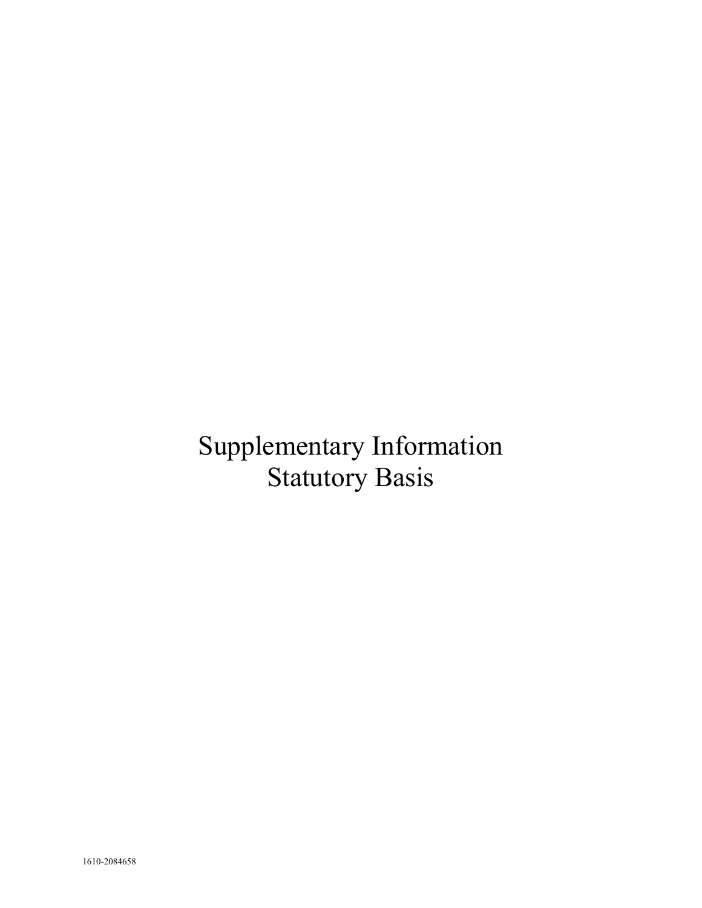# Supplementary Information
# Statutory Basis

1610-2084658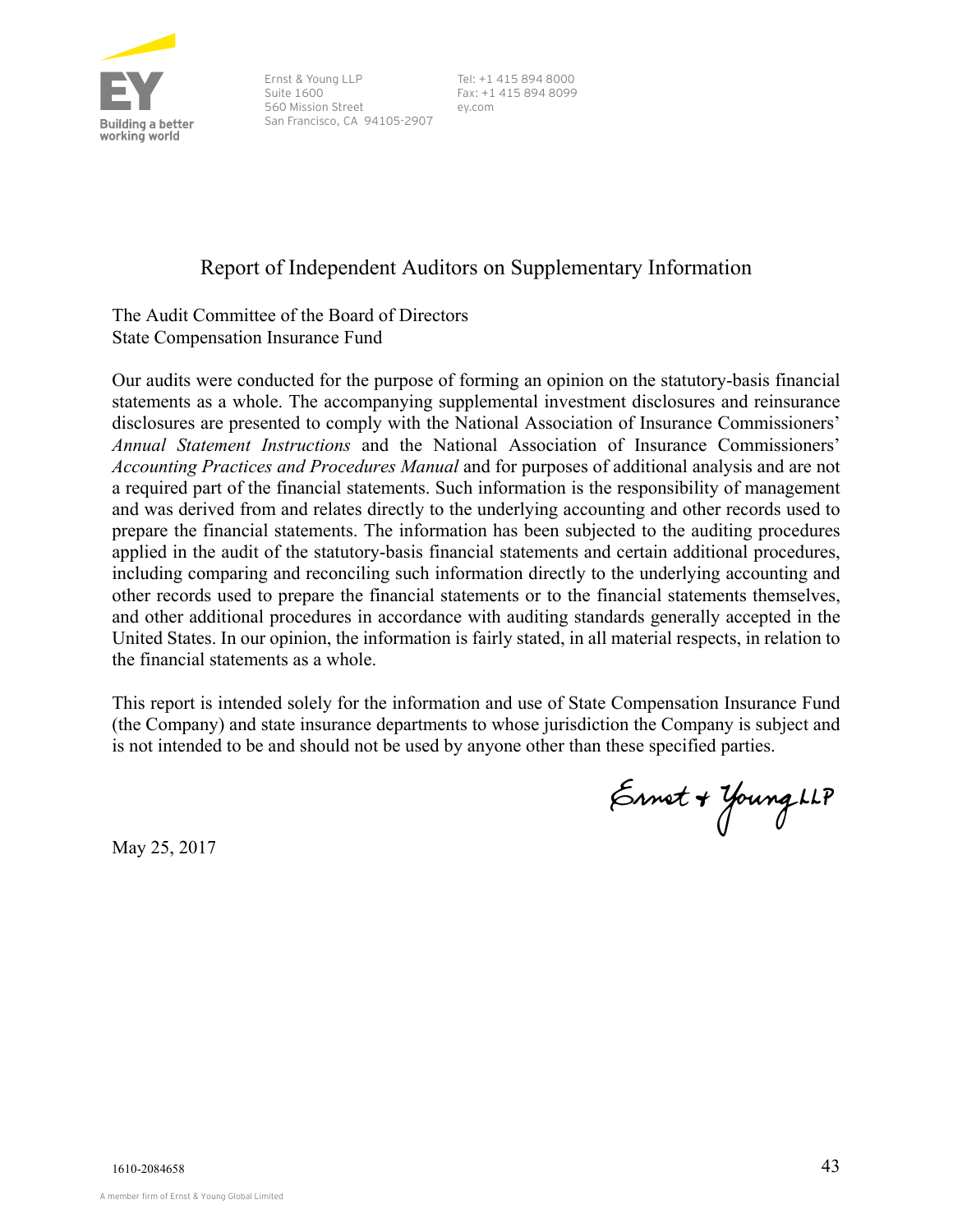Ernst & Young LLP
Suite 1600
560 Mission Street
San Francisco, CA 94105-2907

Tel: +1 415 894 8000
Fax: +1 415 894 8099
ey.com

## Report of Independent Auditors on Supplementary Information

The Audit Committee of the Board of Directors
State Compensation Insurance Fund

Our audits were conducted for the purpose of forming an opinion on the statutory-basis financial statements as a whole. The accompanying supplemental investment disclosures and reinsurance disclosures are presented to comply with the National Association of Insurance Commissioners' *Annual Statement Instructions* and the National Association of Insurance Commissioners' *Accounting Practices and Procedures Manual* and for purposes of additional analysis and are not a required part of the financial statements. Such information is the responsibility of management and was derived from and relates directly to the underlying accounting and other records used to prepare the financial statements. The information has been subjected to the auditing procedures applied in the audit of the statutory-basis financial statements and certain additional procedures, including comparing and reconciling such information directly to the underlying accounting and other records used to prepare the financial statements or to the financial statements themselves, and other additional procedures in accordance with auditing standards generally accepted in the United States. In our opinion, the information is fairly stated, in all material respects, in relation to the financial statements as a whole.

This report is intended solely for the information and use of State Compensation Insurance Fund (the Company) and state insurance departments to whose jurisdiction the Company is subject and is not intended to be and should not be used by anyone other than these specified parties.

Ernst & Young LLP

May 25, 2017

1610-2084658

A member firm of Ernst & Young Global Limited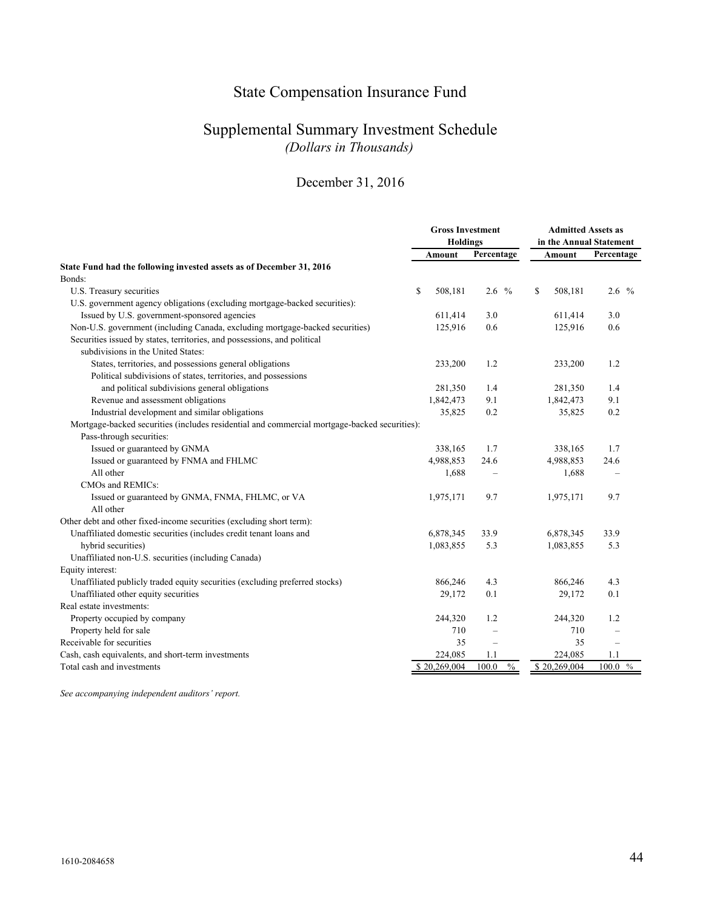# State Compensation Insurance Fund

## Supplemental Summary Investment Schedule

*(Dollars in Thousands)*

December 31, 2016

| | Gross Investment Holdings | | Admitted Assets as in the Annual Statement | |
|---|---|---|---|---|
| | Amount | Percentage | Amount | Percentage |
| **State Fund had the following invested assets as of December 31, 2016** | | | | |
| Bonds: | | | | |
| U.S. Treasury securities | $ 508,181 | 2.6 % | $ 508,181 | 2.6 % |
| U.S. government agency obligations (excluding mortgage-backed securities): | | | | |
| Issued by U.S. government-sponsored agencies | 611,414 | 3.0 | 611,414 | 3.0 |
| Non-U.S. government (including Canada, excluding mortgage-backed securities) | 125,916 | 0.6 | 125,916 | 0.6 |
| Securities issued by states, territories, and possessions, and political subdivisions in the United States: | | | | |
| States, territories, and possessions general obligations | 233,200 | 1.2 | 233,200 | 1.2 |
| Political subdivisions of states, territories, and possessions and political subdivisions general obligations | 281,350 | 1.4 | 281,350 | 1.4 |
| Revenue and assessment obligations | 1,842,473 | 9.1 | 1,842,473 | 9.1 |
| Industrial development and similar obligations | 35,825 | 0.2 | 35,825 | 0.2 |
| Mortgage-backed securities (includes residential and commercial mortgage-backed securities): | | | | |
| Pass-through securities: | | | | |
| Issued or guaranteed by GNMA | 338,165 | 1.7 | 338,165 | 1.7 |
| Issued or guaranteed by FNMA and FHLMC | 4,988,853 | 24.6 | 4,988,853 | 24.6 |
| All other | 1,688 | – | 1,688 | – |
| CMOs and REMICs: | | | | |
| Issued or guaranteed by GNMA, FNMA, FHLMC, or VA | 1,975,171 | 9.7 | 1,975,171 | 9.7 |
| All other | | | | |
| Other debt and other fixed-income securities (excluding short term): | | | | |
| Unaffiliated domestic securities (includes credit tenant loans and | 6,878,345 | 33.9 | 6,878,345 | 33.9 |
| hybrid securities) | 1,083,855 | 5.3 | 1,083,855 | 5.3 |
| Unaffiliated non-U.S. securities (including Canada) | | | | |
| Equity interest: | | | | |
| Unaffiliated publicly traded equity securities (excluding preferred stocks) | 866,246 | 4.3 | 866,246 | 4.3 |
| Unaffiliated other equity securities | 29,172 | 0.1 | 29,172 | 0.1 |
| Real estate investments: | | | | |
| Property occupied by company | 244,320 | 1.2 | 244,320 | 1.2 |
| Property held for sale | 710 | – | 710 | – |
| Receivable for securities | 35 | – | 35 | – |
| Cash, cash equivalents, and short-term investments | 224,085 | 1.1 | 224,085 | 1.1 |
| Total cash and investments | $ 20,269,004 | 100.0 % | $ 20,269,004 | 100.0 % |

*See accompanying independent auditors' report.*

1610-2084658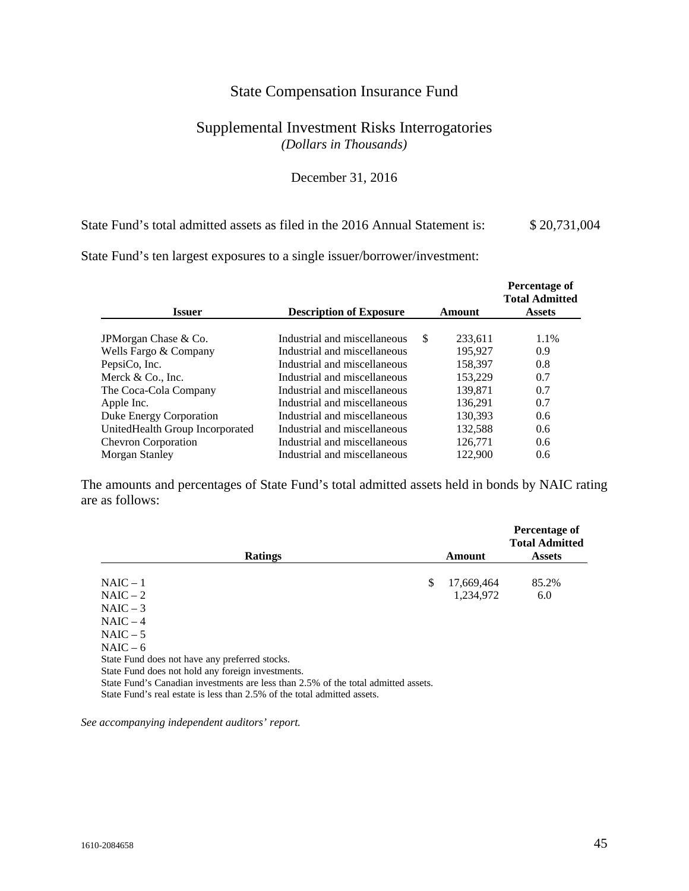# State Compensation Insurance Fund

## Supplemental Investment Risks Interrogatories

*(Dollars in Thousands)*

December 31, 2016

State Fund's total admitted assets as filed in the 2016 Annual Statement is: $ 20,731,004

State Fund's ten largest exposures to a single issuer/borrower/investment:

| Issuer | Description of Exposure | Amount | Percentage of Total Admitted Assets |
|---|---|---|---|
| JPMorgan Chase & Co. | Industrial and miscellaneous | $ 233,611 | 1.1% |
| Wells Fargo & Company | Industrial and miscellaneous | 195,927 | 0.9 |
| PepsiCo, Inc. | Industrial and miscellaneous | 158,397 | 0.8 |
| Merck & Co., Inc. | Industrial and miscellaneous | 153,229 | 0.7 |
| The Coca-Cola Company | Industrial and miscellaneous | 139,871 | 0.7 |
| Apple Inc. | Industrial and miscellaneous | 136,291 | 0.7 |
| Duke Energy Corporation | Industrial and miscellaneous | 130,393 | 0.6 |
| UnitedHealth Group Incorporated | Industrial and miscellaneous | 132,588 | 0.6 |
| Chevron Corporation | Industrial and miscellaneous | 126,771 | 0.6 |
| Morgan Stanley | Industrial and miscellaneous | 122,900 | 0.6 |

The amounts and percentages of State Fund's total admitted assets held in bonds by NAIC rating are as follows:

| Ratings | Amount | Percentage of Total Admitted Assets |
|---|---|---|
| NAIC – 1 | $ 17,669,464 | 85.2% |
| NAIC – 2 | 1,234,972 | 6.0 |
| NAIC – 3 | | |
| NAIC – 4 | | |
| NAIC – 5 | | |
| NAIC – 6 | | |

State Fund does not have any preferred stocks.
State Fund does not hold any foreign investments.
State Fund's Canadian investments are less than 2.5% of the total admitted assets.
State Fund's real estate is less than 2.5% of the total admitted assets.

*See accompanying independent auditors' report.*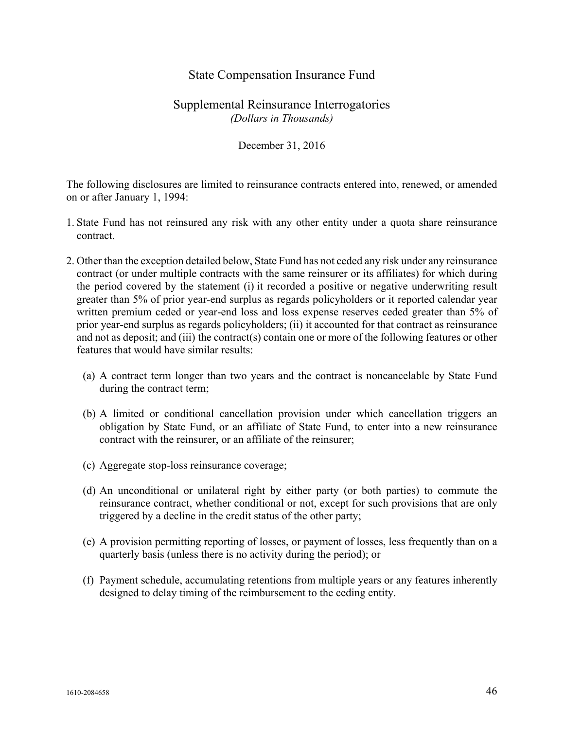# State Compensation Insurance Fund

## Supplemental Reinsurance Interrogatories

*(Dollars in Thousands)*

December 31, 2016

The following disclosures are limited to reinsurance contracts entered into, renewed, or amended on or after January 1, 1994:

1. State Fund has not reinsured any risk with any other entity under a quota share reinsurance contract.

2. Other than the exception detailed below, State Fund has not ceded any risk under any reinsurance contract (or under multiple contracts with the same reinsurer or its affiliates) for which during the period covered by the statement (i) it recorded a positive or negative underwriting result greater than 5% of prior year-end surplus as regards policyholders or it reported calendar year written premium ceded or year-end loss and loss expense reserves ceded greater than 5% of prior year-end surplus as regards policyholders; (ii) it accounted for that contract as reinsurance and not as deposit; and (iii) the contract(s) contain one or more of the following features or other features that would have similar results:

   (a) A contract term longer than two years and the contract is noncancelable by State Fund during the contract term;

   (b) A limited or conditional cancellation provision under which cancellation triggers an obligation by State Fund, or an affiliate of State Fund, to enter into a new reinsurance contract with the reinsurer, or an affiliate of the reinsurer;

   (c) Aggregate stop-loss reinsurance coverage;

   (d) An unconditional or unilateral right by either party (or both parties) to commute the reinsurance contract, whether conditional or not, except for such provisions that are only triggered by a decline in the credit status of the other party;

   (e) A provision permitting reporting of losses, or payment of losses, less frequently than on a quarterly basis (unless there is no activity during the period); or

   (f) Payment schedule, accumulating retentions from multiple years or any features inherently designed to delay timing of the reimbursement to the ceding entity.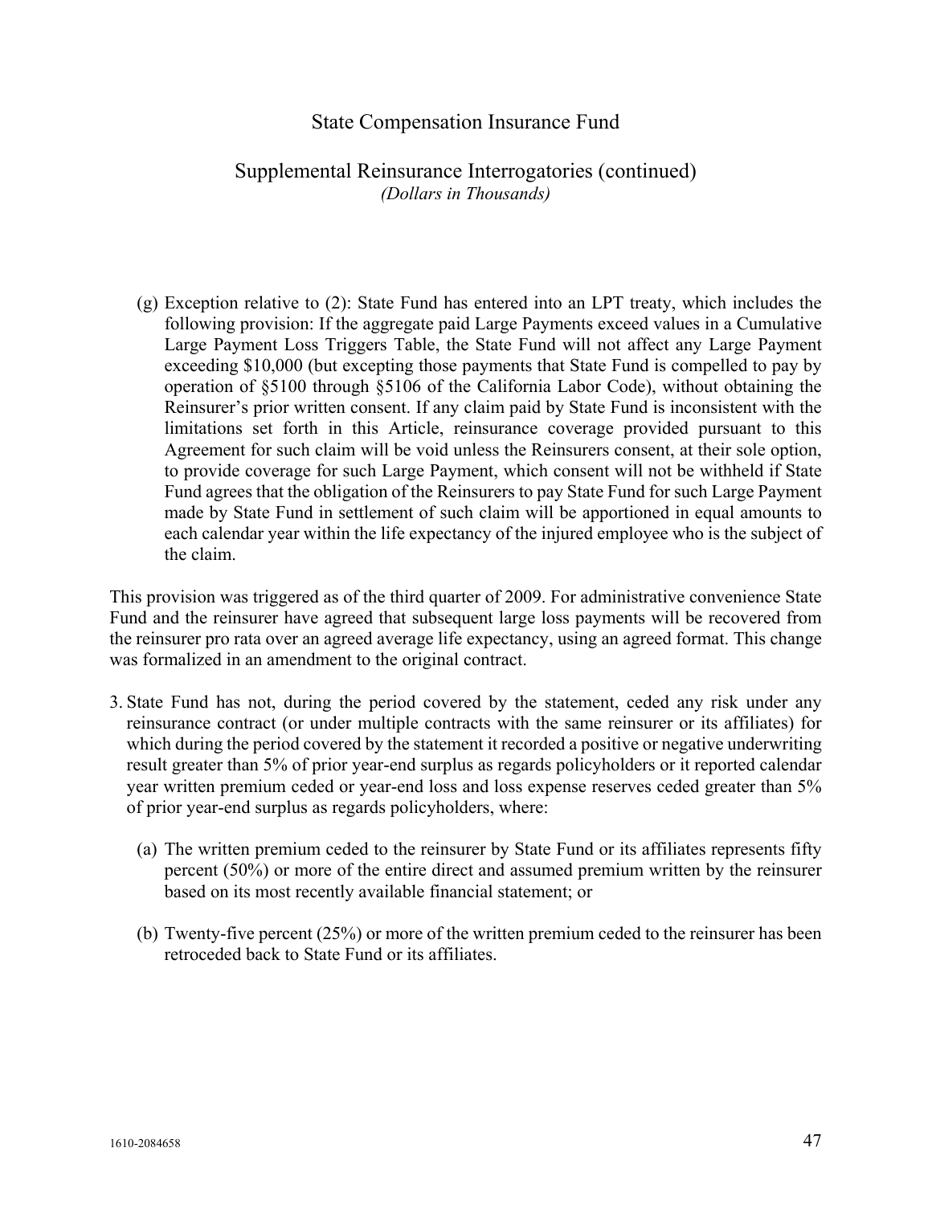# State Compensation Insurance Fund

## Supplemental Reinsurance Interrogatories (continued)

*(Dollars in Thousands)*

(g) Exception relative to (2): State Fund has entered into an LPT treaty, which includes the following provision: If the aggregate paid Large Payments exceed values in a Cumulative Large Payment Loss Triggers Table, the State Fund will not affect any Large Payment exceeding $10,000 (but excepting those payments that State Fund is compelled to pay by operation of §5100 through §5106 of the California Labor Code), without obtaining the Reinsurer's prior written consent. If any claim paid by State Fund is inconsistent with the limitations set forth in this Article, reinsurance coverage provided pursuant to this Agreement for such claim will be void unless the Reinsurers consent, at their sole option, to provide coverage for such Large Payment, which consent will not be withheld if State Fund agrees that the obligation of the Reinsurers to pay State Fund for such Large Payment made by State Fund in settlement of such claim will be apportioned in equal amounts to each calendar year within the life expectancy of the injured employee who is the subject of the claim.

This provision was triggered as of the third quarter of 2009. For administrative convenience State Fund and the reinsurer have agreed that subsequent large loss payments will be recovered from the reinsurer pro rata over an agreed average life expectancy, using an agreed format. This change was formalized in an amendment to the original contract.

3. State Fund has not, during the period covered by the statement, ceded any risk under any reinsurance contract (or under multiple contracts with the same reinsurer or its affiliates) for which during the period covered by the statement it recorded a positive or negative underwriting result greater than 5% of prior year-end surplus as regards policyholders or it reported calendar year written premium ceded or year-end loss and loss expense reserves ceded greater than 5% of prior year-end surplus as regards policyholders, where:

   (a) The written premium ceded to the reinsurer by State Fund or its affiliates represents fifty percent (50%) or more of the entire direct and assumed premium written by the reinsurer based on its most recently available financial statement; or

   (b) Twenty-five percent (25%) or more of the written premium ceded to the reinsurer has been retroceded back to State Fund or its affiliates.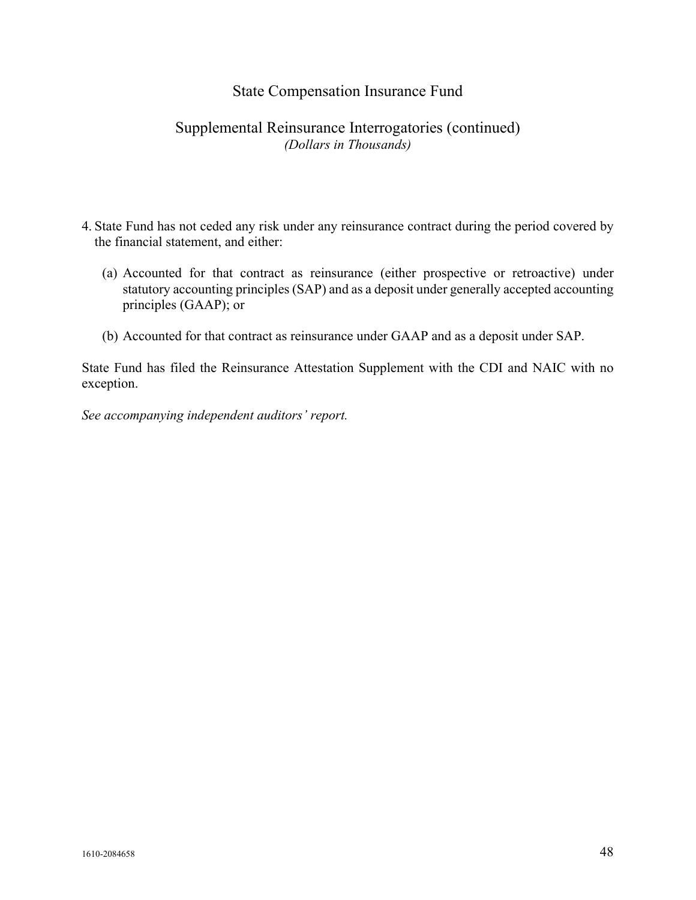# State Compensation Insurance Fund

## Supplemental Reinsurance Interrogatories (continued)

*(Dollars in Thousands)*

4. State Fund has not ceded any risk under any reinsurance contract during the period covered by the financial statement, and either:

   (a) Accounted for that contract as reinsurance (either prospective or retroactive) under statutory accounting principles (SAP) and as a deposit under generally accepted accounting principles (GAAP); or

   (b) Accounted for that contract as reinsurance under GAAP and as a deposit under SAP.

State Fund has filed the Reinsurance Attestation Supplement with the CDI and NAIC with no exception.

*See accompanying independent auditors' report.*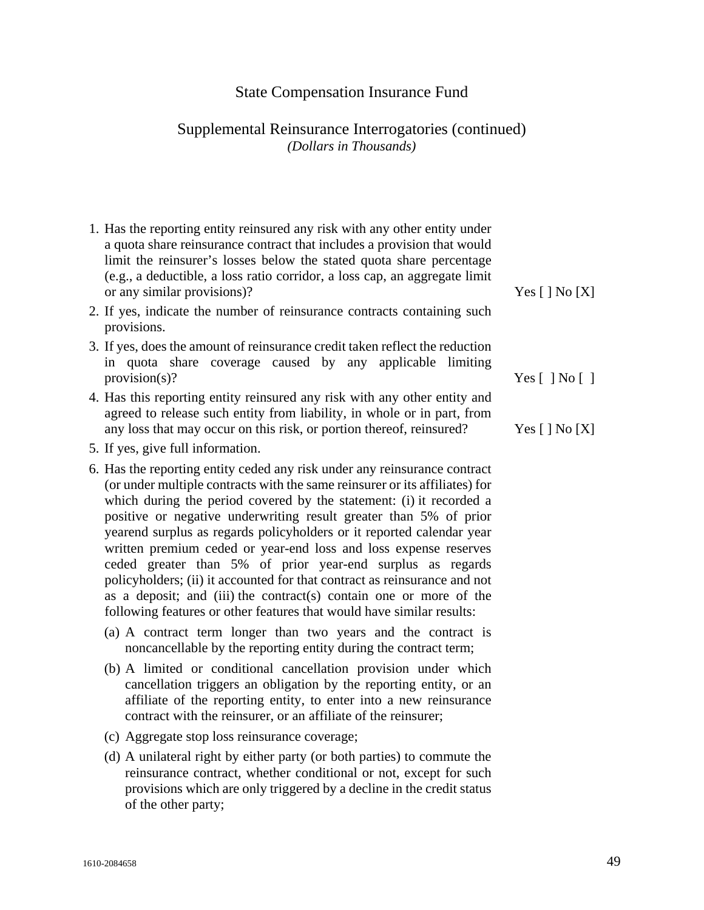# State Compensation Insurance Fund

## Supplemental Reinsurance Interrogatories (continued)

*(Dollars in Thousands)*

1. Has the reporting entity reinsured any risk with any other entity under a quota share reinsurance contract that includes a provision that would limit the reinsurer's losses below the stated quota share percentage (e.g., a deductible, a loss ratio corridor, a loss cap, an aggregate limit or any similar provisions)? Yes [ ] No [X]
2. If yes, indicate the number of reinsurance contracts containing such provisions.
3. If yes, does the amount of reinsurance credit taken reflect the reduction in quota share coverage caused by any applicable limiting provision(s)? Yes [ ] No [ ]
4. Has this reporting entity reinsured any risk with any other entity and agreed to release such entity from liability, in whole or in part, from any loss that may occur on this risk, or portion thereof, reinsured? Yes [ ] No [X]
5. If yes, give full information.
6. Has the reporting entity ceded any risk under any reinsurance contract (or under multiple contracts with the same reinsurer or its affiliates) for which during the period covered by the statement: (i) it recorded a positive or negative underwriting result greater than 5% of prior yearend surplus as regards policyholders or it reported calendar year written premium ceded or year-end loss and loss expense reserves ceded greater than 5% of prior year-end surplus as regards policyholders; (ii) it accounted for that contract as reinsurance and not as a deposit; and (iii) the contract(s) contain one or more of the following features or other features that would have similar results:
   - (a) A contract term longer than two years and the contract is noncancellable by the reporting entity during the contract term;
   - (b) A limited or conditional cancellation provision under which cancellation triggers an obligation by the reporting entity, or an affiliate of the reporting entity, to enter into a new reinsurance contract with the reinsurer, or an affiliate of the reinsurer;
   - (c) Aggregate stop loss reinsurance coverage;
   - (d) A unilateral right by either party (or both parties) to commute the reinsurance contract, whether conditional or not, except for such provisions which are only triggered by a decline in the credit status of the other party;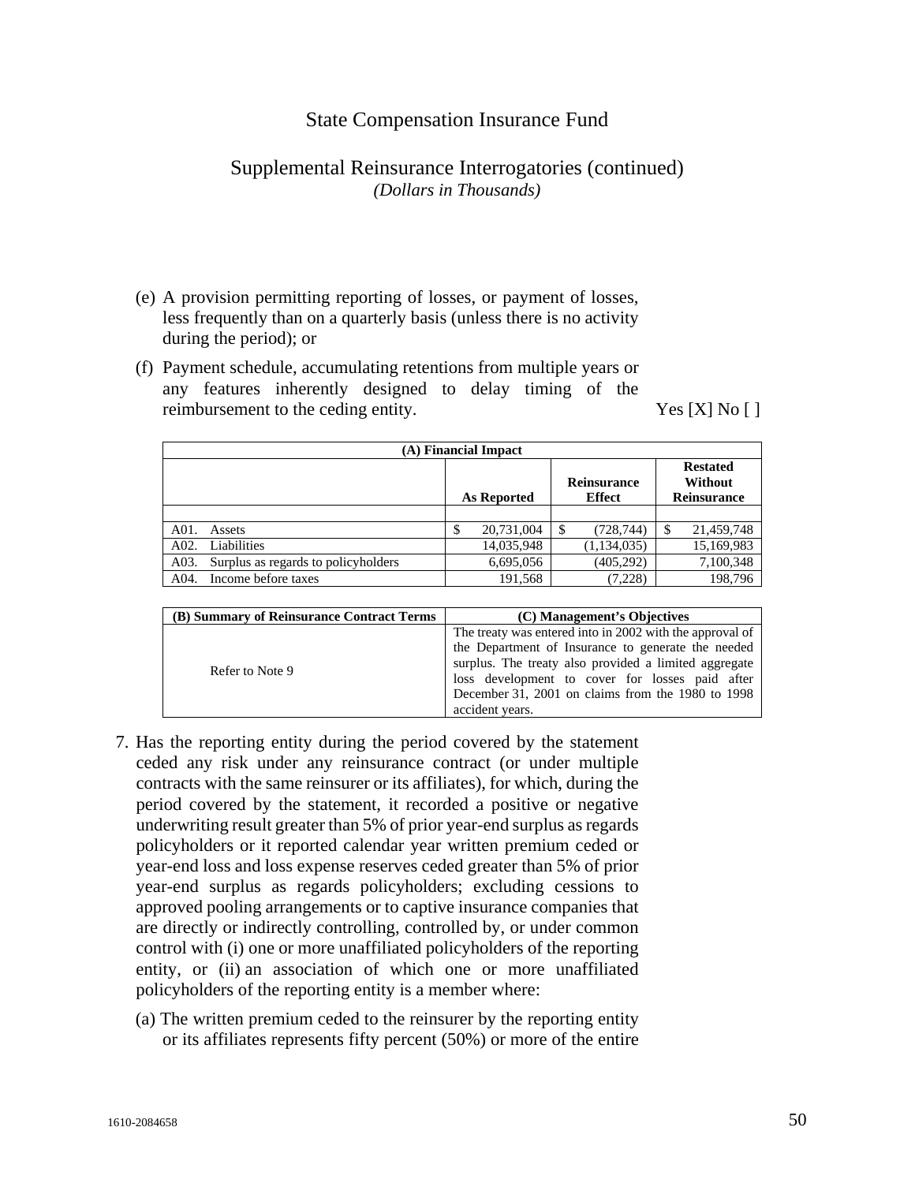# State Compensation Insurance Fund

## Supplemental Reinsurance Interrogatories (continued)

*(Dollars in Thousands)*

(e) A provision permitting reporting of losses, or payment of losses, less frequently than on a quarterly basis (unless there is no activity during the period); or

(f) Payment schedule, accumulating retentions from multiple years or any features inherently designed to delay timing of the reimbursement to the ceding entity. Yes [X] No [ ]

| (A) Financial Impact | | | |
|---|---|---|---|
| | As Reported | Reinsurance Effect | Restated Without Reinsurance |
| A01. Assets | $ 20,731,004 | $ (728,744) | $ 21,459,748 |
| A02. Liabilities | 14,035,948 | (1,134,035) | 15,169,983 |
| A03. Surplus as regards to policyholders | 6,695,056 | (405,292) | 7,100,348 |
| A04. Income before taxes | 191,568 | (7,228) | 198,796 |

| (B) Summary of Reinsurance Contract Terms | (C) Management's Objectives |
|---|---|
| Refer to Note 9 | The treaty was entered into in 2002 with the approval of the Department of Insurance to generate the needed surplus. The treaty also provided a limited aggregate loss development to cover for losses paid after December 31, 2001 on claims from the 1980 to 1998 accident years. |

7. Has the reporting entity during the period covered by the statement ceded any risk under any reinsurance contract (or under multiple contracts with the same reinsurer or its affiliates), for which, during the period covered by the statement, it recorded a positive or negative underwriting result greater than 5% of prior year-end surplus as regards policyholders or it reported calendar year written premium ceded or year-end loss and loss expense reserves ceded greater than 5% of prior year-end surplus as regards policyholders; excluding cessions to approved pooling arrangements or to captive insurance companies that are directly or indirectly controlling, controlled by, or under common control with (i) one or more unaffiliated policyholders of the reporting entity, or (ii) an association of which one or more unaffiliated policyholders of the reporting entity is a member where:

   (a) The written premium ceded to the reinsurer by the reporting entity or its affiliates represents fifty percent (50%) or more of the entire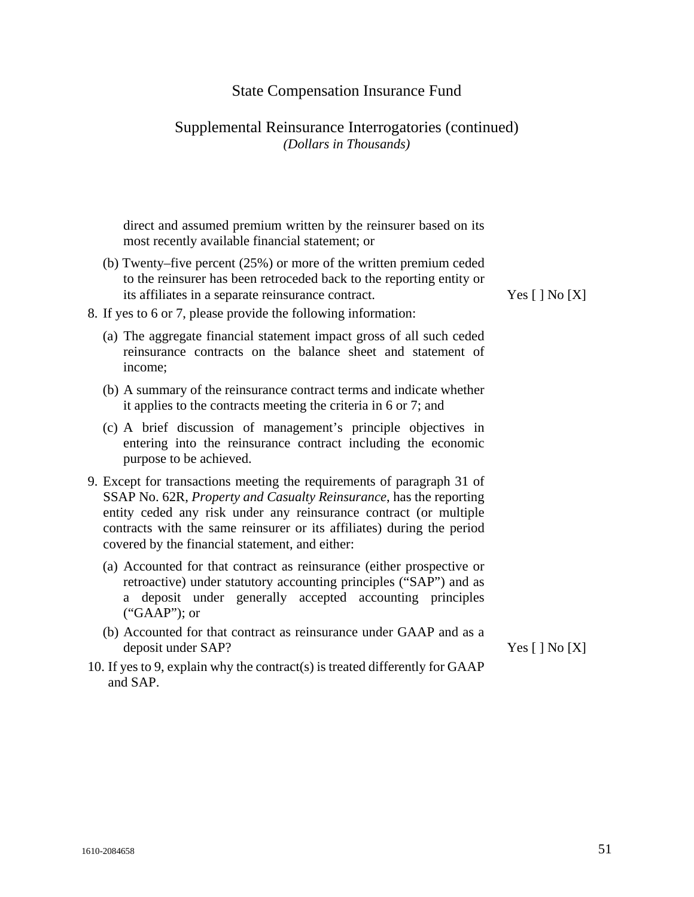State Compensation Insurance Fund

Supplemental Reinsurance Interrogatories (continued)
*(Dollars in Thousands)*

direct and assumed premium written by the reinsurer based on its most recently available financial statement; or

(b) Twenty–five percent (25%) or more of the written premium ceded to the reinsurer has been retroceded back to the reporting entity or its affiliates in a separate reinsurance contract. Yes [ ] No [X]

8. If yes to 6 or 7, please provide the following information:

   (a) The aggregate financial statement impact gross of all such ceded reinsurance contracts on the balance sheet and statement of income;

   (b) A summary of the reinsurance contract terms and indicate whether it applies to the contracts meeting the criteria in 6 or 7; and

   (c) A brief discussion of management's principle objectives in entering into the reinsurance contract including the economic purpose to be achieved.

9. Except for transactions meeting the requirements of paragraph 31 of SSAP No. 62R, *Property and Casualty Reinsurance*, has the reporting entity ceded any risk under any reinsurance contract (or multiple contracts with the same reinsurer or its affiliates) during the period covered by the financial statement, and either:

   (a) Accounted for that contract as reinsurance (either prospective or retroactive) under statutory accounting principles ("SAP") and as a deposit under generally accepted accounting principles ("GAAP"); or

   (b) Accounted for that contract as reinsurance under GAAP and as a deposit under SAP? Yes [ ] No [X]

10. If yes to 9, explain why the contract(s) is treated differently for GAAP and SAP.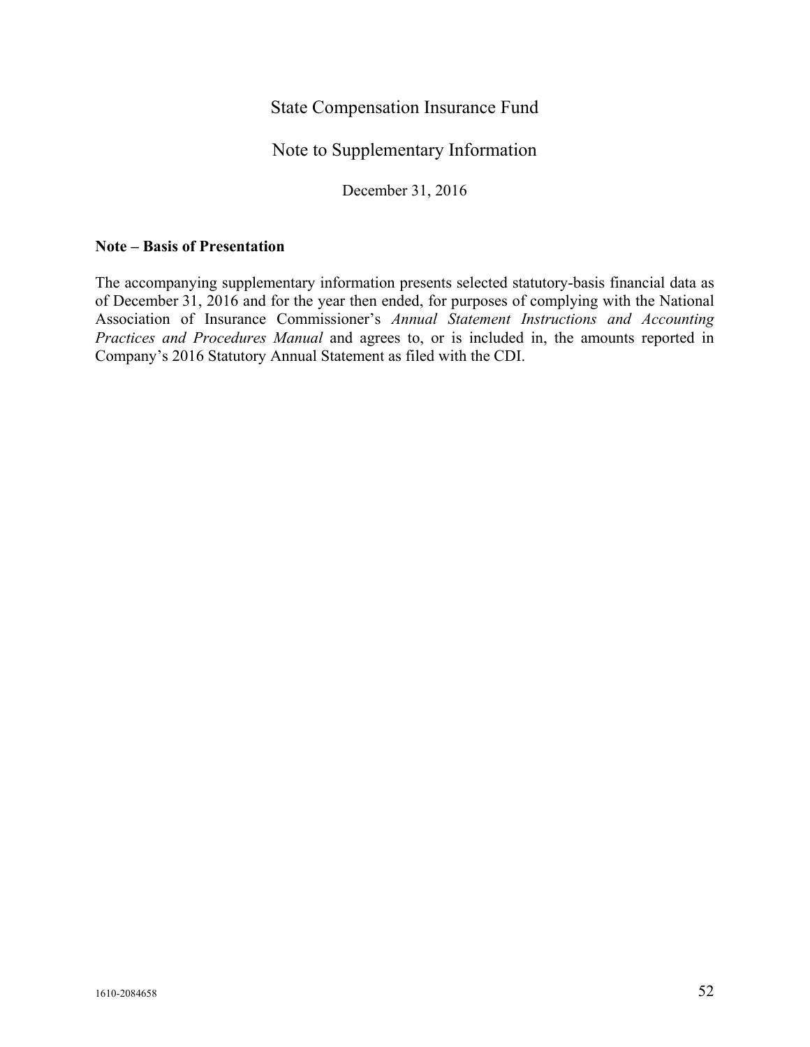# State Compensation Insurance Fund

## Note to Supplementary Information

December 31, 2016

**Note – Basis of Presentation**

The accompanying supplementary information presents selected statutory-basis financial data as of December 31, 2016 and for the year then ended, for purposes of complying with the National Association of Insurance Commissioner's *Annual Statement Instructions and Accounting Practices and Procedures Manual* and agrees to, or is included in, the amounts reported in Company's 2016 Statutory Annual Statement as filed with the CDI.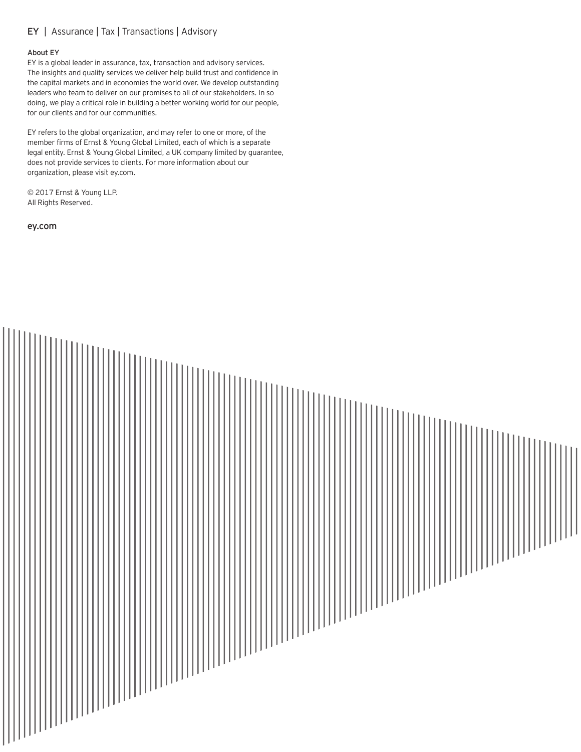EY | Assurance | Tax | Transactions | Advisory

About EY

EY is a global leader in assurance, tax, transaction and advisory services. The insights and quality services we deliver help build trust and confidence in the capital markets and in economies the world over. We develop outstanding leaders who team to deliver on our promises to all of our stakeholders. In so doing, we play a critical role in building a better working world for our people, for our clients and for our communities.

EY refers to the global organization, and may refer to one or more, of the member firms of Ernst & Young Global Limited, each of which is a separate legal entity. Ernst & Young Global Limited, a UK company limited by guarantee, does not provide services to clients. For more information about our organization, please visit ey.com.

© 2017 Ernst & Young LLP.
All Rights Reserved.

ey.com